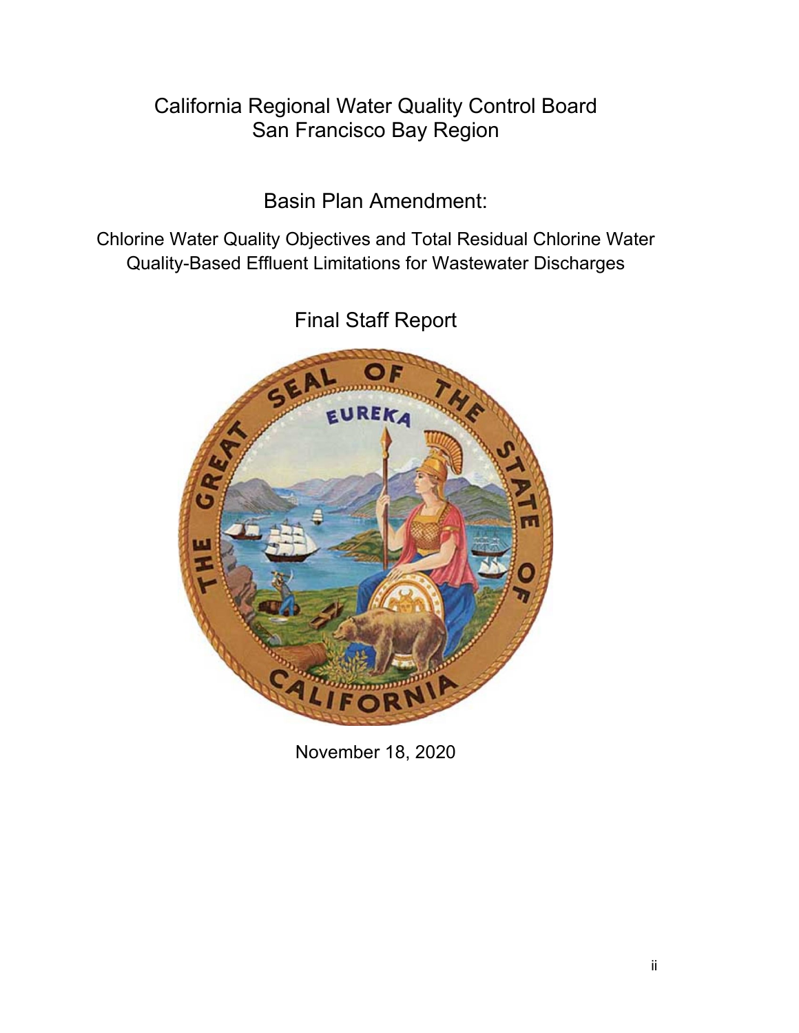# California Regional Water Quality Control Board
# San Francisco Bay Region

## Basin Plan Amendment:

### Chlorine Water Quality Objectives and Total Residual Chlorine Water Quality-Based Effluent Limitations for Wastewater Discharges

## Final Staff Report

November 18, 2020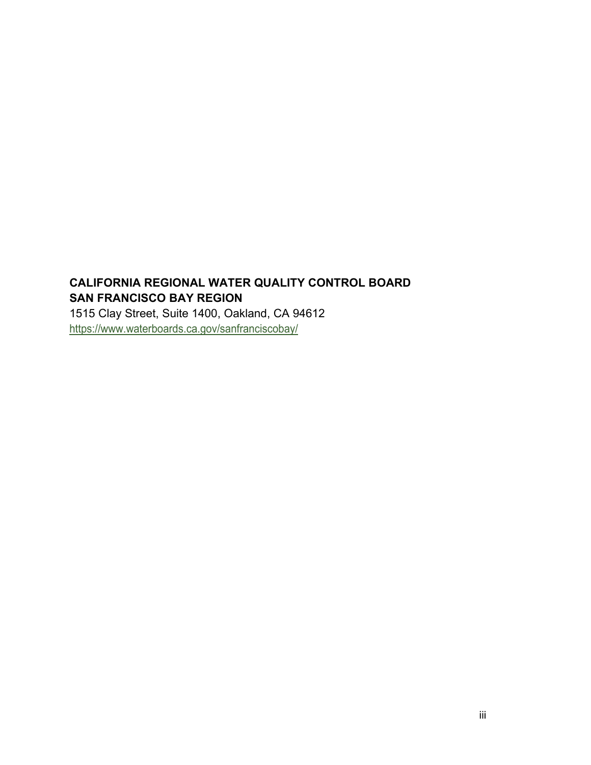**CALIFORNIA REGIONAL WATER QUALITY CONTROL BOARD**
**SAN FRANCISCO BAY REGION**

1515 Clay Street, Suite 1400, Oakland, CA 94612

https://www.waterboards.ca.gov/sanfranciscobay/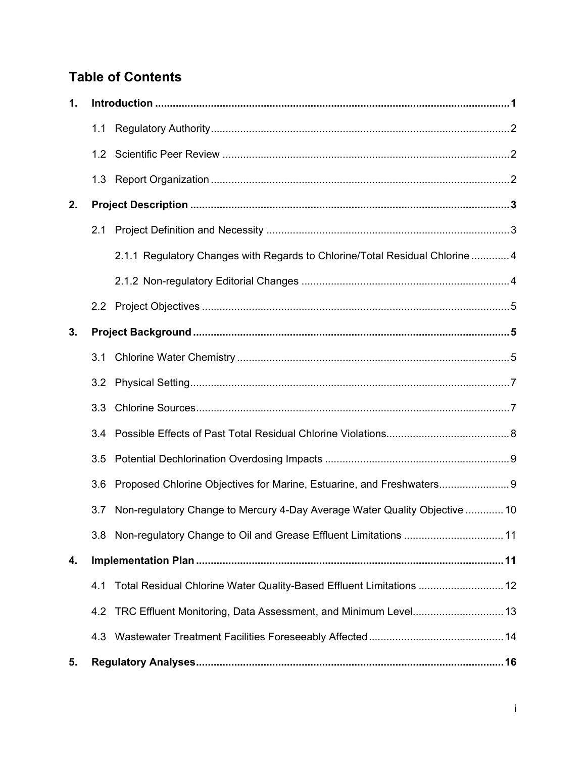## Table of Contents

**1. Introduction** .......... **1**

- 1.1 Regulatory Authority .......... 2
- 1.2 Scientific Peer Review .......... 2
- 1.3 Report Organization .......... 2

**2. Project Description** .......... **3**

- 2.1 Project Definition and Necessity .......... 3
  - 2.1.1 Regulatory Changes with Regards to Chlorine/Total Residual Chlorine .......... 4
  - 2.1.2 Non-regulatory Editorial Changes .......... 4
- 2.2 Project Objectives .......... 5

**3. Project Background** .......... **5**

- 3.1 Chlorine Water Chemistry .......... 5
- 3.2 Physical Setting .......... 7
- 3.3 Chlorine Sources .......... 7
- 3.4 Possible Effects of Past Total Residual Chlorine Violations .......... 8
- 3.5 Potential Dechlorination Overdosing Impacts .......... 9
- 3.6 Proposed Chlorine Objectives for Marine, Estuarine, and Freshwaters .......... 9
- 3.7 Non-regulatory Change to Mercury 4-Day Average Water Quality Objective .......... 10
- 3.8 Non-regulatory Change to Oil and Grease Effluent Limitations .......... 11

**4. Implementation Plan** .......... **11**

- 4.1 Total Residual Chlorine Water Quality-Based Effluent Limitations .......... 12
- 4.2 TRC Effluent Monitoring, Data Assessment, and Minimum Level .......... 13
- 4.3 Wastewater Treatment Facilities Foreseeably Affected .......... 14

**5. Regulatory Analyses** .......... **16**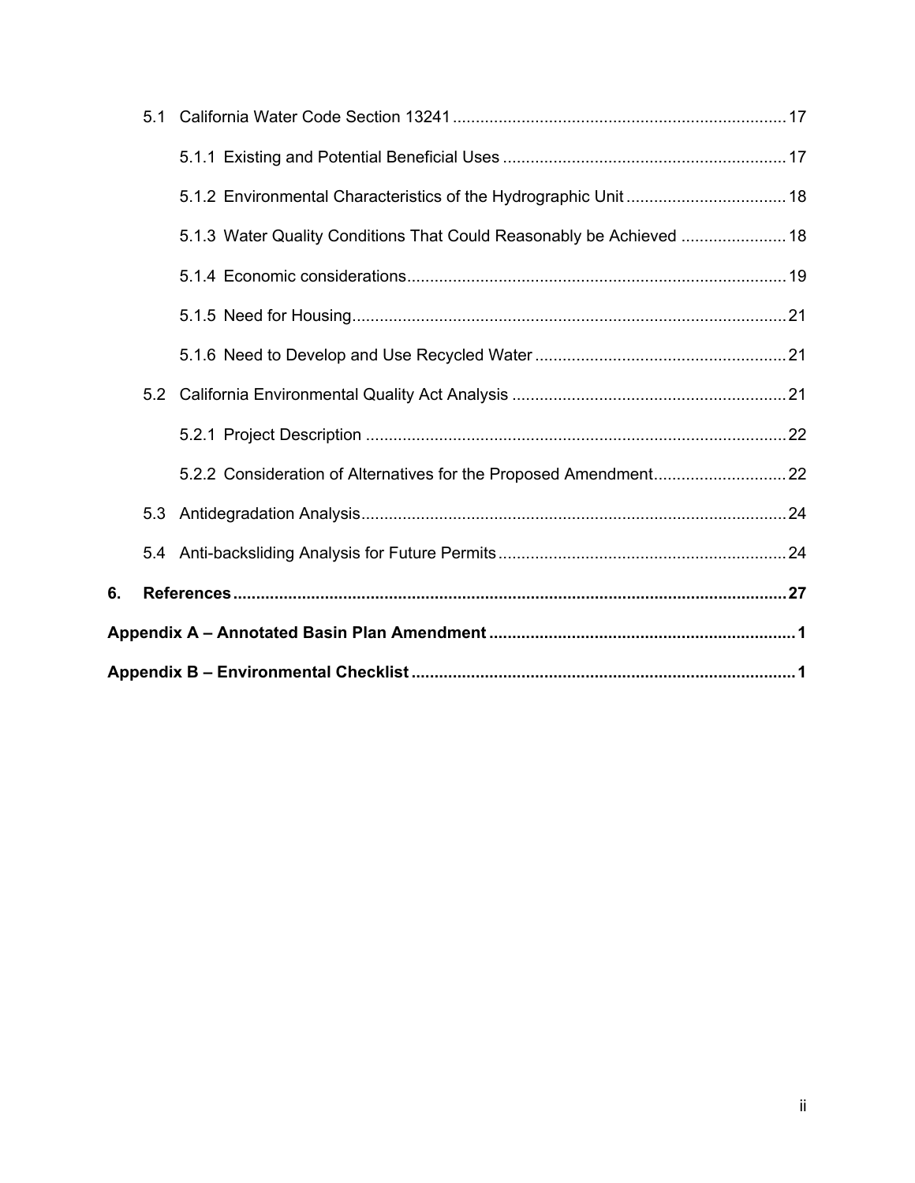- 5.1 California Water Code Section 13241 ........................................................................ 17
  - 5.1.1 Existing and Potential Beneficial Uses ............................................................. 17
  - 5.1.2 Environmental Characteristics of the Hydrographic Unit .................................. 18
  - 5.1.3 Water Quality Conditions That Could Reasonably be Achieved ....................... 18
  - 5.1.4 Economic considerations.................................................................................. 19
  - 5.1.5 Need for Housing.............................................................................................. 21
  - 5.1.6 Need to Develop and Use Recycled Water ...................................................... 21
- 5.2 California Environmental Quality Act Analysis ........................................................... 21
  - 5.2.1 Project Description ........................................................................................... 22
  - 5.2.2 Consideration of Alternatives for the Proposed Amendment............................ 22
- 5.3 Antidegradation Analysis............................................................................................ 24
- 5.4 Anti-backsliding Analysis for Future Permits .............................................................. 24

**6. References ........................................................................................................................ 27**

**Appendix A – Annotated Basin Plan Amendment .................................................................. 1**

**Appendix B – Environmental Checklist ................................................................................... 1**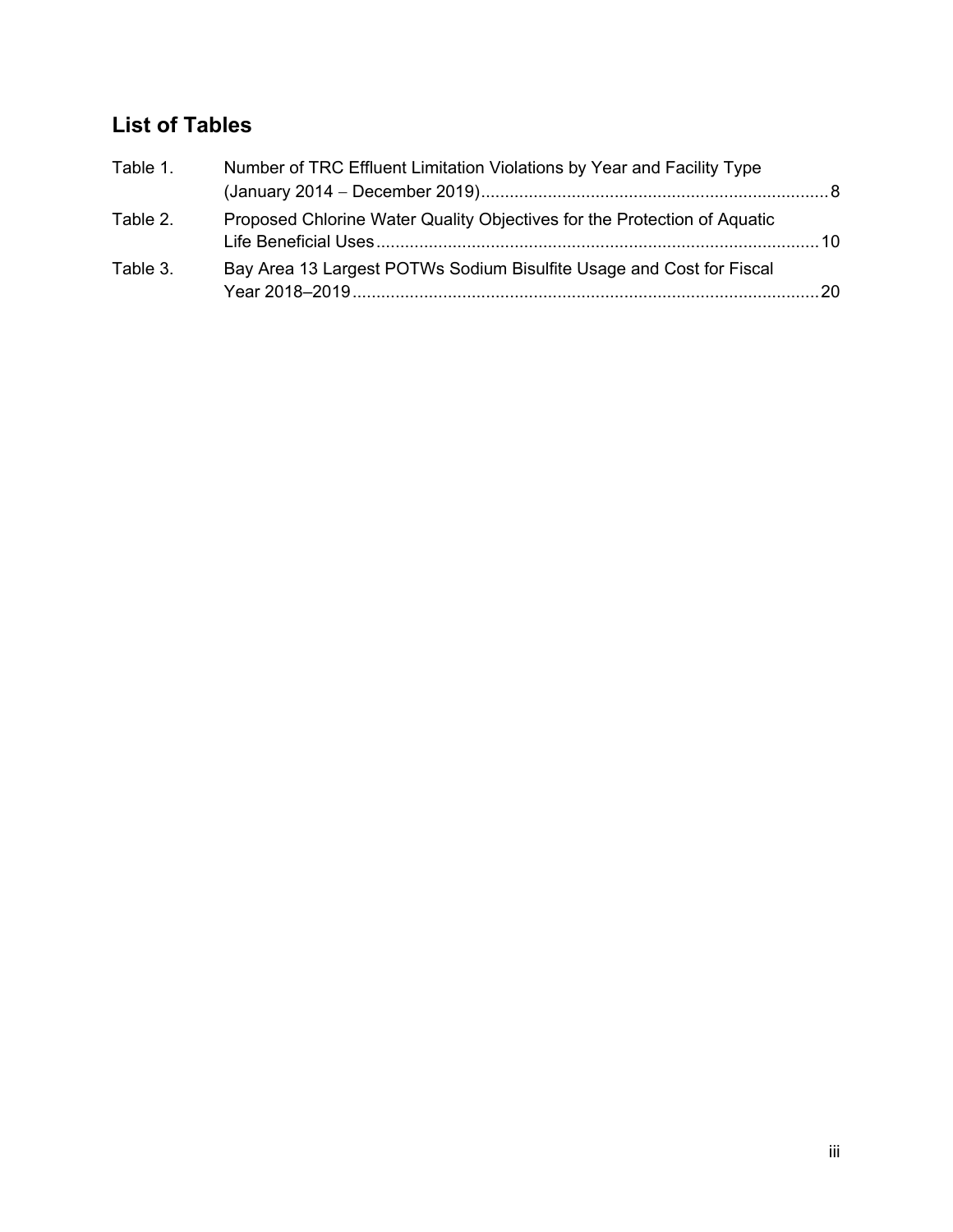## List of Tables

Table 1. Number of TRC Effluent Limitation Violations by Year and Facility Type (January 2014 – December 2019) ........ 8

Table 2. Proposed Chlorine Water Quality Objectives for the Protection of Aquatic Life Beneficial Uses ........ 10

Table 3. Bay Area 13 Largest POTWs Sodium Bisulfite Usage and Cost for Fiscal Year 2018–2019 ........ 20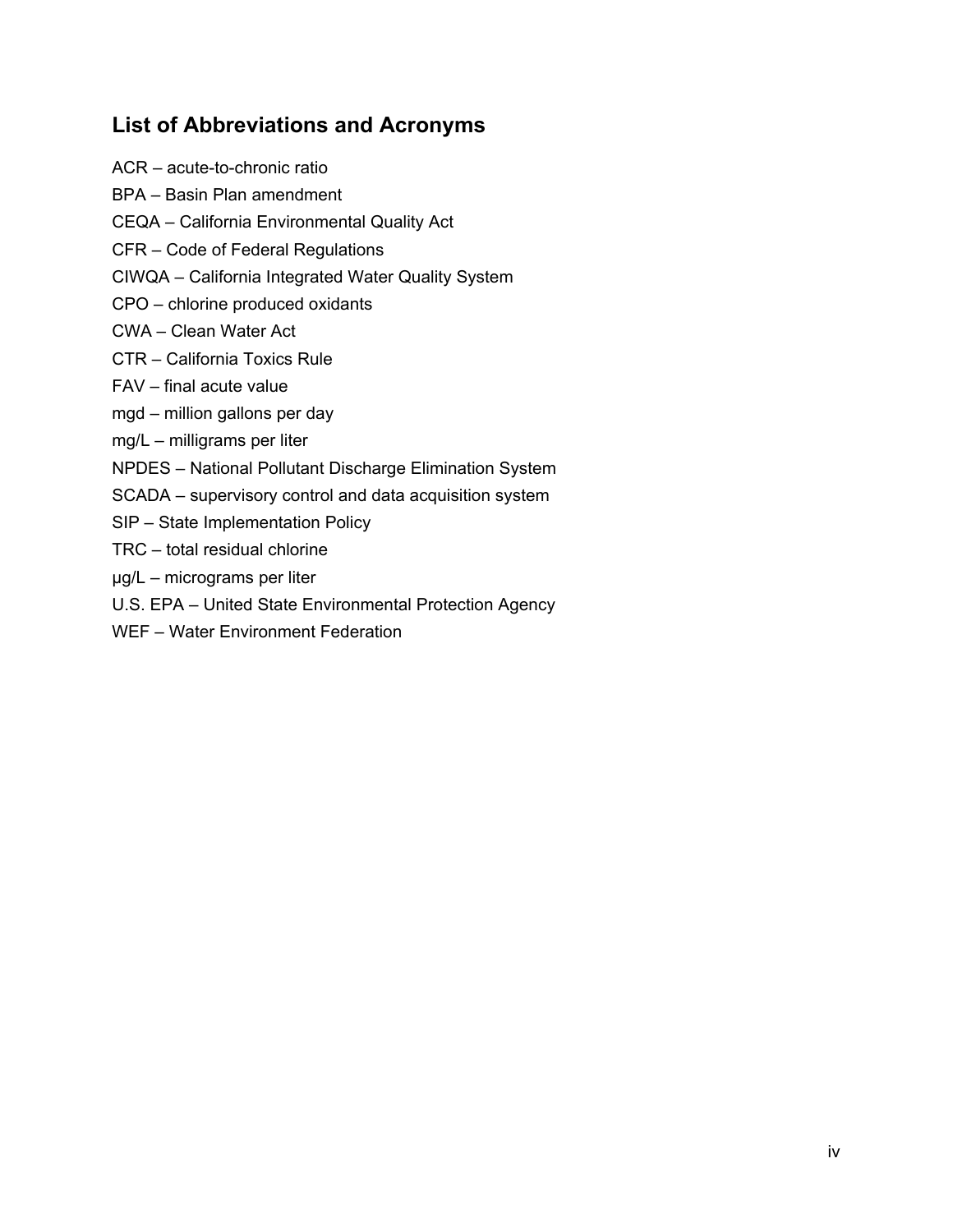## List of Abbreviations and Acronyms

ACR – acute-to-chronic ratio

BPA – Basin Plan amendment

CEQA – California Environmental Quality Act

CFR – Code of Federal Regulations

CIWQA – California Integrated Water Quality System

CPO – chlorine produced oxidants

CWA – Clean Water Act

CTR – California Toxics Rule

FAV – final acute value

mgd – million gallons per day

mg/L – milligrams per liter

NPDES – National Pollutant Discharge Elimination System

SCADA – supervisory control and data acquisition system

SIP – State Implementation Policy

TRC – total residual chlorine

μg/L – micrograms per liter

U.S. EPA – United State Environmental Protection Agency

WEF – Water Environment Federation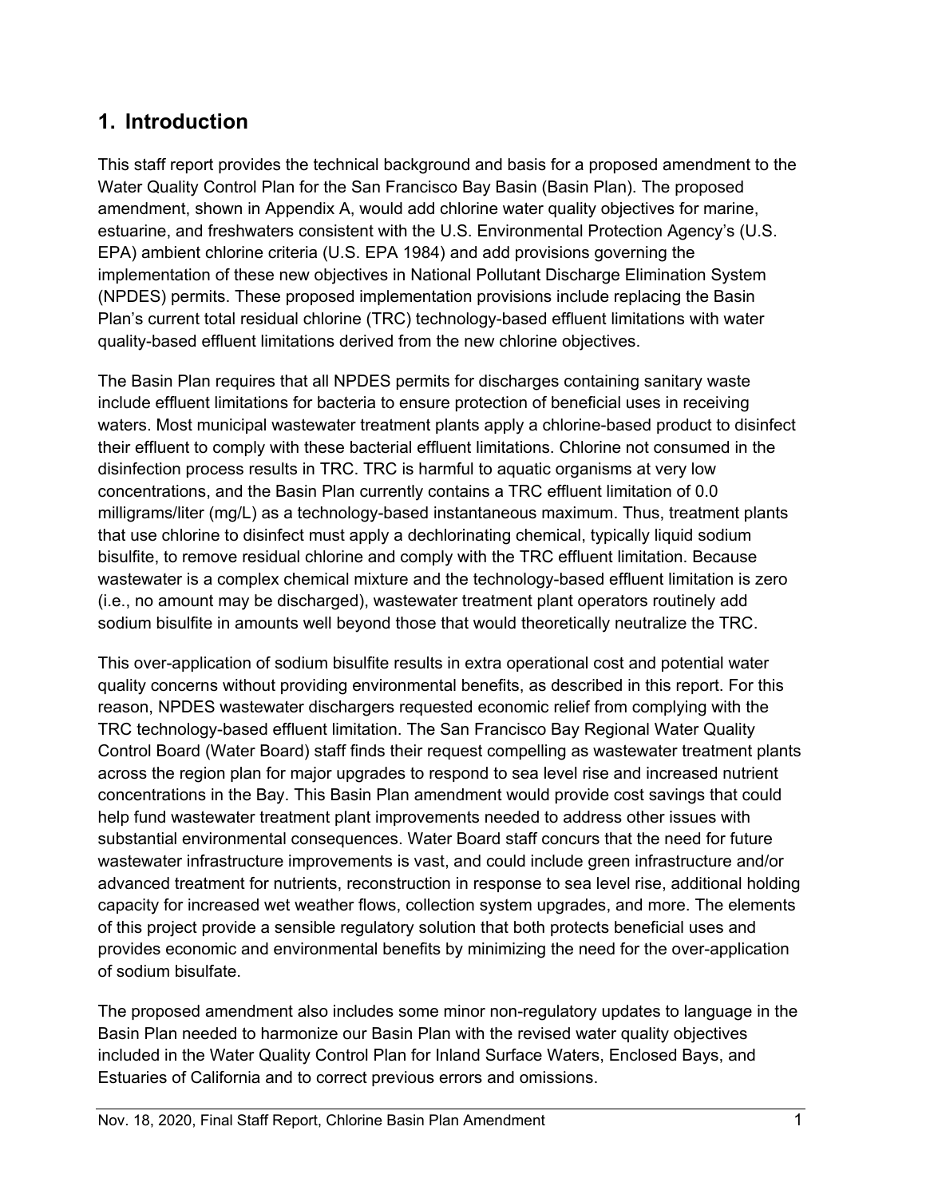# 1. Introduction

This staff report provides the technical background and basis for a proposed amendment to the Water Quality Control Plan for the San Francisco Bay Basin (Basin Plan). The proposed amendment, shown in Appendix A, would add chlorine water quality objectives for marine, estuarine, and freshwaters consistent with the U.S. Environmental Protection Agency's (U.S. EPA) ambient chlorine criteria (U.S. EPA 1984) and add provisions governing the implementation of these new objectives in National Pollutant Discharge Elimination System (NPDES) permits. These proposed implementation provisions include replacing the Basin Plan's current total residual chlorine (TRC) technology-based effluent limitations with water quality-based effluent limitations derived from the new chlorine objectives.

The Basin Plan requires that all NPDES permits for discharges containing sanitary waste include effluent limitations for bacteria to ensure protection of beneficial uses in receiving waters. Most municipal wastewater treatment plants apply a chlorine-based product to disinfect their effluent to comply with these bacterial effluent limitations. Chlorine not consumed in the disinfection process results in TRC. TRC is harmful to aquatic organisms at very low concentrations, and the Basin Plan currently contains a TRC effluent limitation of 0.0 milligrams/liter (mg/L) as a technology-based instantaneous maximum. Thus, treatment plants that use chlorine to disinfect must apply a dechlorinating chemical, typically liquid sodium bisulfite, to remove residual chlorine and comply with the TRC effluent limitation. Because wastewater is a complex chemical mixture and the technology-based effluent limitation is zero (i.e., no amount may be discharged), wastewater treatment plant operators routinely add sodium bisulfite in amounts well beyond those that would theoretically neutralize the TRC.

This over-application of sodium bisulfite results in extra operational cost and potential water quality concerns without providing environmental benefits, as described in this report. For this reason, NPDES wastewater dischargers requested economic relief from complying with the TRC technology-based effluent limitation. The San Francisco Bay Regional Water Quality Control Board (Water Board) staff finds their request compelling as wastewater treatment plants across the region plan for major upgrades to respond to sea level rise and increased nutrient concentrations in the Bay. This Basin Plan amendment would provide cost savings that could help fund wastewater treatment plant improvements needed to address other issues with substantial environmental consequences. Water Board staff concurs that the need for future wastewater infrastructure improvements is vast, and could include green infrastructure and/or advanced treatment for nutrients, reconstruction in response to sea level rise, additional holding capacity for increased wet weather flows, collection system upgrades, and more. The elements of this project provide a sensible regulatory solution that both protects beneficial uses and provides economic and environmental benefits by minimizing the need for the over-application of sodium bisulfate.

The proposed amendment also includes some minor non-regulatory updates to language in the Basin Plan needed to harmonize our Basin Plan with the revised water quality objectives included in the Water Quality Control Plan for Inland Surface Waters, Enclosed Bays, and Estuaries of California and to correct previous errors and omissions.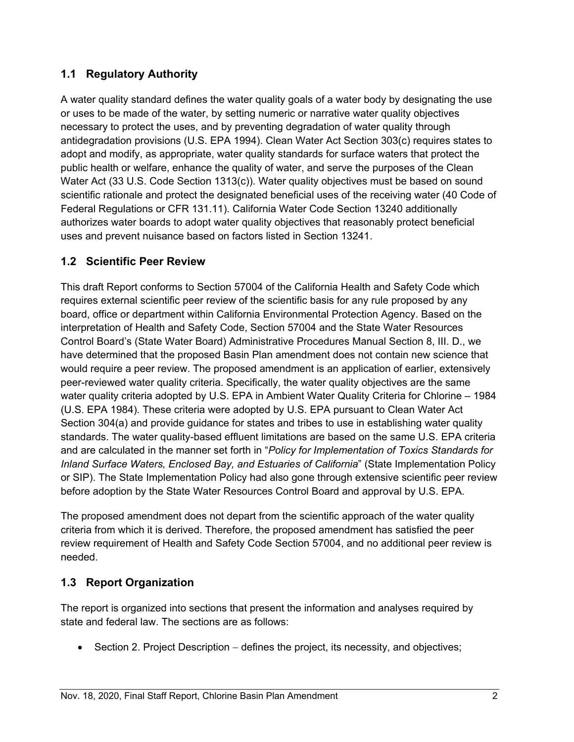## 1.1 Regulatory Authority

A water quality standard defines the water quality goals of a water body by designating the use or uses to be made of the water, by setting numeric or narrative water quality objectives necessary to protect the uses, and by preventing degradation of water quality through antidegradation provisions (U.S. EPA 1994). Clean Water Act Section 303(c) requires states to adopt and modify, as appropriate, water quality standards for surface waters that protect the public health or welfare, enhance the quality of water, and serve the purposes of the Clean Water Act (33 U.S. Code Section 1313(c)). Water quality objectives must be based on sound scientific rationale and protect the designated beneficial uses of the receiving water (40 Code of Federal Regulations or CFR 131.11). California Water Code Section 13240 additionally authorizes water boards to adopt water quality objectives that reasonably protect beneficial uses and prevent nuisance based on factors listed in Section 13241.

## 1.2 Scientific Peer Review

This draft Report conforms to Section 57004 of the California Health and Safety Code which requires external scientific peer review of the scientific basis for any rule proposed by any board, office or department within California Environmental Protection Agency. Based on the interpretation of Health and Safety Code, Section 57004 and the State Water Resources Control Board's (State Water Board) Administrative Procedures Manual Section 8, III. D., we have determined that the proposed Basin Plan amendment does not contain new science that would require a peer review. The proposed amendment is an application of earlier, extensively peer-reviewed water quality criteria. Specifically, the water quality objectives are the same water quality criteria adopted by U.S. EPA in Ambient Water Quality Criteria for Chlorine – 1984 (U.S. EPA 1984). These criteria were adopted by U.S. EPA pursuant to Clean Water Act Section 304(a) and provide guidance for states and tribes to use in establishing water quality standards. The water quality-based effluent limitations are based on the same U.S. EPA criteria and are calculated in the manner set forth in "*Policy for Implementation of Toxics Standards for Inland Surface Waters, Enclosed Bay, and Estuaries of California*" (State Implementation Policy or SIP). The State Implementation Policy had also gone through extensive scientific peer review before adoption by the State Water Resources Control Board and approval by U.S. EPA.

The proposed amendment does not depart from the scientific approach of the water quality criteria from which it is derived. Therefore, the proposed amendment has satisfied the peer review requirement of Health and Safety Code Section 57004, and no additional peer review is needed.

## 1.3 Report Organization

The report is organized into sections that present the information and analyses required by state and federal law. The sections are as follows:

- Section 2. Project Description – defines the project, its necessity, and objectives;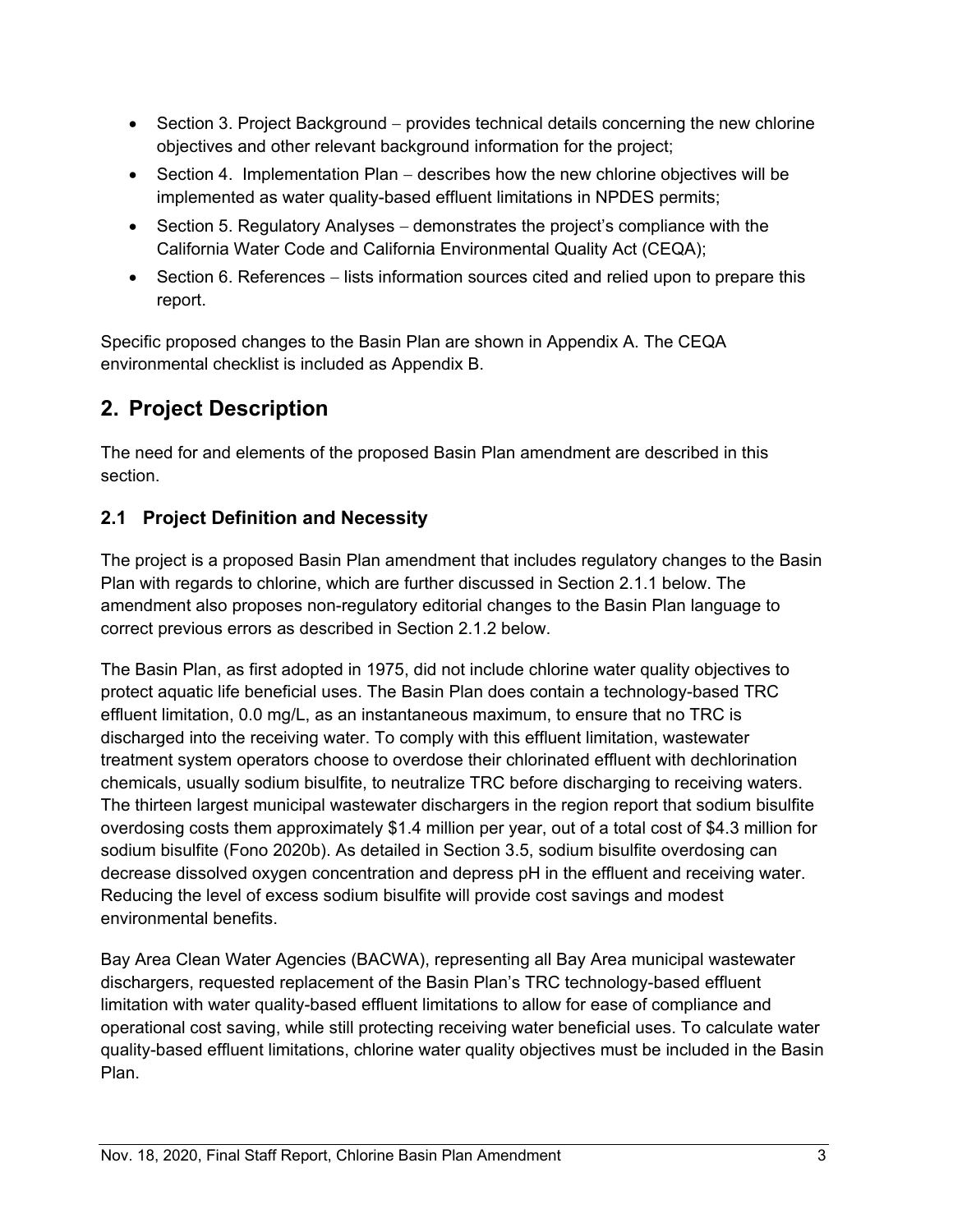- Section 3. Project Background – provides technical details concerning the new chlorine objectives and other relevant background information for the project;
- Section 4. Implementation Plan – describes how the new chlorine objectives will be implemented as water quality-based effluent limitations in NPDES permits;
- Section 5. Regulatory Analyses – demonstrates the project's compliance with the California Water Code and California Environmental Quality Act (CEQA);
- Section 6. References – lists information sources cited and relied upon to prepare this report.

Specific proposed changes to the Basin Plan are shown in Appendix A. The CEQA environmental checklist is included as Appendix B.

## 2. Project Description

The need for and elements of the proposed Basin Plan amendment are described in this section.

### 2.1 Project Definition and Necessity

The project is a proposed Basin Plan amendment that includes regulatory changes to the Basin Plan with regards to chlorine, which are further discussed in Section 2.1.1 below. The amendment also proposes non-regulatory editorial changes to the Basin Plan language to correct previous errors as described in Section 2.1.2 below.

The Basin Plan, as first adopted in 1975, did not include chlorine water quality objectives to protect aquatic life beneficial uses. The Basin Plan does contain a technology-based TRC effluent limitation, 0.0 mg/L, as an instantaneous maximum, to ensure that no TRC is discharged into the receiving water. To comply with this effluent limitation, wastewater treatment system operators choose to overdose their chlorinated effluent with dechlorination chemicals, usually sodium bisulfite, to neutralize TRC before discharging to receiving waters. The thirteen largest municipal wastewater dischargers in the region report that sodium bisulfite overdosing costs them approximately $1.4 million per year, out of a total cost of $4.3 million for sodium bisulfite (Fono 2020b). As detailed in Section 3.5, sodium bisulfite overdosing can decrease dissolved oxygen concentration and depress pH in the effluent and receiving water. Reducing the level of excess sodium bisulfite will provide cost savings and modest environmental benefits.

Bay Area Clean Water Agencies (BACWA), representing all Bay Area municipal wastewater dischargers, requested replacement of the Basin Plan's TRC technology-based effluent limitation with water quality-based effluent limitations to allow for ease of compliance and operational cost saving, while still protecting receiving water beneficial uses. To calculate water quality-based effluent limitations, chlorine water quality objectives must be included in the Basin Plan.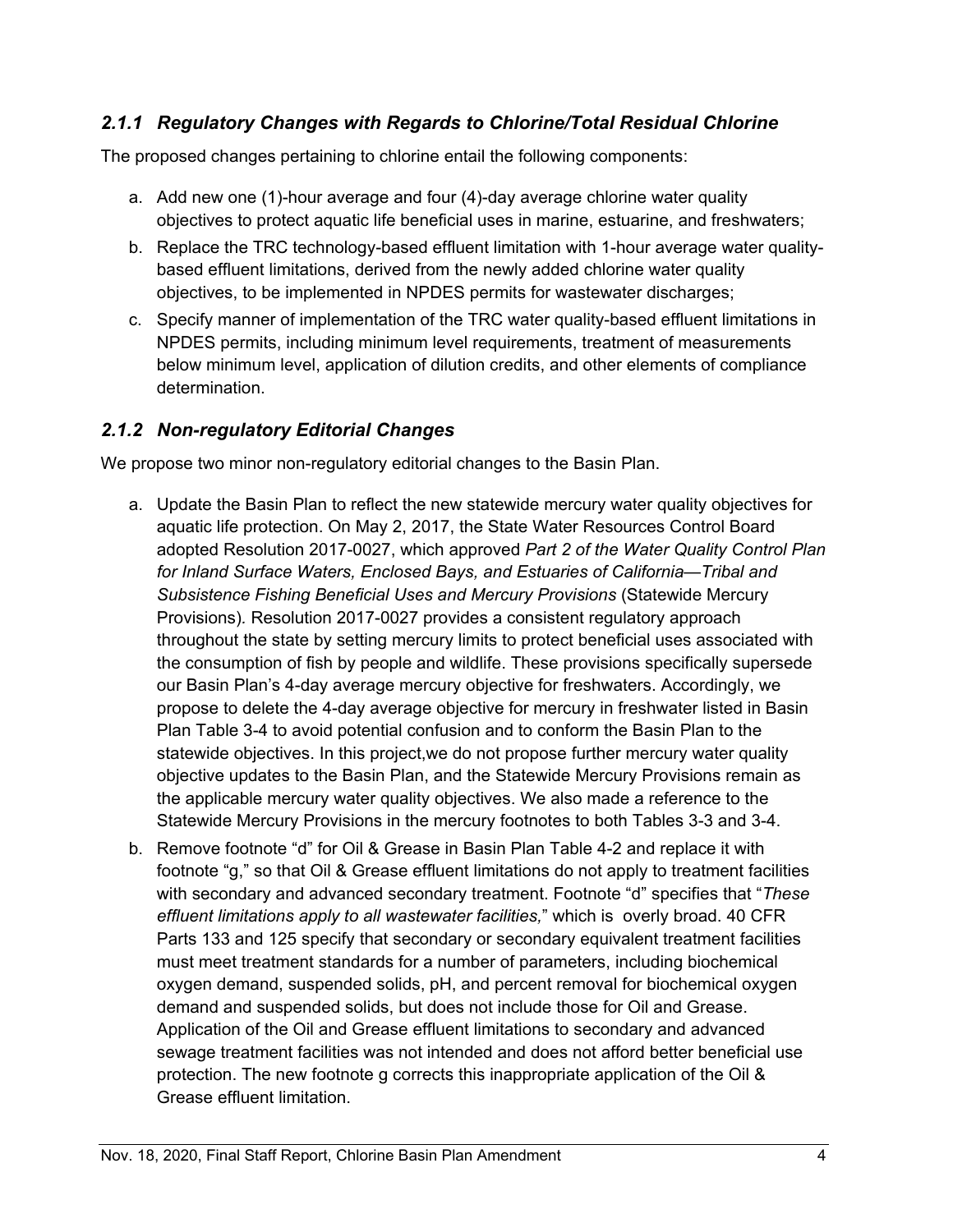### *2.1.1 Regulatory Changes with Regards to Chlorine/Total Residual Chlorine*

The proposed changes pertaining to chlorine entail the following components:

a. Add new one (1)-hour average and four (4)-day average chlorine water quality objectives to protect aquatic life beneficial uses in marine, estuarine, and freshwaters;

b. Replace the TRC technology-based effluent limitation with 1-hour average water quality-based effluent limitations, derived from the newly added chlorine water quality objectives, to be implemented in NPDES permits for wastewater discharges;

c. Specify manner of implementation of the TRC water quality-based effluent limitations in NPDES permits, including minimum level requirements, treatment of measurements below minimum level, application of dilution credits, and other elements of compliance determination.

### *2.1.2 Non-regulatory Editorial Changes*

We propose two minor non-regulatory editorial changes to the Basin Plan.

a. Update the Basin Plan to reflect the new statewide mercury water quality objectives for aquatic life protection. On May 2, 2017, the State Water Resources Control Board adopted Resolution 2017-0027, which approved *Part 2 of the Water Quality Control Plan for Inland Surface Waters, Enclosed Bays, and Estuaries of California—Tribal and Subsistence Fishing Beneficial Uses and Mercury Provisions* (Statewide Mercury Provisions). Resolution 2017-0027 provides a consistent regulatory approach throughout the state by setting mercury limits to protect beneficial uses associated with the consumption of fish by people and wildlife. These provisions specifically supersede our Basin Plan's 4-day average mercury objective for freshwaters. Accordingly, we propose to delete the 4-day average objective for mercury in freshwater listed in Basin Plan Table 3-4 to avoid potential confusion and to conform the Basin Plan to the statewide objectives. In this project,we do not propose further mercury water quality objective updates to the Basin Plan, and the Statewide Mercury Provisions remain as the applicable mercury water quality objectives. We also made a reference to the Statewide Mercury Provisions in the mercury footnotes to both Tables 3-3 and 3-4.

b. Remove footnote "d" for Oil & Grease in Basin Plan Table 4-2 and replace it with footnote "g," so that Oil & Grease effluent limitations do not apply to treatment facilities with secondary and advanced secondary treatment. Footnote "d" specifies that "*These effluent limitations apply to all wastewater facilities,*" which is overly broad. 40 CFR Parts 133 and 125 specify that secondary or secondary equivalent treatment facilities must meet treatment standards for a number of parameters, including biochemical oxygen demand, suspended solids, pH, and percent removal for biochemical oxygen demand and suspended solids, but does not include those for Oil and Grease. Application of the Oil and Grease effluent limitations to secondary and advanced sewage treatment facilities was not intended and does not afford better beneficial use protection. The new footnote g corrects this inappropriate application of the Oil & Grease effluent limitation.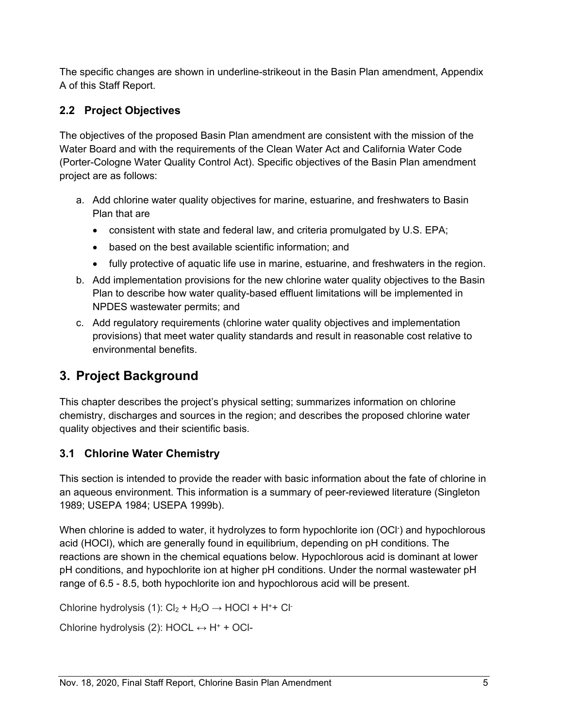The specific changes are shown in underline-strikeout in the Basin Plan amendment, Appendix A of this Staff Report.

## 2.2 Project Objectives

The objectives of the proposed Basin Plan amendment are consistent with the mission of the Water Board and with the requirements of the Clean Water Act and California Water Code (Porter-Cologne Water Quality Control Act). Specific objectives of the Basin Plan amendment project are as follows:

a. Add chlorine water quality objectives for marine, estuarine, and freshwaters to Basin Plan that are
   - consistent with state and federal law, and criteria promulgated by U.S. EPA;
   - based on the best available scientific information; and
   - fully protective of aquatic life use in marine, estuarine, and freshwaters in the region.
b. Add implementation provisions for the new chlorine water quality objectives to the Basin Plan to describe how water quality-based effluent limitations will be implemented in NPDES wastewater permits; and
c. Add regulatory requirements (chlorine water quality objectives and implementation provisions) that meet water quality standards and result in reasonable cost relative to environmental benefits.

# 3. Project Background

This chapter describes the project's physical setting; summarizes information on chlorine chemistry, discharges and sources in the region; and describes the proposed chlorine water quality objectives and their scientific basis.

## 3.1 Chlorine Water Chemistry

This section is intended to provide the reader with basic information about the fate of chlorine in an aqueous environment. This information is a summary of peer-reviewed literature (Singleton 1989; USEPA 1984; USEPA 1999b).

When chlorine is added to water, it hydrolyzes to form hypochlorite ion ($OCl^-$) and hypochlorous acid (HOCl), which are generally found in equilibrium, depending on pH conditions. The reactions are shown in the chemical equations below. Hypochlorous acid is dominant at lower pH conditions, and hypochlorite ion at higher pH conditions. Under the normal wastewater pH range of 6.5 - 8.5, both hypochlorite ion and hypochlorous acid will be present.

Chlorine hydrolysis (1): $Cl_2 + H_2O \rightarrow HOCl + H^+ + Cl^-$

Chlorine hydrolysis (2): $HOCL \leftrightarrow H^+ + OCl-$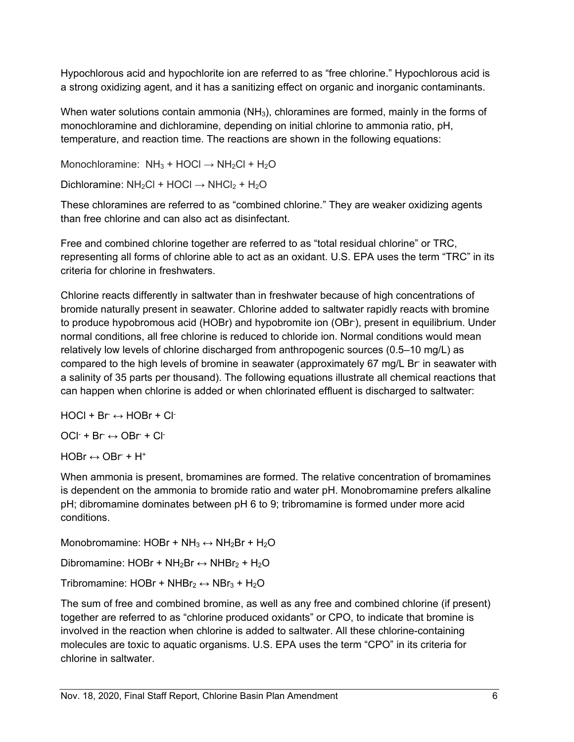Hypochlorous acid and hypochlorite ion are referred to as “free chlorine.” Hypochlorous acid is a strong oxidizing agent, and it has a sanitizing effect on organic and inorganic contaminants.

When water solutions contain ammonia ($NH_3$), chloramines are formed, mainly in the forms of monochloramine and dichloramine, depending on initial chlorine to ammonia ratio, pH, temperature, and reaction time. The reactions are shown in the following equations:

Monochloramine: $NH_3 + HOCl \rightarrow NH_2Cl + H_2O$

Dichloramine: $NH_2Cl + HOCl \rightarrow NHCl_2 + H_2O$

These chloramines are referred to as “combined chlorine.” They are weaker oxidizing agents than free chlorine and can also act as disinfectant.

Free and combined chlorine together are referred to as “total residual chlorine” or TRC, representing all forms of chlorine able to act as an oxidant. U.S. EPA uses the term “TRC” in its criteria for chlorine in freshwaters.

Chlorine reacts differently in saltwater than in freshwater because of high concentrations of bromide naturally present in seawater. Chlorine added to saltwater rapidly reacts with bromine to produce hypobromous acid (HOBr) and hypobromite ion ($OBr^-$), present in equilibrium. Under normal conditions, all free chlorine is reduced to chloride ion. Normal conditions would mean relatively low levels of chlorine discharged from anthropogenic sources (0.5–10 mg/L) as compared to the high levels of bromine in seawater (approximately 67 mg/L $Br^-$ in seawater with a salinity of 35 parts per thousand). The following equations illustrate all chemical reactions that can happen when chlorine is added or when chlorinated effluent is discharged to saltwater:

$HOCl + Br^- \leftrightarrow HOBr + Cl^-$

$OCl^- + Br^- \leftrightarrow OBr^- + Cl^-$

$HOBr \leftrightarrow OBr^- + H^+$

When ammonia is present, bromamines are formed. The relative concentration of bromamines is dependent on the ammonia to bromide ratio and water pH. Monobromamine prefers alkaline pH; dibromamine dominates between pH 6 to 9; tribromamine is formed under more acid conditions.

Monobromamine: $HOBr + NH_3 \leftrightarrow NH_2Br + H_2O$

Dibromamine: $HOBr + NH_2Br \leftrightarrow NHBr_2 + H_2O$

Tribromamine: $HOBr + NHBr_2 \leftrightarrow NBr_3 + H_2O$

The sum of free and combined bromine, as well as any free and combined chlorine (if present) together are referred to as “chlorine produced oxidants” or CPO, to indicate that bromine is involved in the reaction when chlorine is added to saltwater. All these chlorine-containing molecules are toxic to aquatic organisms. U.S. EPA uses the term “CPO” in its criteria for chlorine in saltwater.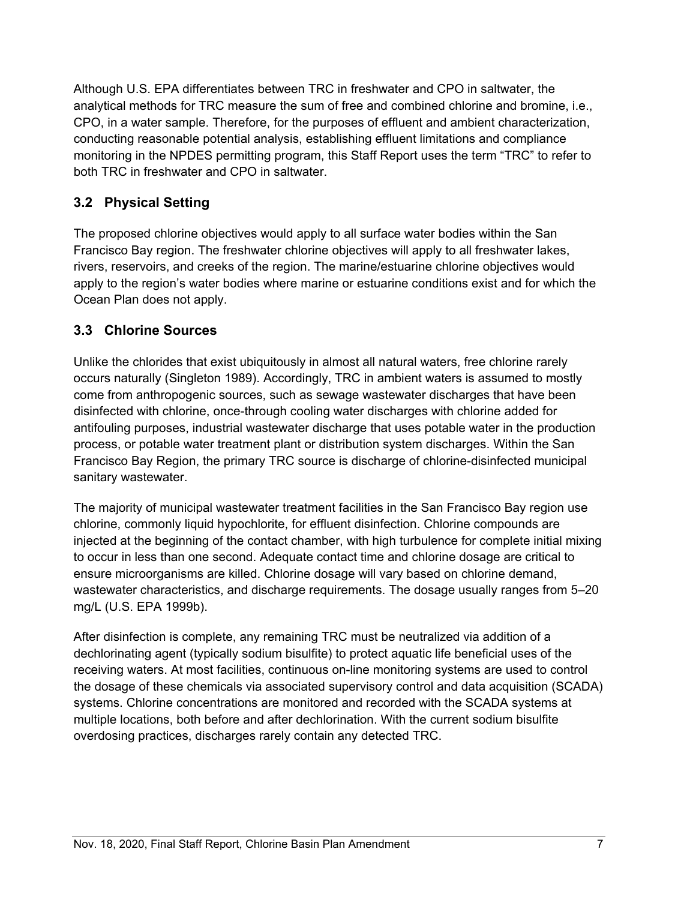Although U.S. EPA differentiates between TRC in freshwater and CPO in saltwater, the analytical methods for TRC measure the sum of free and combined chlorine and bromine, i.e., CPO, in a water sample. Therefore, for the purposes of effluent and ambient characterization, conducting reasonable potential analysis, establishing effluent limitations and compliance monitoring in the NPDES permitting program, this Staff Report uses the term "TRC" to refer to both TRC in freshwater and CPO in saltwater.

## 3.2 Physical Setting

The proposed chlorine objectives would apply to all surface water bodies within the San Francisco Bay region. The freshwater chlorine objectives will apply to all freshwater lakes, rivers, reservoirs, and creeks of the region. The marine/estuarine chlorine objectives would apply to the region's water bodies where marine or estuarine conditions exist and for which the Ocean Plan does not apply.

## 3.3 Chlorine Sources

Unlike the chlorides that exist ubiquitously in almost all natural waters, free chlorine rarely occurs naturally (Singleton 1989). Accordingly, TRC in ambient waters is assumed to mostly come from anthropogenic sources, such as sewage wastewater discharges that have been disinfected with chlorine, once-through cooling water discharges with chlorine added for antifouling purposes, industrial wastewater discharge that uses potable water in the production process, or potable water treatment plant or distribution system discharges. Within the San Francisco Bay Region, the primary TRC source is discharge of chlorine-disinfected municipal sanitary wastewater.

The majority of municipal wastewater treatment facilities in the San Francisco Bay region use chlorine, commonly liquid hypochlorite, for effluent disinfection. Chlorine compounds are injected at the beginning of the contact chamber, with high turbulence for complete initial mixing to occur in less than one second. Adequate contact time and chlorine dosage are critical to ensure microorganisms are killed. Chlorine dosage will vary based on chlorine demand, wastewater characteristics, and discharge requirements. The dosage usually ranges from 5–20 mg/L (U.S. EPA 1999b).

After disinfection is complete, any remaining TRC must be neutralized via addition of a dechlorinating agent (typically sodium bisulfite) to protect aquatic life beneficial uses of the receiving waters. At most facilities, continuous on-line monitoring systems are used to control the dosage of these chemicals via associated supervisory control and data acquisition (SCADA) systems. Chlorine concentrations are monitored and recorded with the SCADA systems at multiple locations, both before and after dechlorination. With the current sodium bisulfite overdosing practices, discharges rarely contain any detected TRC.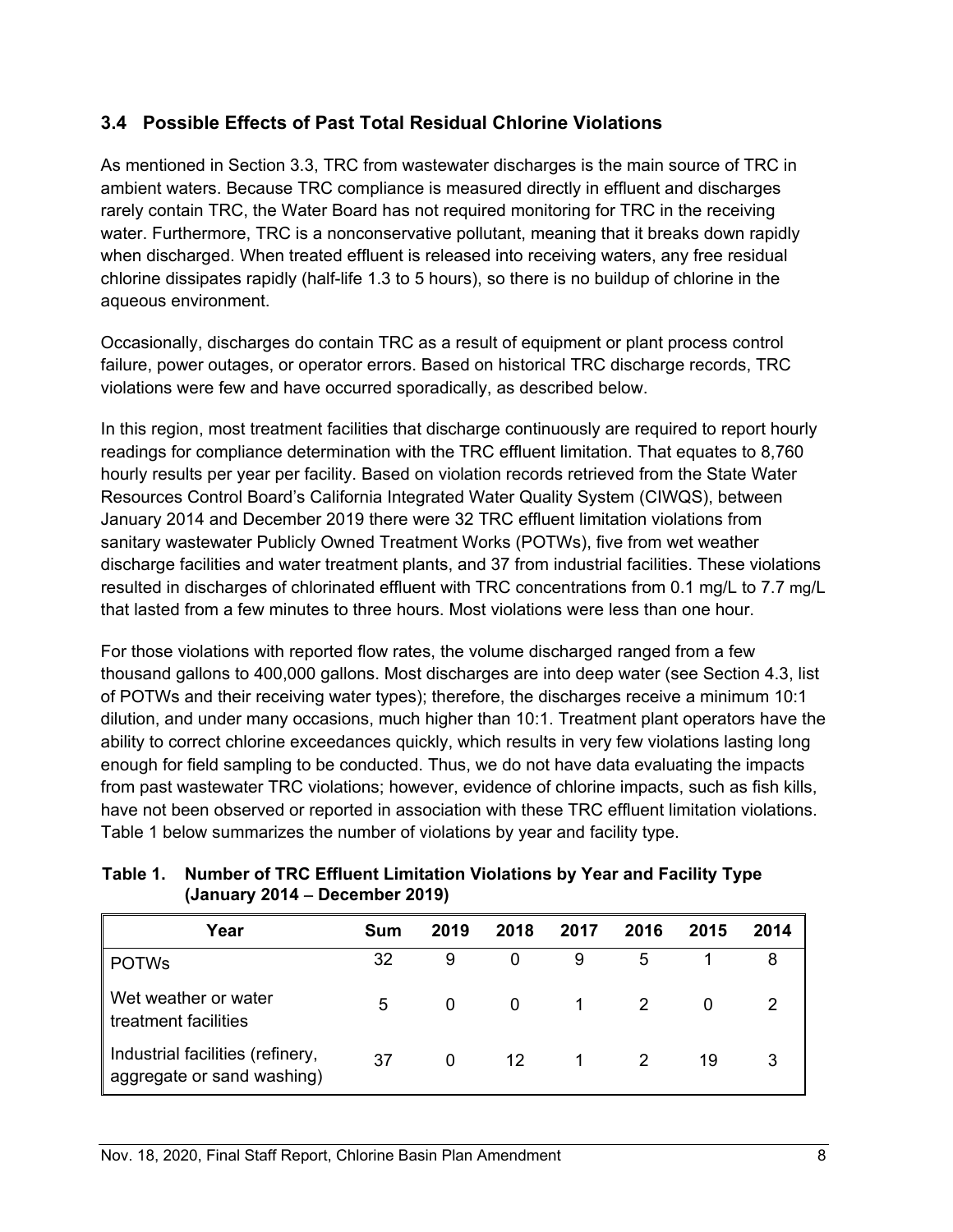## 3.4 Possible Effects of Past Total Residual Chlorine Violations

As mentioned in Section 3.3, TRC from wastewater discharges is the main source of TRC in ambient waters. Because TRC compliance is measured directly in effluent and discharges rarely contain TRC, the Water Board has not required monitoring for TRC in the receiving water. Furthermore, TRC is a nonconservative pollutant, meaning that it breaks down rapidly when discharged. When treated effluent is released into receiving waters, any free residual chlorine dissipates rapidly (half-life 1.3 to 5 hours), so there is no buildup of chlorine in the aqueous environment.

Occasionally, discharges do contain TRC as a result of equipment or plant process control failure, power outages, or operator errors. Based on historical TRC discharge records, TRC violations were few and have occurred sporadically, as described below.

In this region, most treatment facilities that discharge continuously are required to report hourly readings for compliance determination with the TRC effluent limitation. That equates to 8,760 hourly results per year per facility. Based on violation records retrieved from the State Water Resources Control Board's California Integrated Water Quality System (CIWQS), between January 2014 and December 2019 there were 32 TRC effluent limitation violations from sanitary wastewater Publicly Owned Treatment Works (POTWs), five from wet weather discharge facilities and water treatment plants, and 37 from industrial facilities. These violations resulted in discharges of chlorinated effluent with TRC concentrations from 0.1 mg/L to 7.7 mg/L that lasted from a few minutes to three hours. Most violations were less than one hour.

For those violations with reported flow rates, the volume discharged ranged from a few thousand gallons to 400,000 gallons. Most discharges are into deep water (see Section 4.3, list of POTWs and their receiving water types); therefore, the discharges receive a minimum 10:1 dilution, and under many occasions, much higher than 10:1. Treatment plant operators have the ability to correct chlorine exceedances quickly, which results in very few violations lasting long enough for field sampling to be conducted. Thus, we do not have data evaluating the impacts from past wastewater TRC violations; however, evidence of chlorine impacts, such as fish kills, have not been observed or reported in association with these TRC effluent limitation violations. Table 1 below summarizes the number of violations by year and facility type.

**Table 1. Number of TRC Effluent Limitation Violations by Year and Facility Type (January 2014 – December 2019)**

| Year | Sum | 2019 | 2018 | 2017 | 2016 | 2015 | 2014 |
|---|---|---|---|---|---|---|---|
| POTWs | 32 | 9 | 0 | 9 | 5 | 1 | 8 |
| Wet weather or water treatment facilities | 5 | 0 | 0 | 1 | 2 | 0 | 2 |
| Industrial facilities (refinery, aggregate or sand washing) | 37 | 0 | 12 | 1 | 2 | 19 | 3 |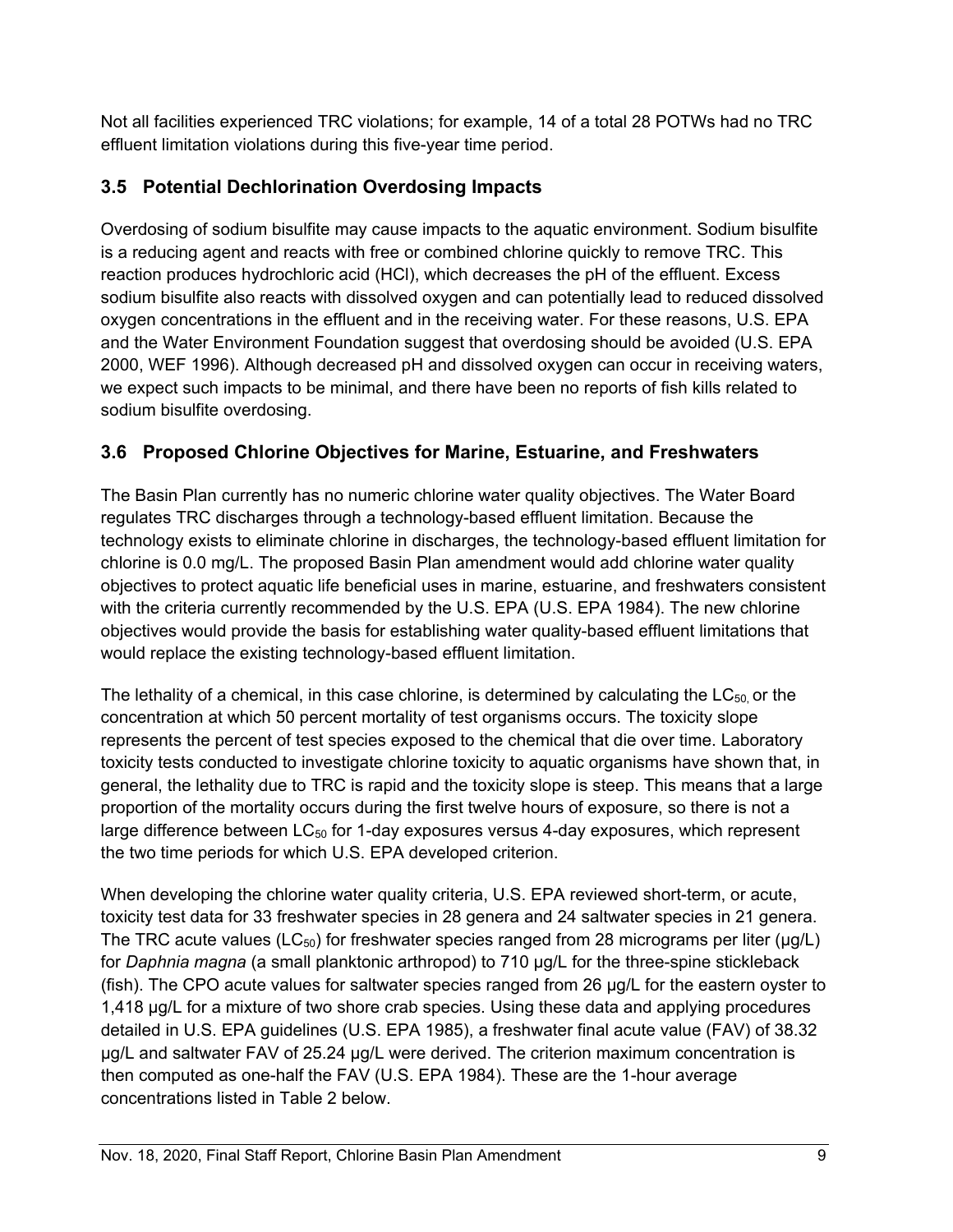Not all facilities experienced TRC violations; for example, 14 of a total 28 POTWs had no TRC effluent limitation violations during this five-year time period.

## 3.5 Potential Dechlorination Overdosing Impacts

Overdosing of sodium bisulfite may cause impacts to the aquatic environment. Sodium bisulfite is a reducing agent and reacts with free or combined chlorine quickly to remove TRC. This reaction produces hydrochloric acid (HCl), which decreases the pH of the effluent. Excess sodium bisulfite also reacts with dissolved oxygen and can potentially lead to reduced dissolved oxygen concentrations in the effluent and in the receiving water. For these reasons, U.S. EPA and the Water Environment Foundation suggest that overdosing should be avoided (U.S. EPA 2000, WEF 1996). Although decreased pH and dissolved oxygen can occur in receiving waters, we expect such impacts to be minimal, and there have been no reports of fish kills related to sodium bisulfite overdosing.

## 3.6 Proposed Chlorine Objectives for Marine, Estuarine, and Freshwaters

The Basin Plan currently has no numeric chlorine water quality objectives. The Water Board regulates TRC discharges through a technology-based effluent limitation. Because the technology exists to eliminate chlorine in discharges, the technology-based effluent limitation for chlorine is 0.0 mg/L. The proposed Basin Plan amendment would add chlorine water quality objectives to protect aquatic life beneficial uses in marine, estuarine, and freshwaters consistent with the criteria currently recommended by the U.S. EPA (U.S. EPA 1984). The new chlorine objectives would provide the basis for establishing water quality-based effluent limitations that would replace the existing technology-based effluent limitation.

The lethality of a chemical, in this case chlorine, is determined by calculating the $LC_{50}$, or the concentration at which 50 percent mortality of test organisms occurs. The toxicity slope represents the percent of test species exposed to the chemical that die over time. Laboratory toxicity tests conducted to investigate chlorine toxicity to aquatic organisms have shown that, in general, the lethality due to TRC is rapid and the toxicity slope is steep. This means that a large proportion of the mortality occurs during the first twelve hours of exposure, so there is not a large difference between $LC_{50}$ for 1-day exposures versus 4-day exposures, which represent the two time periods for which U.S. EPA developed criterion.

When developing the chlorine water quality criteria, U.S. EPA reviewed short-term, or acute, toxicity test data for 33 freshwater species in 28 genera and 24 saltwater species in 21 genera. The TRC acute values ($LC_{50}$) for freshwater species ranged from 28 micrograms per liter (µg/L) for *Daphnia magna* (a small planktonic arthropod) to 710 µg/L for the three-spine stickleback (fish). The CPO acute values for saltwater species ranged from 26 µg/L for the eastern oyster to 1,418 µg/L for a mixture of two shore crab species. Using these data and applying procedures detailed in U.S. EPA guidelines (U.S. EPA 1985), a freshwater final acute value (FAV) of 38.32 µg/L and saltwater FAV of 25.24 µg/L were derived. The criterion maximum concentration is then computed as one-half the FAV (U.S. EPA 1984). These are the 1-hour average concentrations listed in Table 2 below.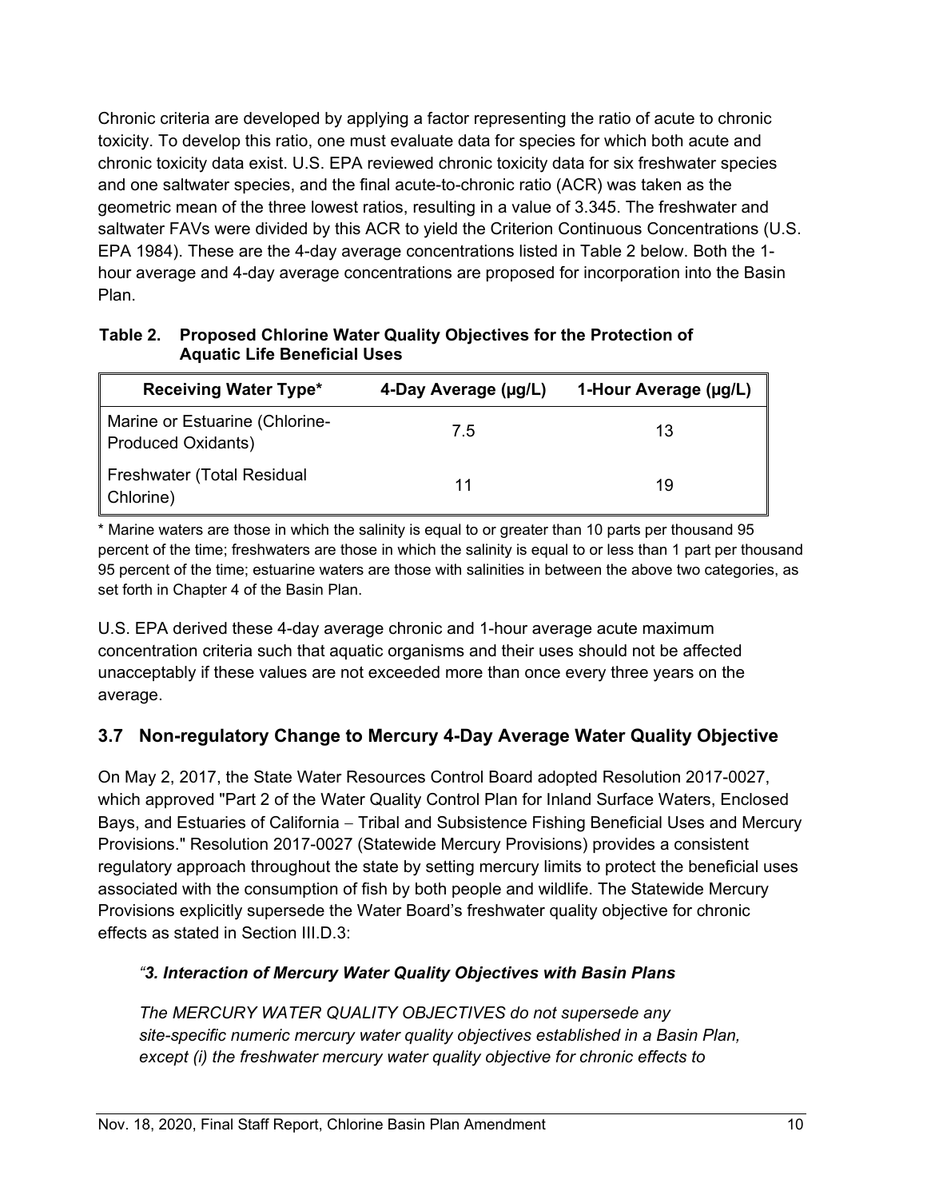Chronic criteria are developed by applying a factor representing the ratio of acute to chronic toxicity. To develop this ratio, one must evaluate data for species for which both acute and chronic toxicity data exist. U.S. EPA reviewed chronic toxicity data for six freshwater species and one saltwater species, and the final acute-to-chronic ratio (ACR) was taken as the geometric mean of the three lowest ratios, resulting in a value of 3.345. The freshwater and saltwater FAVs were divided by this ACR to yield the Criterion Continuous Concentrations (U.S. EPA 1984). These are the 4-day average concentrations listed in Table 2 below. Both the 1-hour average and 4-day average concentrations are proposed for incorporation into the Basin Plan.

**Table 2. Proposed Chlorine Water Quality Objectives for the Protection of Aquatic Life Beneficial Uses**

| Receiving Water Type* | 4-Day Average (µg/L) | 1-Hour Average (µg/L) |
|---|---|---|
| Marine or Estuarine (Chlorine-Produced Oxidants) | 7.5 | 13 |
| Freshwater (Total Residual Chlorine) | 11 | 19 |

\* Marine waters are those in which the salinity is equal to or greater than 10 parts per thousand 95 percent of the time; freshwaters are those in which the salinity is equal to or less than 1 part per thousand 95 percent of the time; estuarine waters are those with salinities in between the above two categories, as set forth in Chapter 4 of the Basin Plan.

U.S. EPA derived these 4-day average chronic and 1-hour average acute maximum concentration criteria such that aquatic organisms and their uses should not be affected unacceptably if these values are not exceeded more than once every three years on the average.

## 3.7 Non-regulatory Change to Mercury 4-Day Average Water Quality Objective

On May 2, 2017, the State Water Resources Control Board adopted Resolution 2017-0027, which approved "Part 2 of the Water Quality Control Plan for Inland Surface Waters, Enclosed Bays, and Estuaries of California – Tribal and Subsistence Fishing Beneficial Uses and Mercury Provisions." Resolution 2017-0027 (Statewide Mercury Provisions) provides a consistent regulatory approach throughout the state by setting mercury limits to protect the beneficial uses associated with the consumption of fish by both people and wildlife. The Statewide Mercury Provisions explicitly supersede the Water Board's freshwater quality objective for chronic effects as stated in Section III.D.3:

*"**3. Interaction of Mercury Water Quality Objectives with Basin Plans***

*The MERCURY WATER QUALITY OBJECTIVES do not supersede any site-specific numeric mercury water quality objectives established in a Basin Plan, except (i) the freshwater mercury water quality objective for chronic effects to*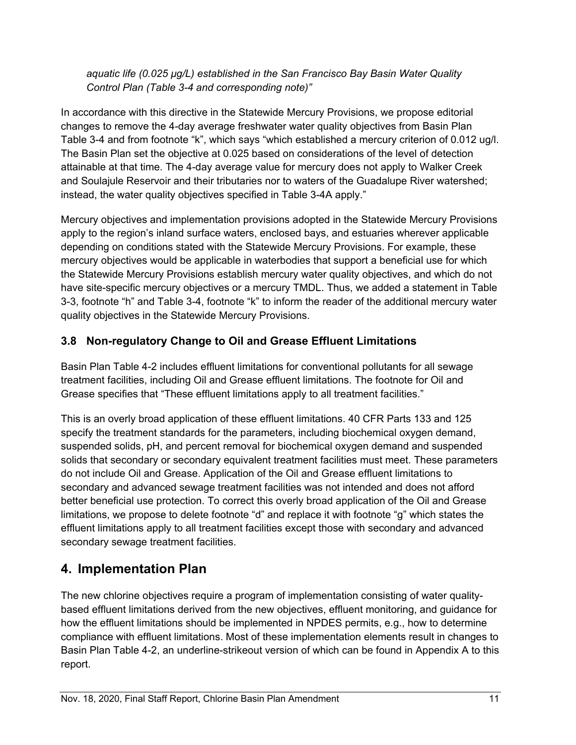*aquatic life (0.025 μg/L) established in the San Francisco Bay Basin Water Quality Control Plan (Table 3-4 and corresponding note)"*

In accordance with this directive in the Statewide Mercury Provisions, we propose editorial changes to remove the 4-day average freshwater water quality objectives from Basin Plan Table 3-4 and from footnote "k", which says "which established a mercury criterion of 0.012 ug/l. The Basin Plan set the objective at 0.025 based on considerations of the level of detection attainable at that time. The 4-day average value for mercury does not apply to Walker Creek and Soulajule Reservoir and their tributaries nor to waters of the Guadalupe River watershed; instead, the water quality objectives specified in Table 3-4A apply."

Mercury objectives and implementation provisions adopted in the Statewide Mercury Provisions apply to the region's inland surface waters, enclosed bays, and estuaries wherever applicable depending on conditions stated with the Statewide Mercury Provisions. For example, these mercury objectives would be applicable in waterbodies that support a beneficial use for which the Statewide Mercury Provisions establish mercury water quality objectives, and which do not have site-specific mercury objectives or a mercury TMDL. Thus, we added a statement in Table 3-3, footnote "h" and Table 3-4, footnote "k" to inform the reader of the additional mercury water quality objectives in the Statewide Mercury Provisions.

### 3.8 Non-regulatory Change to Oil and Grease Effluent Limitations

Basin Plan Table 4-2 includes effluent limitations for conventional pollutants for all sewage treatment facilities, including Oil and Grease effluent limitations. The footnote for Oil and Grease specifies that "These effluent limitations apply to all treatment facilities."

This is an overly broad application of these effluent limitations. 40 CFR Parts 133 and 125 specify the treatment standards for the parameters, including biochemical oxygen demand, suspended solids, pH, and percent removal for biochemical oxygen demand and suspended solids that secondary or secondary equivalent treatment facilities must meet. These parameters do not include Oil and Grease. Application of the Oil and Grease effluent limitations to secondary and advanced sewage treatment facilities was not intended and does not afford better beneficial use protection. To correct this overly broad application of the Oil and Grease limitations, we propose to delete footnote "d" and replace it with footnote "g" which states the effluent limitations apply to all treatment facilities except those with secondary and advanced secondary sewage treatment facilities.

## 4. Implementation Plan

The new chlorine objectives require a program of implementation consisting of water quality-based effluent limitations derived from the new objectives, effluent monitoring, and guidance for how the effluent limitations should be implemented in NPDES permits, e.g., how to determine compliance with effluent limitations. Most of these implementation elements result in changes to Basin Plan Table 4-2, an underline-strikeout version of which can be found in Appendix A to this report.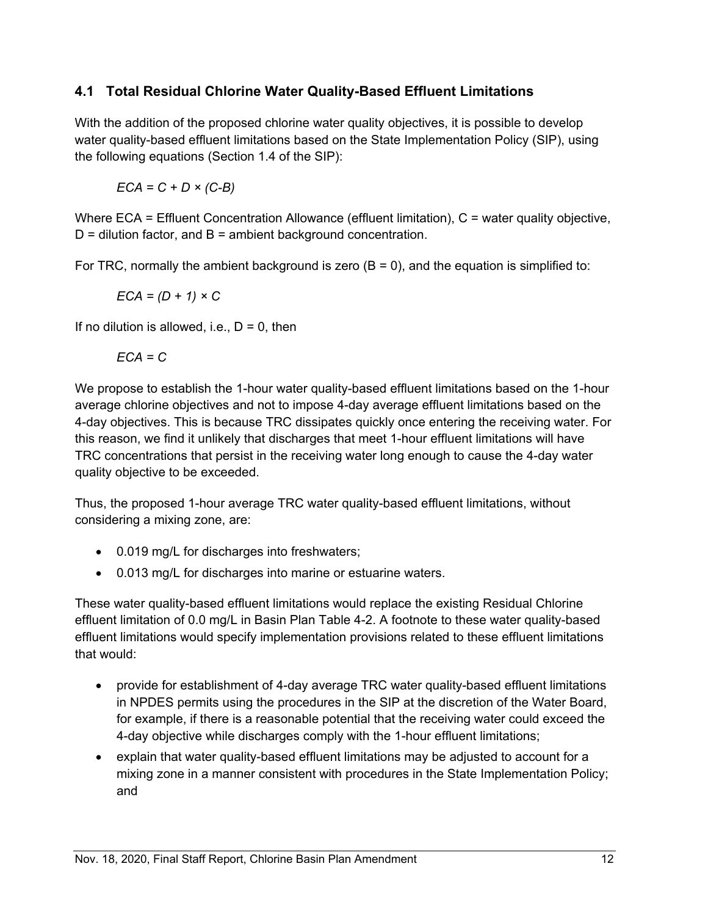## 4.1 Total Residual Chlorine Water Quality-Based Effluent Limitations

With the addition of the proposed chlorine water quality objectives, it is possible to develop water quality-based effluent limitations based on the State Implementation Policy (SIP), using the following equations (Section 1.4 of the SIP):

$$ECA = C + D \times (C-B)$$

Where ECA = Effluent Concentration Allowance (effluent limitation), C = water quality objective, D = dilution factor, and B = ambient background concentration.

For TRC, normally the ambient background is zero (B = 0), and the equation is simplified to:

$$ECA = (D + 1) \times C$$

If no dilution is allowed, i.e., D = 0, then

$$ECA = C$$

We propose to establish the 1-hour water quality-based effluent limitations based on the 1-hour average chlorine objectives and not to impose 4-day average effluent limitations based on the 4-day objectives. This is because TRC dissipates quickly once entering the receiving water. For this reason, we find it unlikely that discharges that meet 1-hour effluent limitations will have TRC concentrations that persist in the receiving water long enough to cause the 4-day water quality objective to be exceeded.

Thus, the proposed 1-hour average TRC water quality-based effluent limitations, without considering a mixing zone, are:

- 0.019 mg/L for discharges into freshwaters;
- 0.013 mg/L for discharges into marine or estuarine waters.

These water quality-based effluent limitations would replace the existing Residual Chlorine effluent limitation of 0.0 mg/L in Basin Plan Table 4-2. A footnote to these water quality-based effluent limitations would specify implementation provisions related to these effluent limitations that would:

- provide for establishment of 4-day average TRC water quality-based effluent limitations in NPDES permits using the procedures in the SIP at the discretion of the Water Board, for example, if there is a reasonable potential that the receiving water could exceed the 4-day objective while discharges comply with the 1-hour effluent limitations;
- explain that water quality-based effluent limitations may be adjusted to account for a mixing zone in a manner consistent with procedures in the State Implementation Policy; and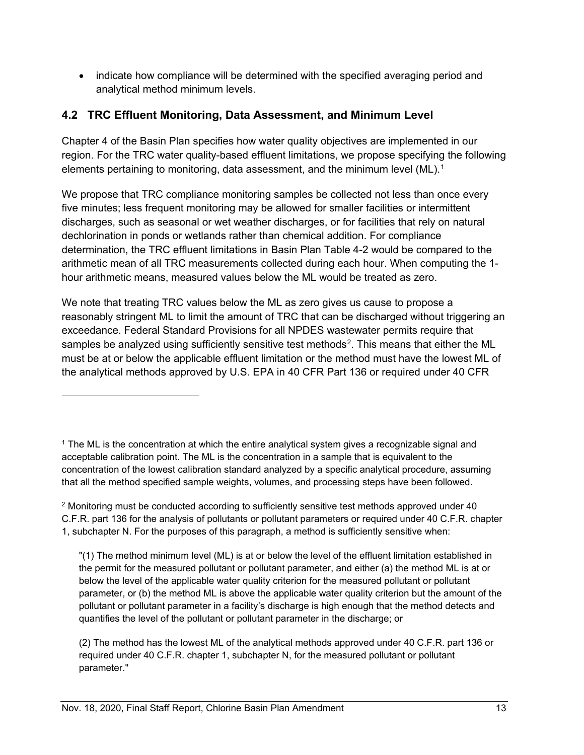- indicate how compliance will be determined with the specified averaging period and analytical method minimum levels.

## 4.2 TRC Effluent Monitoring, Data Assessment, and Minimum Level

Chapter 4 of the Basin Plan specifies how water quality objectives are implemented in our region. For the TRC water quality-based effluent limitations, we propose specifying the following elements pertaining to monitoring, data assessment, and the minimum level (ML).[1]

We propose that TRC compliance monitoring samples be collected not less than once every five minutes; less frequent monitoring may be allowed for smaller facilities or intermittent discharges, such as seasonal or wet weather discharges, or for facilities that rely on natural dechlorination in ponds or wetlands rather than chemical addition. For compliance determination, the TRC effluent limitations in Basin Plan Table 4-2 would be compared to the arithmetic mean of all TRC measurements collected during each hour. When computing the 1-hour arithmetic means, measured values below the ML would be treated as zero.

We note that treating TRC values below the ML as zero gives us cause to propose a reasonably stringent ML to limit the amount of TRC that can be discharged without triggering an exceedance. Federal Standard Provisions for all NPDES wastewater permits require that samples be analyzed using sufficiently sensitive test methods[2]. This means that either the ML must be at or below the applicable effluent limitation or the method must have the lowest ML of the analytical methods approved by U.S. EPA in 40 CFR Part 136 or required under 40 CFR

---

[1] The ML is the concentration at which the entire analytical system gives a recognizable signal and acceptable calibration point. The ML is the concentration in a sample that is equivalent to the concentration of the lowest calibration standard analyzed by a specific analytical procedure, assuming that all the method specified sample weights, volumes, and processing steps have been followed.

[2] Monitoring must be conducted according to sufficiently sensitive test methods approved under 40 C.F.R. part 136 for the analysis of pollutants or pollutant parameters or required under 40 C.F.R. chapter 1, subchapter N. For the purposes of this paragraph, a method is sufficiently sensitive when:

> "(1) The method minimum level (ML) is at or below the level of the effluent limitation established in the permit for the measured pollutant or pollutant parameter, and either (a) the method ML is at or below the level of the applicable water quality criterion for the measured pollutant or pollutant parameter, or (b) the method ML is above the applicable water quality criterion but the amount of the pollutant or pollutant parameter in a facility's discharge is high enough that the method detects and quantifies the level of the pollutant or pollutant parameter in the discharge; or
>
> (2) The method has the lowest ML of the analytical methods approved under 40 C.F.R. part 136 or required under 40 C.F.R. chapter 1, subchapter N, for the measured pollutant or pollutant parameter."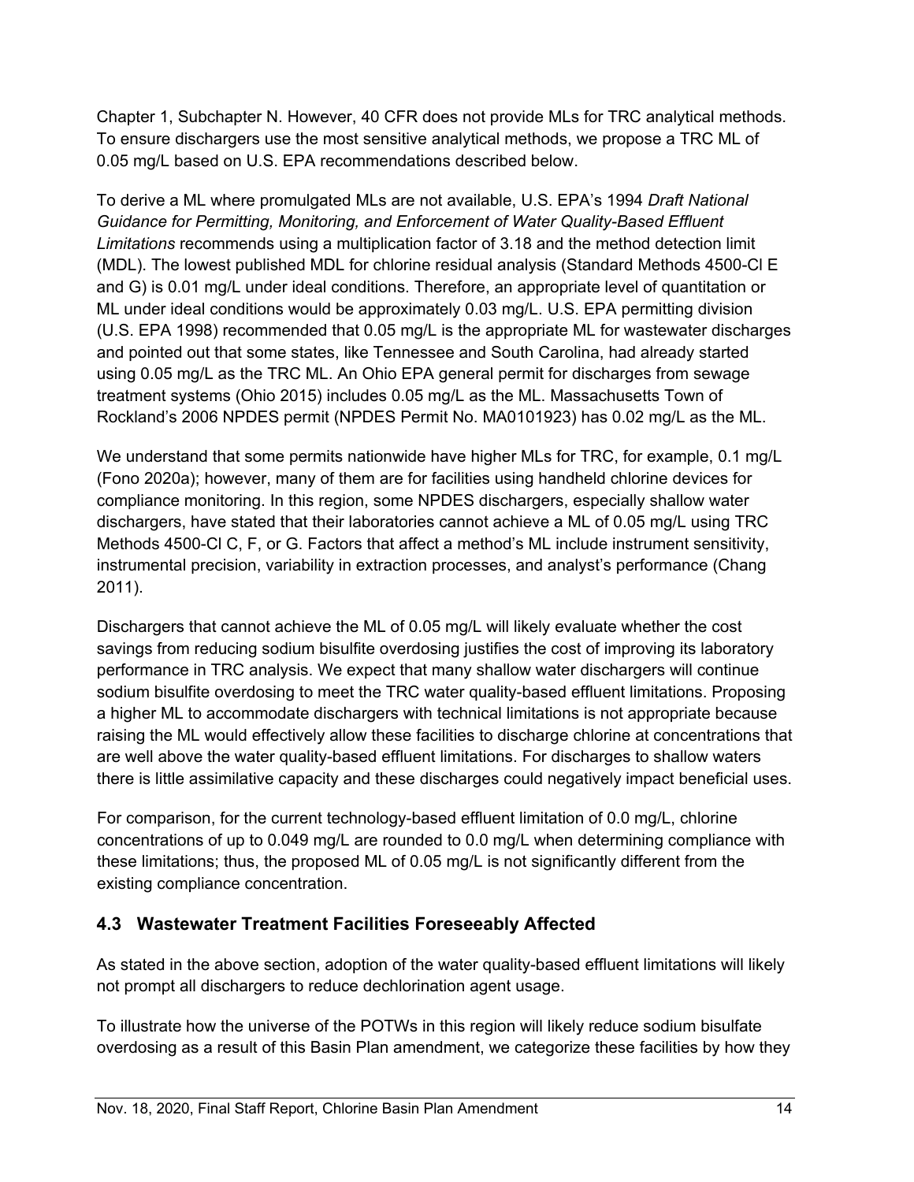Chapter 1, Subchapter N. However, 40 CFR does not provide MLs for TRC analytical methods. To ensure dischargers use the most sensitive analytical methods, we propose a TRC ML of 0.05 mg/L based on U.S. EPA recommendations described below.

To derive a ML where promulgated MLs are not available, U.S. EPA's 1994 *Draft National Guidance for Permitting, Monitoring, and Enforcement of Water Quality-Based Effluent Limitations* recommends using a multiplication factor of 3.18 and the method detection limit (MDL). The lowest published MDL for chlorine residual analysis (Standard Methods 4500-Cl E and G) is 0.01 mg/L under ideal conditions. Therefore, an appropriate level of quantitation or ML under ideal conditions would be approximately 0.03 mg/L. U.S. EPA permitting division (U.S. EPA 1998) recommended that 0.05 mg/L is the appropriate ML for wastewater discharges and pointed out that some states, like Tennessee and South Carolina, had already started using 0.05 mg/L as the TRC ML. An Ohio EPA general permit for discharges from sewage treatment systems (Ohio 2015) includes 0.05 mg/L as the ML. Massachusetts Town of Rockland's 2006 NPDES permit (NPDES Permit No. MA0101923) has 0.02 mg/L as the ML.

We understand that some permits nationwide have higher MLs for TRC, for example, 0.1 mg/L (Fono 2020a); however, many of them are for facilities using handheld chlorine devices for compliance monitoring. In this region, some NPDES dischargers, especially shallow water dischargers, have stated that their laboratories cannot achieve a ML of 0.05 mg/L using TRC Methods 4500-Cl C, F, or G. Factors that affect a method's ML include instrument sensitivity, instrumental precision, variability in extraction processes, and analyst's performance (Chang 2011).

Dischargers that cannot achieve the ML of 0.05 mg/L will likely evaluate whether the cost savings from reducing sodium bisulfite overdosing justifies the cost of improving its laboratory performance in TRC analysis. We expect that many shallow water dischargers will continue sodium bisulfite overdosing to meet the TRC water quality-based effluent limitations. Proposing a higher ML to accommodate dischargers with technical limitations is not appropriate because raising the ML would effectively allow these facilities to discharge chlorine at concentrations that are well above the water quality-based effluent limitations. For discharges to shallow waters there is little assimilative capacity and these discharges could negatively impact beneficial uses.

For comparison, for the current technology-based effluent limitation of 0.0 mg/L, chlorine concentrations of up to 0.049 mg/L are rounded to 0.0 mg/L when determining compliance with these limitations; thus, the proposed ML of 0.05 mg/L is not significantly different from the existing compliance concentration.

## 4.3 Wastewater Treatment Facilities Foreseeably Affected

As stated in the above section, adoption of the water quality-based effluent limitations will likely not prompt all dischargers to reduce dechlorination agent usage.

To illustrate how the universe of the POTWs in this region will likely reduce sodium bisulfate overdosing as a result of this Basin Plan amendment, we categorize these facilities by how they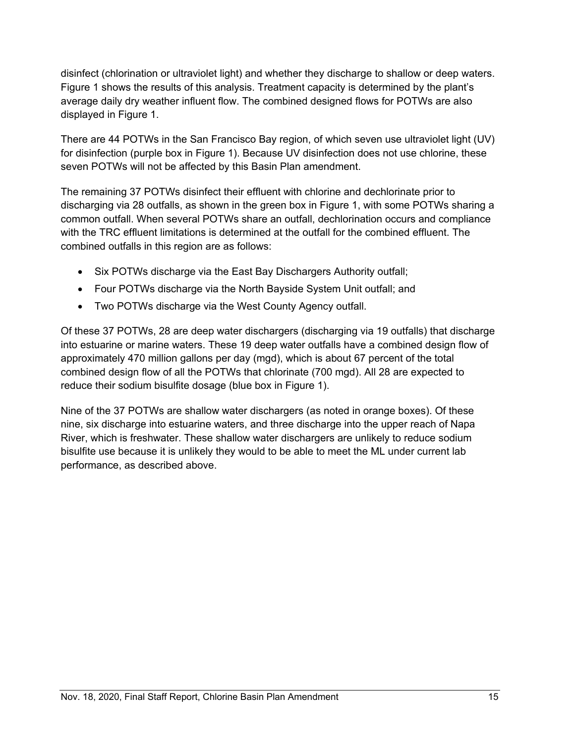disinfect (chlorination or ultraviolet light) and whether they discharge to shallow or deep waters. Figure 1 shows the results of this analysis. Treatment capacity is determined by the plant's average daily dry weather influent flow. The combined designed flows for POTWs are also displayed in Figure 1.

There are 44 POTWs in the San Francisco Bay region, of which seven use ultraviolet light (UV) for disinfection (purple box in Figure 1). Because UV disinfection does not use chlorine, these seven POTWs will not be affected by this Basin Plan amendment.

The remaining 37 POTWs disinfect their effluent with chlorine and dechlorinate prior to discharging via 28 outfalls, as shown in the green box in Figure 1, with some POTWs sharing a common outfall. When several POTWs share an outfall, dechlorination occurs and compliance with the TRC effluent limitations is determined at the outfall for the combined effluent. The combined outfalls in this region are as follows:

- Six POTWs discharge via the East Bay Dischargers Authority outfall;
- Four POTWs discharge via the North Bayside System Unit outfall; and
- Two POTWs discharge via the West County Agency outfall.

Of these 37 POTWs, 28 are deep water dischargers (discharging via 19 outfalls) that discharge into estuarine or marine waters. These 19 deep water outfalls have a combined design flow of approximately 470 million gallons per day (mgd), which is about 67 percent of the total combined design flow of all the POTWs that chlorinate (700 mgd). All 28 are expected to reduce their sodium bisulfite dosage (blue box in Figure 1).

Nine of the 37 POTWs are shallow water dischargers (as noted in orange boxes). Of these nine, six discharge into estuarine waters, and three discharge into the upper reach of Napa River, which is freshwater. These shallow water dischargers are unlikely to reduce sodium bisulfite use because it is unlikely they would to be able to meet the ML under current lab performance, as described above.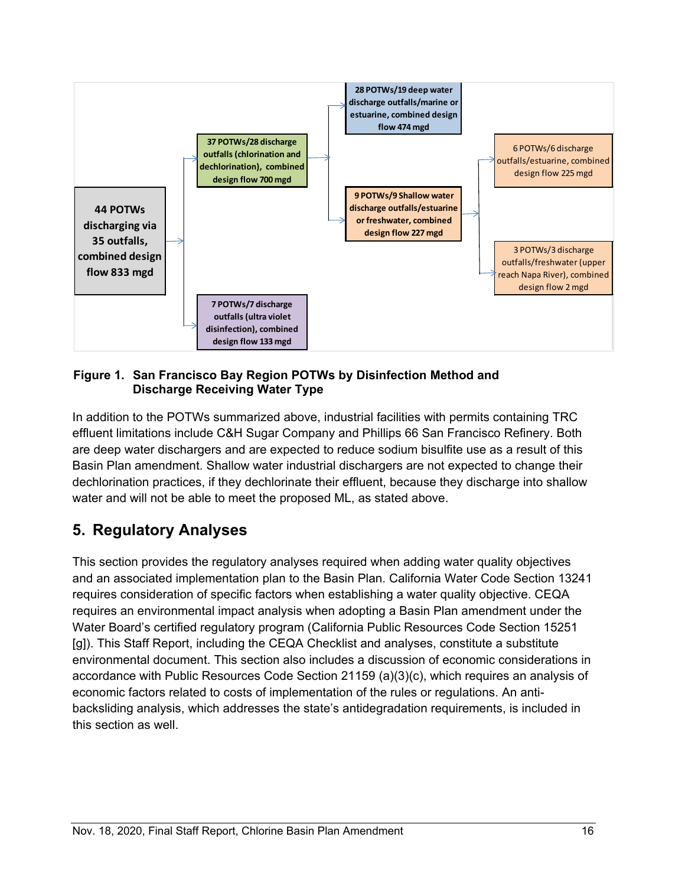44 POTWs discharging via 35 outfalls, combined design flow 833 mgd

37 POTWs/28 discharge outfalls (chlorination and dechlorination), combined design flow 700 mgd

28 POTWs/19 deep water discharge outfalls/marine or estuarine, combined design flow 474 mgd

9 POTWs/9 Shallow water discharge outfalls/estuarine or freshwater, combined design flow 227 mgd

6 POTWs/6 discharge outfalls/estuarine, combined design flow 225 mgd

3 POTWs/3 discharge outfalls/freshwater (upper reach Napa River), combined design flow 2 mgd

7 POTWs/7 discharge outfalls (ultra violet disinfection), combined design flow 133 mgd

**Figure 1. San Francisco Bay Region POTWs by Disinfection Method and Discharge Receiving Water Type**

In addition to the POTWs summarized above, industrial facilities with permits containing TRC effluent limitations include C&H Sugar Company and Phillips 66 San Francisco Refinery. Both are deep water dischargers and are expected to reduce sodium bisulfite use as a result of this Basin Plan amendment. Shallow water industrial dischargers are not expected to change their dechlorination practices, if they dechlorinate their effluent, because they discharge into shallow water and will not be able to meet the proposed ML, as stated above.

## 5. Regulatory Analyses

This section provides the regulatory analyses required when adding water quality objectives and an associated implementation plan to the Basin Plan. California Water Code Section 13241 requires consideration of specific factors when establishing a water quality objective. CEQA requires an environmental impact analysis when adopting a Basin Plan amendment under the Water Board's certified regulatory program (California Public Resources Code Section 15251 [g]). This Staff Report, including the CEQA Checklist and analyses, constitute a substitute environmental document. This section also includes a discussion of economic considerations in accordance with Public Resources Code Section 21159 (a)(3)(c), which requires an analysis of economic factors related to costs of implementation of the rules or regulations. An anti-backsliding analysis, which addresses the state's antidegradation requirements, is included in this section as well.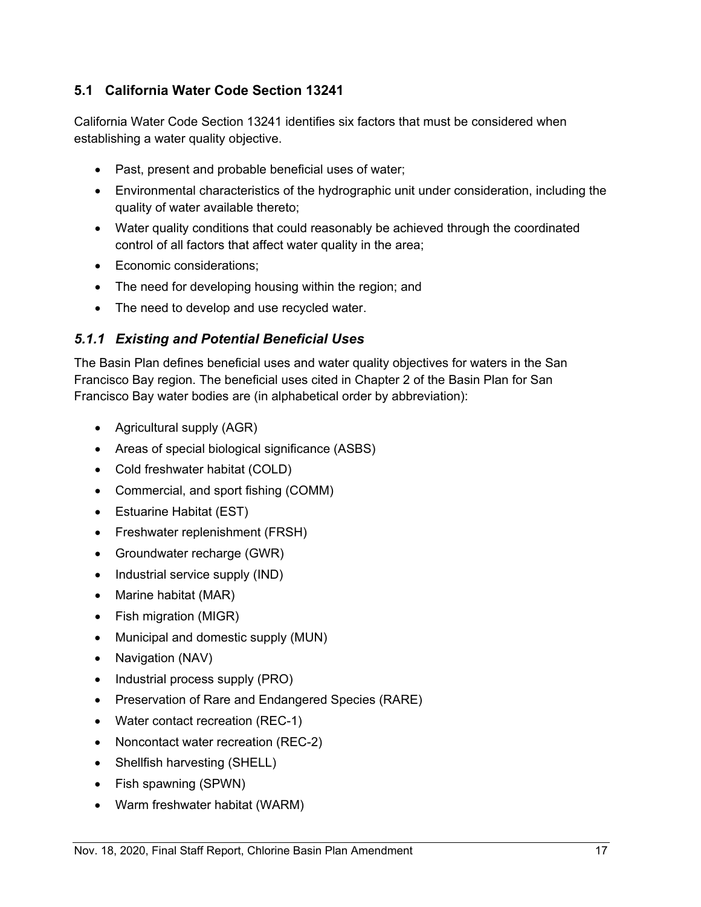## 5.1 California Water Code Section 13241

California Water Code Section 13241 identifies six factors that must be considered when establishing a water quality objective.

- Past, present and probable beneficial uses of water;
- Environmental characteristics of the hydrographic unit under consideration, including the quality of water available thereto;
- Water quality conditions that could reasonably be achieved through the coordinated control of all factors that affect water quality in the area;
- Economic considerations;
- The need for developing housing within the region; and
- The need to develop and use recycled water.

### *5.1.1 Existing and Potential Beneficial Uses*

The Basin Plan defines beneficial uses and water quality objectives for waters in the San Francisco Bay region. The beneficial uses cited in Chapter 2 of the Basin Plan for San Francisco Bay water bodies are (in alphabetical order by abbreviation):

- Agricultural supply (AGR)
- Areas of special biological significance (ASBS)
- Cold freshwater habitat (COLD)
- Commercial, and sport fishing (COMM)
- Estuarine Habitat (EST)
- Freshwater replenishment (FRSH)
- Groundwater recharge (GWR)
- Industrial service supply (IND)
- Marine habitat (MAR)
- Fish migration (MIGR)
- Municipal and domestic supply (MUN)
- Navigation (NAV)
- Industrial process supply (PRO)
- Preservation of Rare and Endangered Species (RARE)
- Water contact recreation (REC-1)
- Noncontact water recreation (REC-2)
- Shellfish harvesting (SHELL)
- Fish spawning (SPWN)
- Warm freshwater habitat (WARM)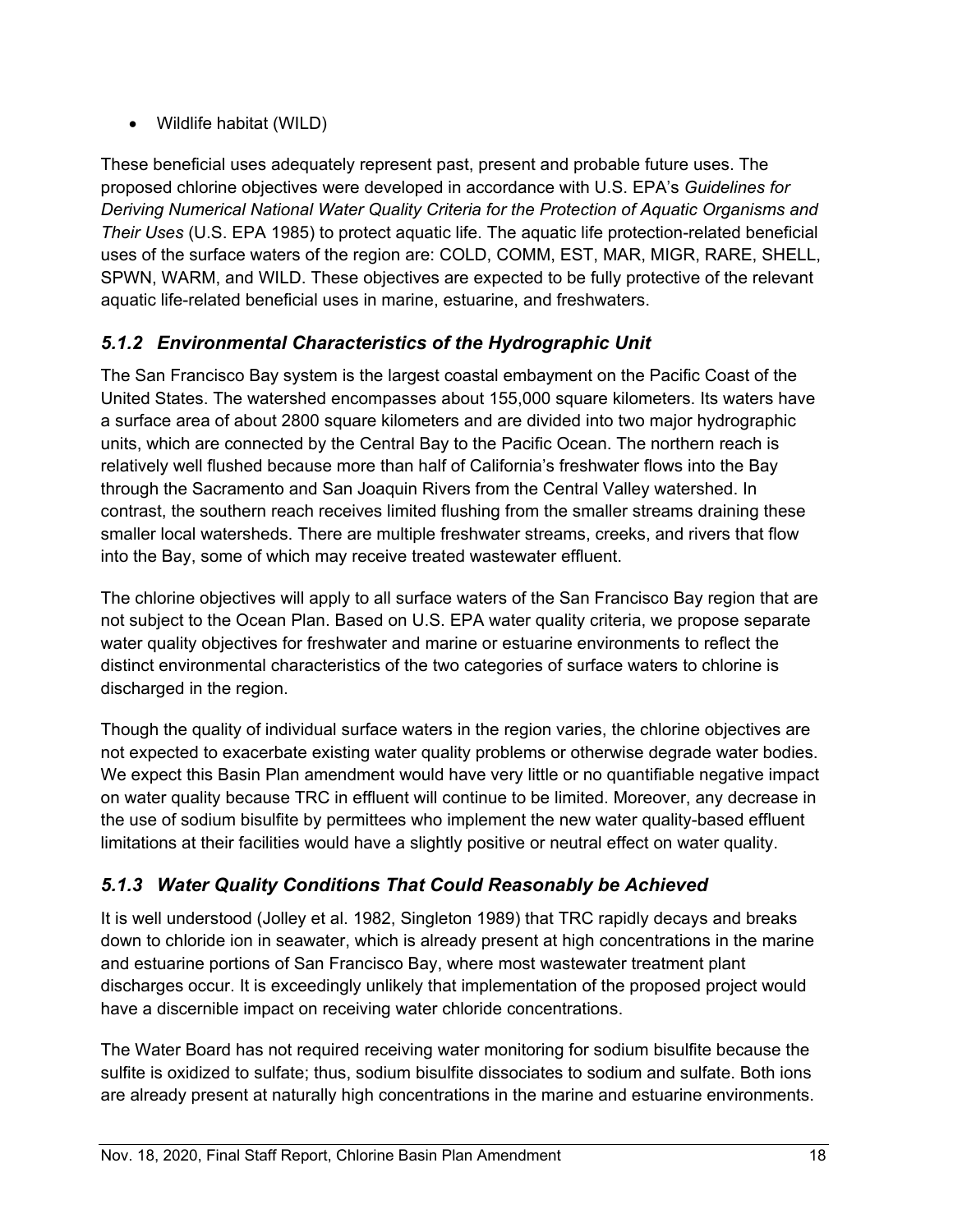- Wildlife habitat (WILD)

These beneficial uses adequately represent past, present and probable future uses. The proposed chlorine objectives were developed in accordance with U.S. EPA's *Guidelines for Deriving Numerical National Water Quality Criteria for the Protection of Aquatic Organisms and Their Uses* (U.S. EPA 1985) to protect aquatic life. The aquatic life protection-related beneficial uses of the surface waters of the region are: COLD, COMM, EST, MAR, MIGR, RARE, SHELL, SPWN, WARM, and WILD. These objectives are expected to be fully protective of the relevant aquatic life-related beneficial uses in marine, estuarine, and freshwaters.

### *5.1.2 Environmental Characteristics of the Hydrographic Unit*

The San Francisco Bay system is the largest coastal embayment on the Pacific Coast of the United States. The watershed encompasses about 155,000 square kilometers. Its waters have a surface area of about 2800 square kilometers and are divided into two major hydrographic units, which are connected by the Central Bay to the Pacific Ocean. The northern reach is relatively well flushed because more than half of California's freshwater flows into the Bay through the Sacramento and San Joaquin Rivers from the Central Valley watershed. In contrast, the southern reach receives limited flushing from the smaller streams draining these smaller local watersheds. There are multiple freshwater streams, creeks, and rivers that flow into the Bay, some of which may receive treated wastewater effluent.

The chlorine objectives will apply to all surface waters of the San Francisco Bay region that are not subject to the Ocean Plan. Based on U.S. EPA water quality criteria, we propose separate water quality objectives for freshwater and marine or estuarine environments to reflect the distinct environmental characteristics of the two categories of surface waters to chlorine is discharged in the region.

Though the quality of individual surface waters in the region varies, the chlorine objectives are not expected to exacerbate existing water quality problems or otherwise degrade water bodies. We expect this Basin Plan amendment would have very little or no quantifiable negative impact on water quality because TRC in effluent will continue to be limited. Moreover, any decrease in the use of sodium bisulfite by permittees who implement the new water quality-based effluent limitations at their facilities would have a slightly positive or neutral effect on water quality.

### *5.1.3 Water Quality Conditions That Could Reasonably be Achieved*

It is well understood (Jolley et al. 1982, Singleton 1989) that TRC rapidly decays and breaks down to chloride ion in seawater, which is already present at high concentrations in the marine and estuarine portions of San Francisco Bay, where most wastewater treatment plant discharges occur. It is exceedingly unlikely that implementation of the proposed project would have a discernible impact on receiving water chloride concentrations.

The Water Board has not required receiving water monitoring for sodium bisulfite because the sulfite is oxidized to sulfate; thus, sodium bisulfite dissociates to sodium and sulfate. Both ions are already present at naturally high concentrations in the marine and estuarine environments.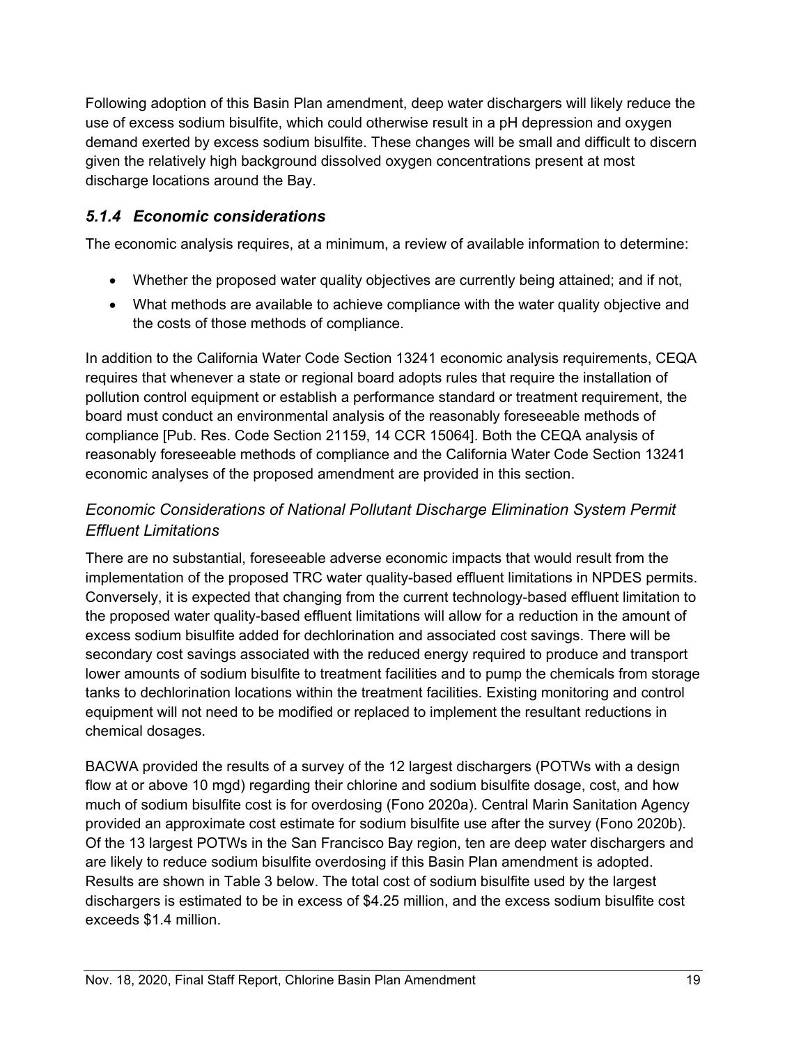Following adoption of this Basin Plan amendment, deep water dischargers will likely reduce the use of excess sodium bisulfite, which could otherwise result in a pH depression and oxygen demand exerted by excess sodium bisulfite. These changes will be small and difficult to discern given the relatively high background dissolved oxygen concentrations present at most discharge locations around the Bay.

### *5.1.4 Economic considerations*

The economic analysis requires, at a minimum, a review of available information to determine:

- Whether the proposed water quality objectives are currently being attained; and if not,
- What methods are available to achieve compliance with the water quality objective and the costs of those methods of compliance.

In addition to the California Water Code Section 13241 economic analysis requirements, CEQA requires that whenever a state or regional board adopts rules that require the installation of pollution control equipment or establish a performance standard or treatment requirement, the board must conduct an environmental analysis of the reasonably foreseeable methods of compliance [Pub. Res. Code Section 21159, 14 CCR 15064]. Both the CEQA analysis of reasonably foreseeable methods of compliance and the California Water Code Section 13241 economic analyses of the proposed amendment are provided in this section.

#### *Economic Considerations of National Pollutant Discharge Elimination System Permit Effluent Limitations*

There are no substantial, foreseeable adverse economic impacts that would result from the implementation of the proposed TRC water quality-based effluent limitations in NPDES permits. Conversely, it is expected that changing from the current technology-based effluent limitation to the proposed water quality-based effluent limitations will allow for a reduction in the amount of excess sodium bisulfite added for dechlorination and associated cost savings. There will be secondary cost savings associated with the reduced energy required to produce and transport lower amounts of sodium bisulfite to treatment facilities and to pump the chemicals from storage tanks to dechlorination locations within the treatment facilities. Existing monitoring and control equipment will not need to be modified or replaced to implement the resultant reductions in chemical dosages.

BACWA provided the results of a survey of the 12 largest dischargers (POTWs with a design flow at or above 10 mgd) regarding their chlorine and sodium bisulfite dosage, cost, and how much of sodium bisulfite cost is for overdosing (Fono 2020a). Central Marin Sanitation Agency provided an approximate cost estimate for sodium bisulfite use after the survey (Fono 2020b). Of the 13 largest POTWs in the San Francisco Bay region, ten are deep water dischargers and are likely to reduce sodium bisulfite overdosing if this Basin Plan amendment is adopted. Results are shown in Table 3 below. The total cost of sodium bisulfite used by the largest dischargers is estimated to be in excess of $4.25 million, and the excess sodium bisulfite cost exceeds $1.4 million.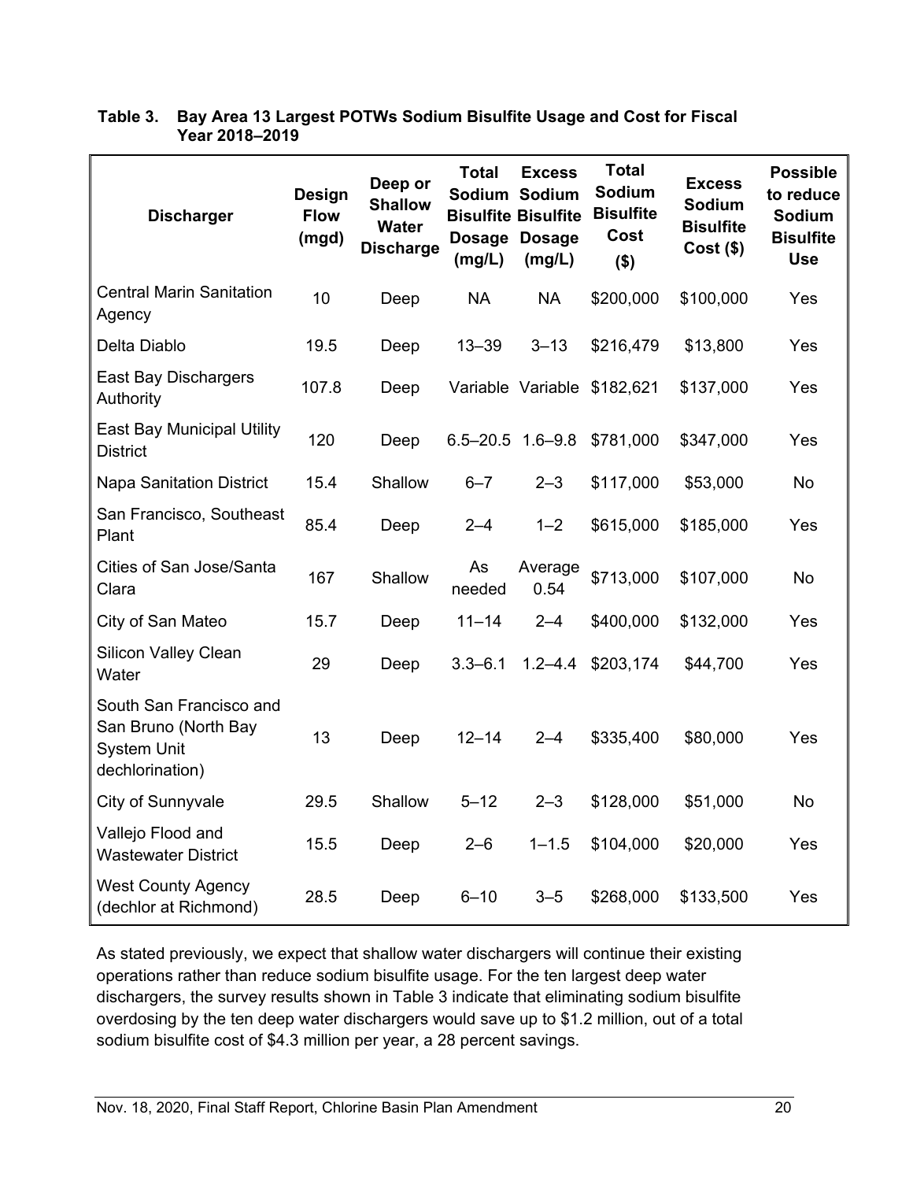**Table 3. Bay Area 13 Largest POTWs Sodium Bisulfite Usage and Cost for Fiscal Year 2018–2019**

| Discharger | Design Flow (mgd) | Deep or Shallow Water Discharge | Total Sodium Bisulfite Dosage (mg/L) | Excess Sodium Bisulfite Dosage (mg/L) | Total Sodium Bisulfite Cost ($) | Excess Sodium Bisulfite Cost ($) | Possible to reduce Sodium Bisulfite Use |
|---|---|---|---|---|---|---|---|
| Central Marin Sanitation Agency | 10 | Deep | NA | NA | $200,000 | $100,000 | Yes |
| Delta Diablo | 19.5 | Deep | 13–39 | 3–13 | $216,479 | $13,800 | Yes |
| East Bay Dischargers Authority | 107.8 | Deep | Variable | Variable | $182,621 | $137,000 | Yes |
| East Bay Municipal Utility District | 120 | Deep | 6.5–20.5 | 1.6–9.8 | $781,000 | $347,000 | Yes |
| Napa Sanitation District | 15.4 | Shallow | 6–7 | 2–3 | $117,000 | $53,000 | No |
| San Francisco, Southeast Plant | 85.4 | Deep | 2–4 | 1–2 | $615,000 | $185,000 | Yes |
| Cities of San Jose/Santa Clara | 167 | Shallow | As needed | Average 0.54 | $713,000 | $107,000 | No |
| City of San Mateo | 15.7 | Deep | 11–14 | 2–4 | $400,000 | $132,000 | Yes |
| Silicon Valley Clean Water | 29 | Deep | 3.3–6.1 | 1.2–4.4 | $203,174 | $44,700 | Yes |
| South San Francisco and San Bruno (North Bay System Unit dechlorination) | 13 | Deep | 12–14 | 2–4 | $335,400 | $80,000 | Yes |
| City of Sunnyvale | 29.5 | Shallow | 5–12 | 2–3 | $128,000 | $51,000 | No |
| Vallejo Flood and Wastewater District | 15.5 | Deep | 2–6 | 1–1.5 | $104,000 | $20,000 | Yes |
| West County Agency (dechlor at Richmond) | 28.5 | Deep | 6–10 | 3–5 | $268,000 | $133,500 | Yes |

As stated previously, we expect that shallow water dischargers will continue their existing operations rather than reduce sodium bisulfite usage. For the ten largest deep water dischargers, the survey results shown in Table 3 indicate that eliminating sodium bisulfite overdosing by the ten deep water dischargers would save up to $1.2 million, out of a total sodium bisulfite cost of $4.3 million per year, a 28 percent savings.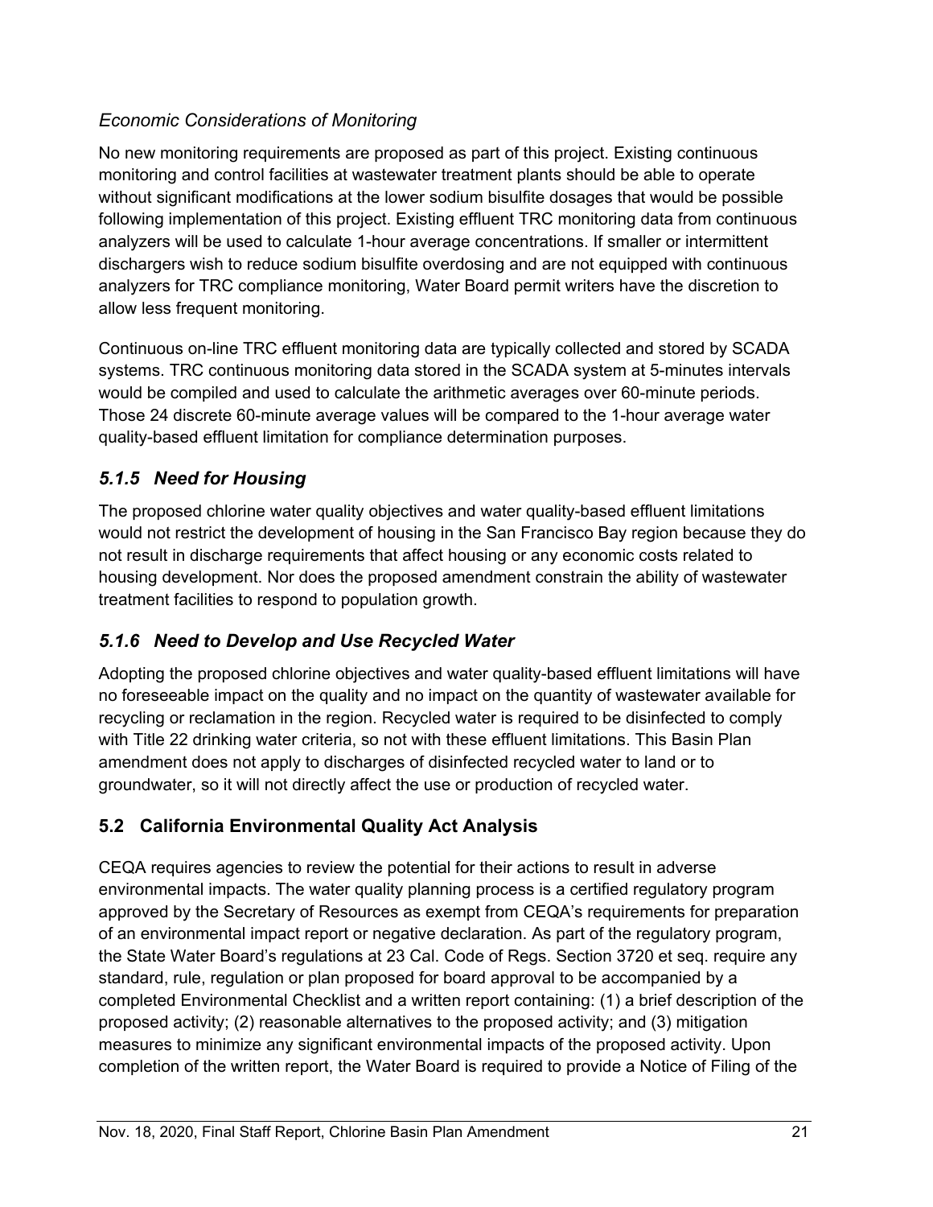*Economic Considerations of Monitoring*

No new monitoring requirements are proposed as part of this project. Existing continuous monitoring and control facilities at wastewater treatment plants should be able to operate without significant modifications at the lower sodium bisulfite dosages that would be possible following implementation of this project. Existing effluent TRC monitoring data from continuous analyzers will be used to calculate 1-hour average concentrations. If smaller or intermittent dischargers wish to reduce sodium bisulfite overdosing and are not equipped with continuous analyzers for TRC compliance monitoring, Water Board permit writers have the discretion to allow less frequent monitoring.

Continuous on-line TRC effluent monitoring data are typically collected and stored by SCADA systems. TRC continuous monitoring data stored in the SCADA system at 5-minutes intervals would be compiled and used to calculate the arithmetic averages over 60-minute periods. Those 24 discrete 60-minute average values will be compared to the 1-hour average water quality-based effluent limitation for compliance determination purposes.

### *5.1.5 Need for Housing*

The proposed chlorine water quality objectives and water quality-based effluent limitations would not restrict the development of housing in the San Francisco Bay region because they do not result in discharge requirements that affect housing or any economic costs related to housing development. Nor does the proposed amendment constrain the ability of wastewater treatment facilities to respond to population growth.

### *5.1.6 Need to Develop and Use Recycled Water*

Adopting the proposed chlorine objectives and water quality-based effluent limitations will have no foreseeable impact on the quality and no impact on the quantity of wastewater available for recycling or reclamation in the region. Recycled water is required to be disinfected to comply with Title 22 drinking water criteria, so not with these effluent limitations. This Basin Plan amendment does not apply to discharges of disinfected recycled water to land or to groundwater, so it will not directly affect the use or production of recycled water.

## 5.2 California Environmental Quality Act Analysis

CEQA requires agencies to review the potential for their actions to result in adverse environmental impacts. The water quality planning process is a certified regulatory program approved by the Secretary of Resources as exempt from CEQA's requirements for preparation of an environmental impact report or negative declaration. As part of the regulatory program, the State Water Board's regulations at 23 Cal. Code of Regs. Section 3720 et seq. require any standard, rule, regulation or plan proposed for board approval to be accompanied by a completed Environmental Checklist and a written report containing: (1) a brief description of the proposed activity; (2) reasonable alternatives to the proposed activity; and (3) mitigation measures to minimize any significant environmental impacts of the proposed activity. Upon completion of the written report, the Water Board is required to provide a Notice of Filing of the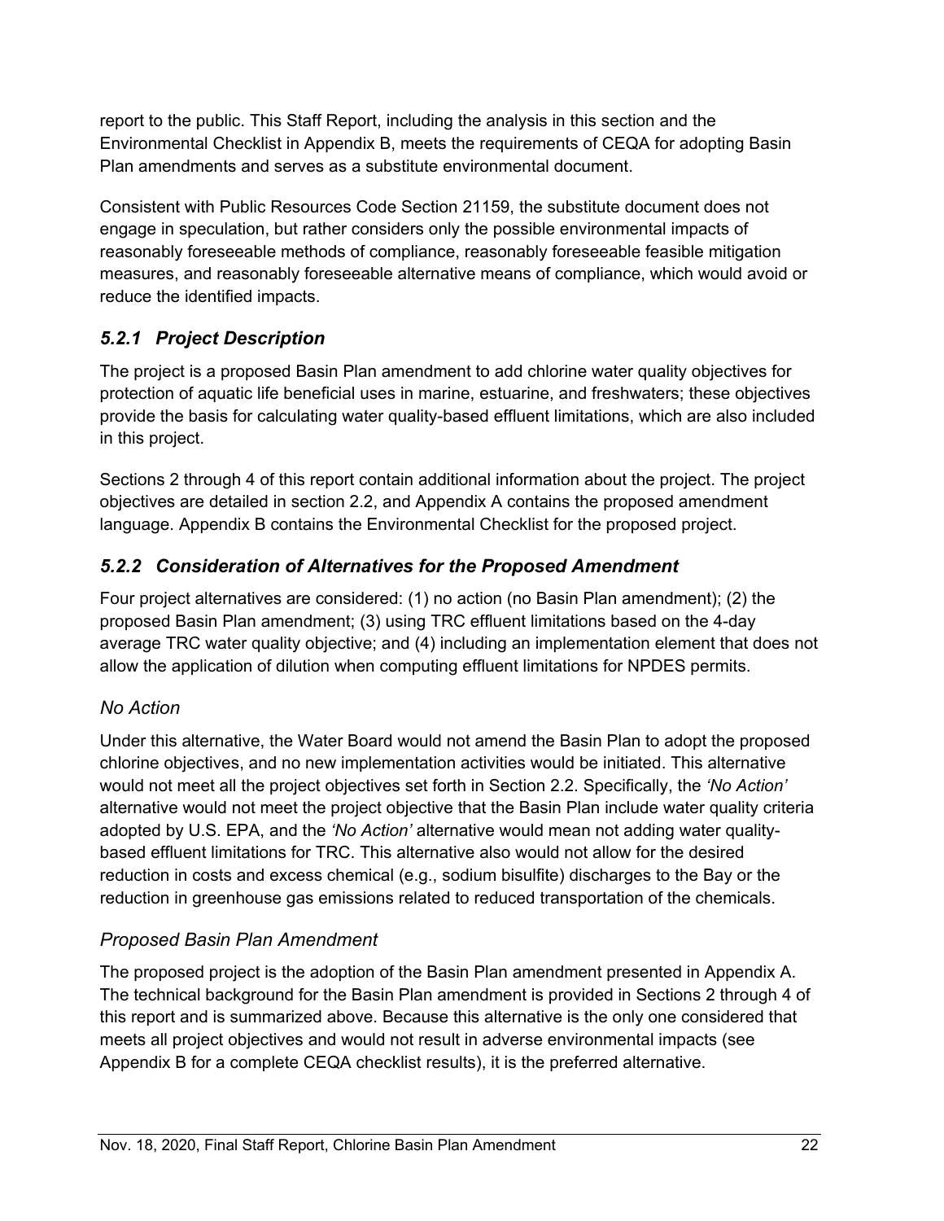report to the public. This Staff Report, including the analysis in this section and the Environmental Checklist in Appendix B, meets the requirements of CEQA for adopting Basin Plan amendments and serves as a substitute environmental document.

Consistent with Public Resources Code Section 21159, the substitute document does not engage in speculation, but rather considers only the possible environmental impacts of reasonably foreseeable methods of compliance, reasonably foreseeable feasible mitigation measures, and reasonably foreseeable alternative means of compliance, which would avoid or reduce the identified impacts.

### *5.2.1 Project Description*

The project is a proposed Basin Plan amendment to add chlorine water quality objectives for protection of aquatic life beneficial uses in marine, estuarine, and freshwaters; these objectives provide the basis for calculating water quality-based effluent limitations, which are also included in this project.

Sections 2 through 4 of this report contain additional information about the project. The project objectives are detailed in section 2.2, and Appendix A contains the proposed amendment language. Appendix B contains the Environmental Checklist for the proposed project.

### *5.2.2 Consideration of Alternatives for the Proposed Amendment*

Four project alternatives are considered: (1) no action (no Basin Plan amendment); (2) the proposed Basin Plan amendment; (3) using TRC effluent limitations based on the 4-day average TRC water quality objective; and (4) including an implementation element that does not allow the application of dilution when computing effluent limitations for NPDES permits.

#### *No Action*

Under this alternative, the Water Board would not amend the Basin Plan to adopt the proposed chlorine objectives, and no new implementation activities would be initiated. This alternative would not meet all the project objectives set forth in Section 2.2. Specifically, the *'No Action'* alternative would not meet the project objective that the Basin Plan include water quality criteria adopted by U.S. EPA, and the *'No Action'* alternative would mean not adding water quality-based effluent limitations for TRC. This alternative also would not allow for the desired reduction in costs and excess chemical (e.g., sodium bisulfite) discharges to the Bay or the reduction in greenhouse gas emissions related to reduced transportation of the chemicals.

#### *Proposed Basin Plan Amendment*

The proposed project is the adoption of the Basin Plan amendment presented in Appendix A. The technical background for the Basin Plan amendment is provided in Sections 2 through 4 of this report and is summarized above. Because this alternative is the only one considered that meets all project objectives and would not result in adverse environmental impacts (see Appendix B for a complete CEQA checklist results), it is the preferred alternative.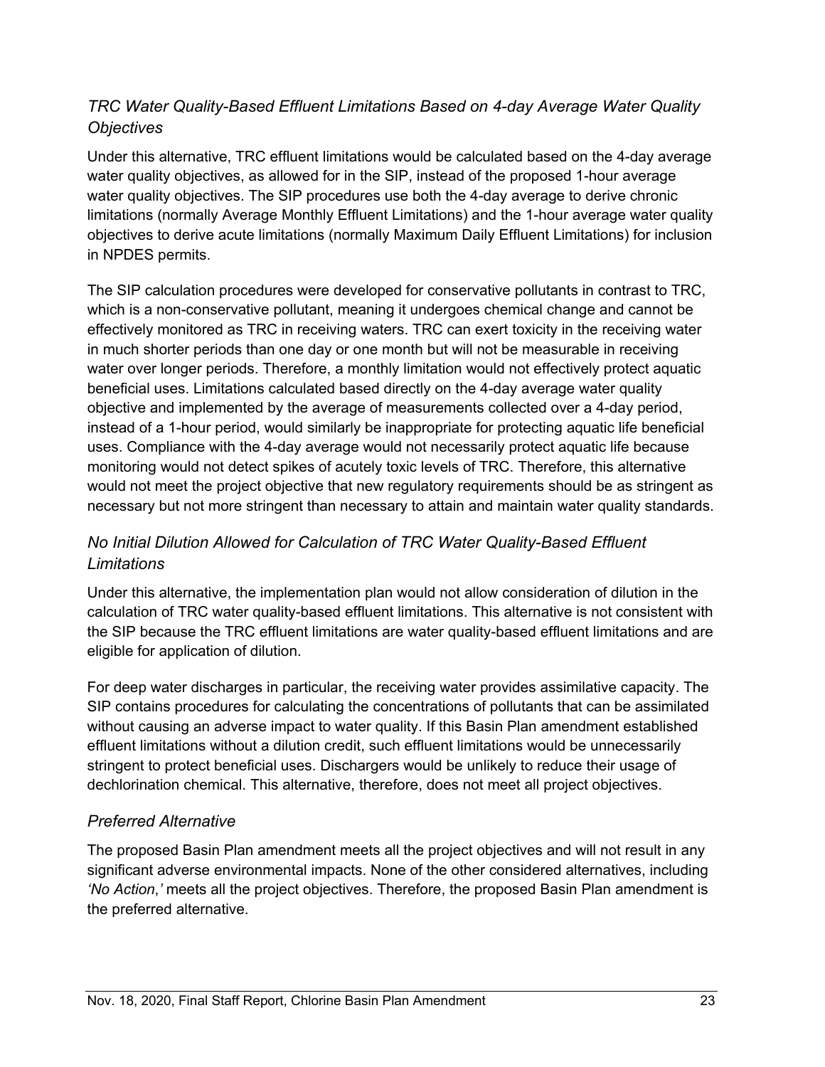### *TRC Water Quality-Based Effluent Limitations Based on 4-day Average Water Quality Objectives*

Under this alternative, TRC effluent limitations would be calculated based on the 4-day average water quality objectives, as allowed for in the SIP, instead of the proposed 1-hour average water quality objectives. The SIP procedures use both the 4-day average to derive chronic limitations (normally Average Monthly Effluent Limitations) and the 1-hour average water quality objectives to derive acute limitations (normally Maximum Daily Effluent Limitations) for inclusion in NPDES permits.

The SIP calculation procedures were developed for conservative pollutants in contrast to TRC, which is a non-conservative pollutant, meaning it undergoes chemical change and cannot be effectively monitored as TRC in receiving waters. TRC can exert toxicity in the receiving water in much shorter periods than one day or one month but will not be measurable in receiving water over longer periods. Therefore, a monthly limitation would not effectively protect aquatic beneficial uses. Limitations calculated based directly on the 4-day average water quality objective and implemented by the average of measurements collected over a 4-day period, instead of a 1-hour period, would similarly be inappropriate for protecting aquatic life beneficial uses. Compliance with the 4-day average would not necessarily protect aquatic life because monitoring would not detect spikes of acutely toxic levels of TRC. Therefore, this alternative would not meet the project objective that new regulatory requirements should be as stringent as necessary but not more stringent than necessary to attain and maintain water quality standards.

### *No Initial Dilution Allowed for Calculation of TRC Water Quality-Based Effluent Limitations*

Under this alternative, the implementation plan would not allow consideration of dilution in the calculation of TRC water quality-based effluent limitations. This alternative is not consistent with the SIP because the TRC effluent limitations are water quality-based effluent limitations and are eligible for application of dilution.

For deep water discharges in particular, the receiving water provides assimilative capacity. The SIP contains procedures for calculating the concentrations of pollutants that can be assimilated without causing an adverse impact to water quality. If this Basin Plan amendment established effluent limitations without a dilution credit, such effluent limitations would be unnecessarily stringent to protect beneficial uses. Dischargers would be unlikely to reduce their usage of dechlorination chemical. This alternative, therefore, does not meet all project objectives.

### *Preferred Alternative*

The proposed Basin Plan amendment meets all the project objectives and will not result in any significant adverse environmental impacts. None of the other considered alternatives, including *'No Action*,*'* meets all the project objectives. Therefore, the proposed Basin Plan amendment is the preferred alternative.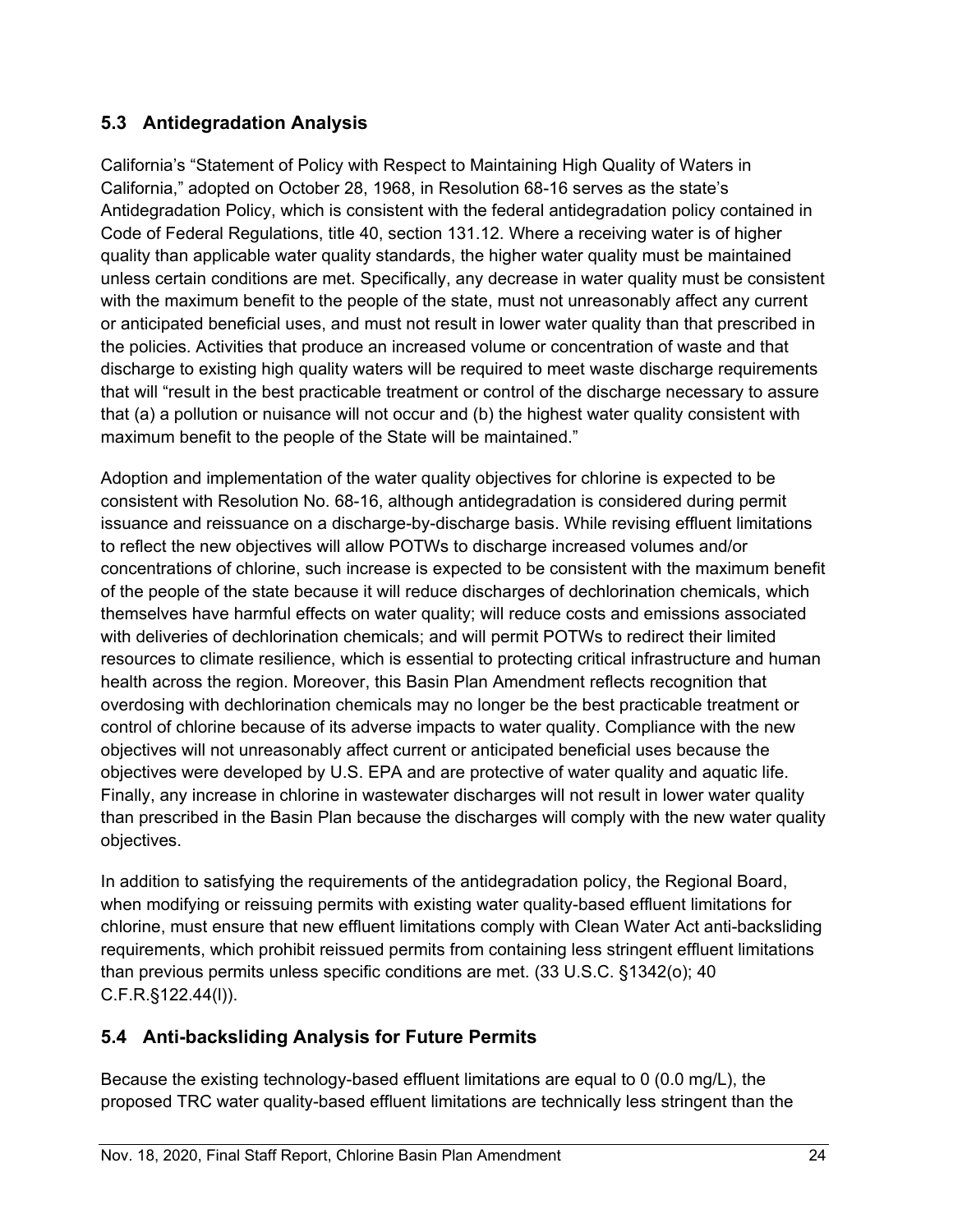## 5.3 Antidegradation Analysis

California's "Statement of Policy with Respect to Maintaining High Quality of Waters in California," adopted on October 28, 1968, in Resolution 68-16 serves as the state's Antidegradation Policy, which is consistent with the federal antidegradation policy contained in Code of Federal Regulations, title 40, section 131.12. Where a receiving water is of higher quality than applicable water quality standards, the higher water quality must be maintained unless certain conditions are met. Specifically, any decrease in water quality must be consistent with the maximum benefit to the people of the state, must not unreasonably affect any current or anticipated beneficial uses, and must not result in lower water quality than that prescribed in the policies. Activities that produce an increased volume or concentration of waste and that discharge to existing high quality waters will be required to meet waste discharge requirements that will "result in the best practicable treatment or control of the discharge necessary to assure that (a) a pollution or nuisance will not occur and (b) the highest water quality consistent with maximum benefit to the people of the State will be maintained."

Adoption and implementation of the water quality objectives for chlorine is expected to be consistent with Resolution No. 68-16, although antidegradation is considered during permit issuance and reissuance on a discharge-by-discharge basis. While revising effluent limitations to reflect the new objectives will allow POTWs to discharge increased volumes and/or concentrations of chlorine, such increase is expected to be consistent with the maximum benefit of the people of the state because it will reduce discharges of dechlorination chemicals, which themselves have harmful effects on water quality; will reduce costs and emissions associated with deliveries of dechlorination chemicals; and will permit POTWs to redirect their limited resources to climate resilience, which is essential to protecting critical infrastructure and human health across the region. Moreover, this Basin Plan Amendment reflects recognition that overdosing with dechlorination chemicals may no longer be the best practicable treatment or control of chlorine because of its adverse impacts to water quality. Compliance with the new objectives will not unreasonably affect current or anticipated beneficial uses because the objectives were developed by U.S. EPA and are protective of water quality and aquatic life. Finally, any increase in chlorine in wastewater discharges will not result in lower water quality than prescribed in the Basin Plan because the discharges will comply with the new water quality objectives.

In addition to satisfying the requirements of the antidegradation policy, the Regional Board, when modifying or reissuing permits with existing water quality-based effluent limitations for chlorine, must ensure that new effluent limitations comply with Clean Water Act anti-backsliding requirements, which prohibit reissued permits from containing less stringent effluent limitations than previous permits unless specific conditions are met. (33 U.S.C. §1342(o); 40 C.F.R.§122.44(l)).

## 5.4 Anti-backsliding Analysis for Future Permits

Because the existing technology-based effluent limitations are equal to 0 (0.0 mg/L), the proposed TRC water quality-based effluent limitations are technically less stringent than the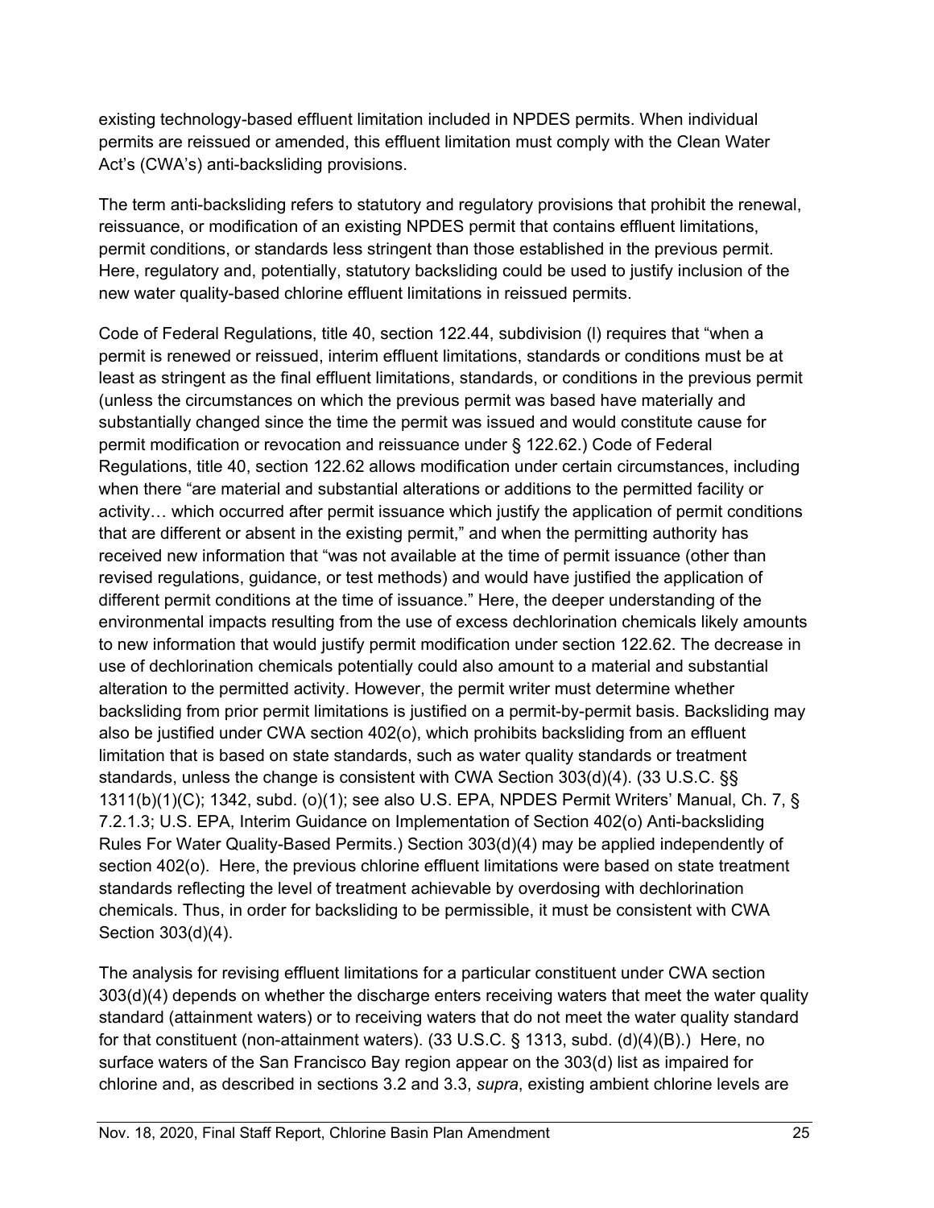existing technology-based effluent limitation included in NPDES permits. When individual permits are reissued or amended, this effluent limitation must comply with the Clean Water Act's (CWA's) anti-backsliding provisions.

The term anti-backsliding refers to statutory and regulatory provisions that prohibit the renewal, reissuance, or modification of an existing NPDES permit that contains effluent limitations, permit conditions, or standards less stringent than those established in the previous permit. Here, regulatory and, potentially, statutory backsliding could be used to justify inclusion of the new water quality-based chlorine effluent limitations in reissued permits.

Code of Federal Regulations, title 40, section 122.44, subdivision (l) requires that "when a permit is renewed or reissued, interim effluent limitations, standards or conditions must be at least as stringent as the final effluent limitations, standards, or conditions in the previous permit (unless the circumstances on which the previous permit was based have materially and substantially changed since the time the permit was issued and would constitute cause for permit modification or revocation and reissuance under § 122.62.) Code of Federal Regulations, title 40, section 122.62 allows modification under certain circumstances, including when there "are material and substantial alterations or additions to the permitted facility or activity… which occurred after permit issuance which justify the application of permit conditions that are different or absent in the existing permit," and when the permitting authority has received new information that "was not available at the time of permit issuance (other than revised regulations, guidance, or test methods) and would have justified the application of different permit conditions at the time of issuance." Here, the deeper understanding of the environmental impacts resulting from the use of excess dechlorination chemicals likely amounts to new information that would justify permit modification under section 122.62. The decrease in use of dechlorination chemicals potentially could also amount to a material and substantial alteration to the permitted activity. However, the permit writer must determine whether backsliding from prior permit limitations is justified on a permit-by-permit basis. Backsliding may also be justified under CWA section 402(o), which prohibits backsliding from an effluent limitation that is based on state standards, such as water quality standards or treatment standards, unless the change is consistent with CWA Section 303(d)(4). (33 U.S.C. §§ 1311(b)(1)(C); 1342, subd. (o)(1); see also U.S. EPA, NPDES Permit Writers' Manual, Ch. 7, § 7.2.1.3; U.S. EPA, Interim Guidance on Implementation of Section 402(o) Anti-backsliding Rules For Water Quality-Based Permits.) Section 303(d)(4) may be applied independently of section 402(o). Here, the previous chlorine effluent limitations were based on state treatment standards reflecting the level of treatment achievable by overdosing with dechlorination chemicals. Thus, in order for backsliding to be permissible, it must be consistent with CWA Section 303(d)(4).

The analysis for revising effluent limitations for a particular constituent under CWA section 303(d)(4) depends on whether the discharge enters receiving waters that meet the water quality standard (attainment waters) or to receiving waters that do not meet the water quality standard for that constituent (non-attainment waters). (33 U.S.C. § 1313, subd. (d)(4)(B).) Here, no surface waters of the San Francisco Bay region appear on the 303(d) list as impaired for chlorine and, as described in sections 3.2 and 3.3, *supra*, existing ambient chlorine levels are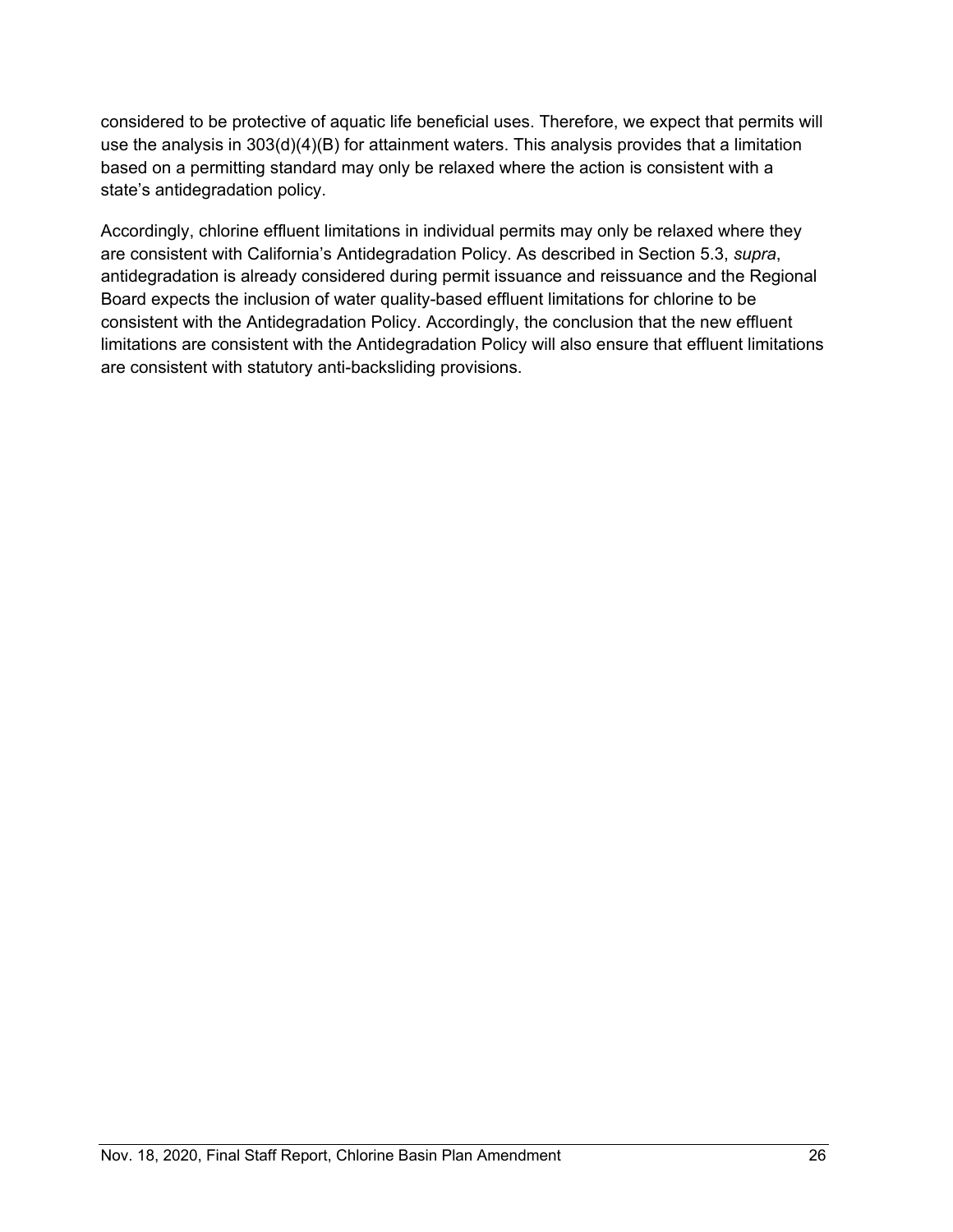considered to be protective of aquatic life beneficial uses. Therefore, we expect that permits will use the analysis in 303(d)(4)(B) for attainment waters. This analysis provides that a limitation based on a permitting standard may only be relaxed where the action is consistent with a state's antidegradation policy.

Accordingly, chlorine effluent limitations in individual permits may only be relaxed where they are consistent with California's Antidegradation Policy. As described in Section 5.3, *supra*, antidegradation is already considered during permit issuance and reissuance and the Regional Board expects the inclusion of water quality-based effluent limitations for chlorine to be consistent with the Antidegradation Policy. Accordingly, the conclusion that the new effluent limitations are consistent with the Antidegradation Policy will also ensure that effluent limitations are consistent with statutory anti-backsliding provisions.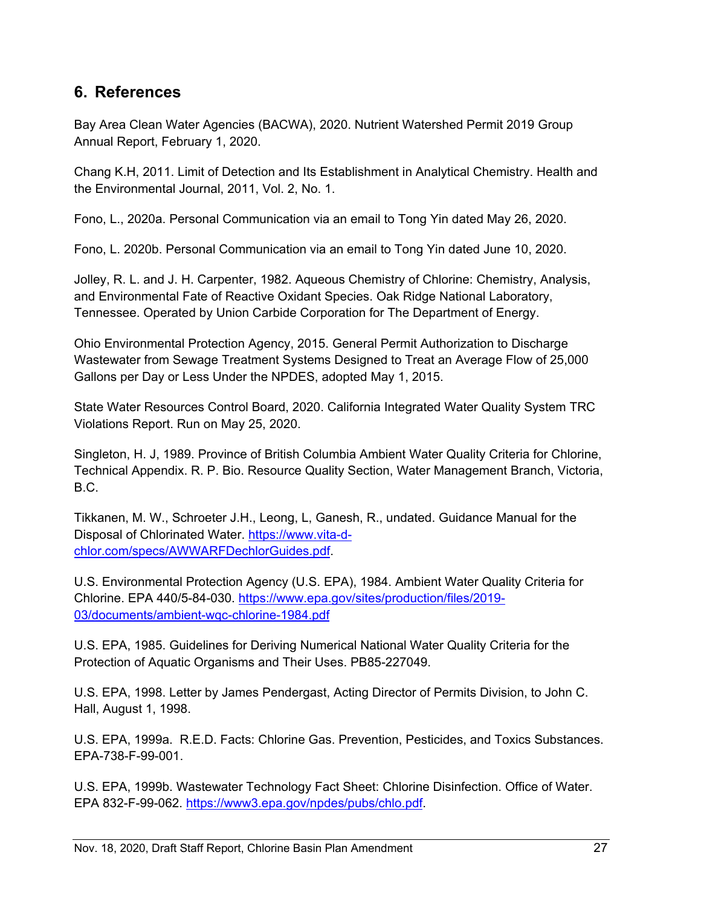## 6. References

Bay Area Clean Water Agencies (BACWA), 2020. Nutrient Watershed Permit 2019 Group Annual Report, February 1, 2020.

Chang K.H, 2011. Limit of Detection and Its Establishment in Analytical Chemistry. Health and the Environmental Journal, 2011, Vol. 2, No. 1.

Fono, L., 2020a. Personal Communication via an email to Tong Yin dated May 26, 2020.

Fono, L. 2020b. Personal Communication via an email to Tong Yin dated June 10, 2020.

Jolley, R. L. and J. H. Carpenter, 1982. Aqueous Chemistry of Chlorine: Chemistry, Analysis, and Environmental Fate of Reactive Oxidant Species. Oak Ridge National Laboratory, Tennessee. Operated by Union Carbide Corporation for The Department of Energy.

Ohio Environmental Protection Agency, 2015. General Permit Authorization to Discharge Wastewater from Sewage Treatment Systems Designed to Treat an Average Flow of 25,000 Gallons per Day or Less Under the NPDES, adopted May 1, 2015.

State Water Resources Control Board, 2020. California Integrated Water Quality System TRC Violations Report. Run on May 25, 2020.

Singleton, H. J, 1989. Province of British Columbia Ambient Water Quality Criteria for Chlorine, Technical Appendix. R. P. Bio. Resource Quality Section, Water Management Branch, Victoria, B.C.

Tikkanen, M. W., Schroeter J.H., Leong, L, Ganesh, R., undated. Guidance Manual for the Disposal of Chlorinated Water. https://www.vita-d-chlor.com/specs/AWWARFDechlorGuides.pdf.

U.S. Environmental Protection Agency (U.S. EPA), 1984. Ambient Water Quality Criteria for Chlorine. EPA 440/5-84-030. https://www.epa.gov/sites/production/files/2019-03/documents/ambient-wqc-chlorine-1984.pdf

U.S. EPA, 1985. Guidelines for Deriving Numerical National Water Quality Criteria for the Protection of Aquatic Organisms and Their Uses. PB85-227049.

U.S. EPA, 1998. Letter by James Pendergast, Acting Director of Permits Division, to John C. Hall, August 1, 1998.

U.S. EPA, 1999a. R.E.D. Facts: Chlorine Gas. Prevention, Pesticides, and Toxics Substances. EPA-738-F-99-001.

U.S. EPA, 1999b. Wastewater Technology Fact Sheet: Chlorine Disinfection. Office of Water. EPA 832-F-99-062. https://www3.epa.gov/npdes/pubs/chlo.pdf.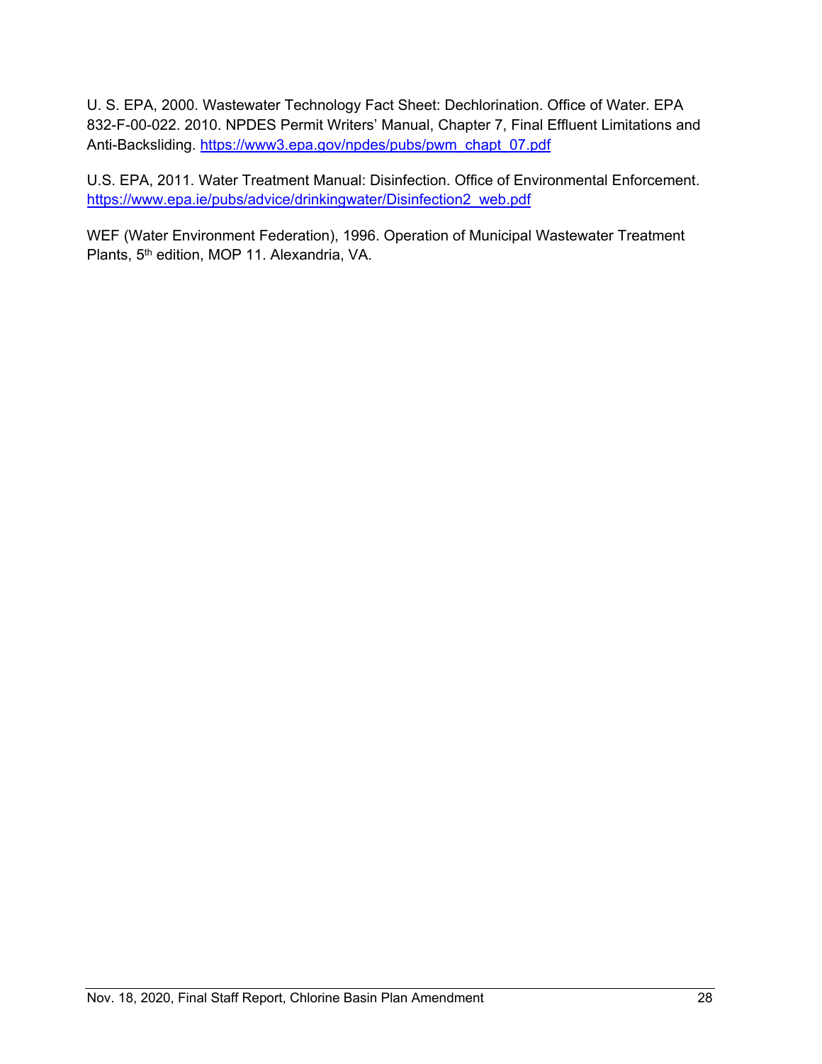U. S. EPA, 2000. Wastewater Technology Fact Sheet: Dechlorination. Office of Water. EPA 832-F-00-022. 2010. NPDES Permit Writers' Manual, Chapter 7, Final Effluent Limitations and Anti-Backsliding. https://www3.epa.gov/npdes/pubs/pwm_chapt_07.pdf

U.S. EPA, 2011. Water Treatment Manual: Disinfection. Office of Environmental Enforcement. https://www.epa.ie/pubs/advice/drinkingwater/Disinfection2_web.pdf

WEF (Water Environment Federation), 1996. Operation of Municipal Wastewater Treatment Plants, 5th edition, MOP 11. Alexandria, VA.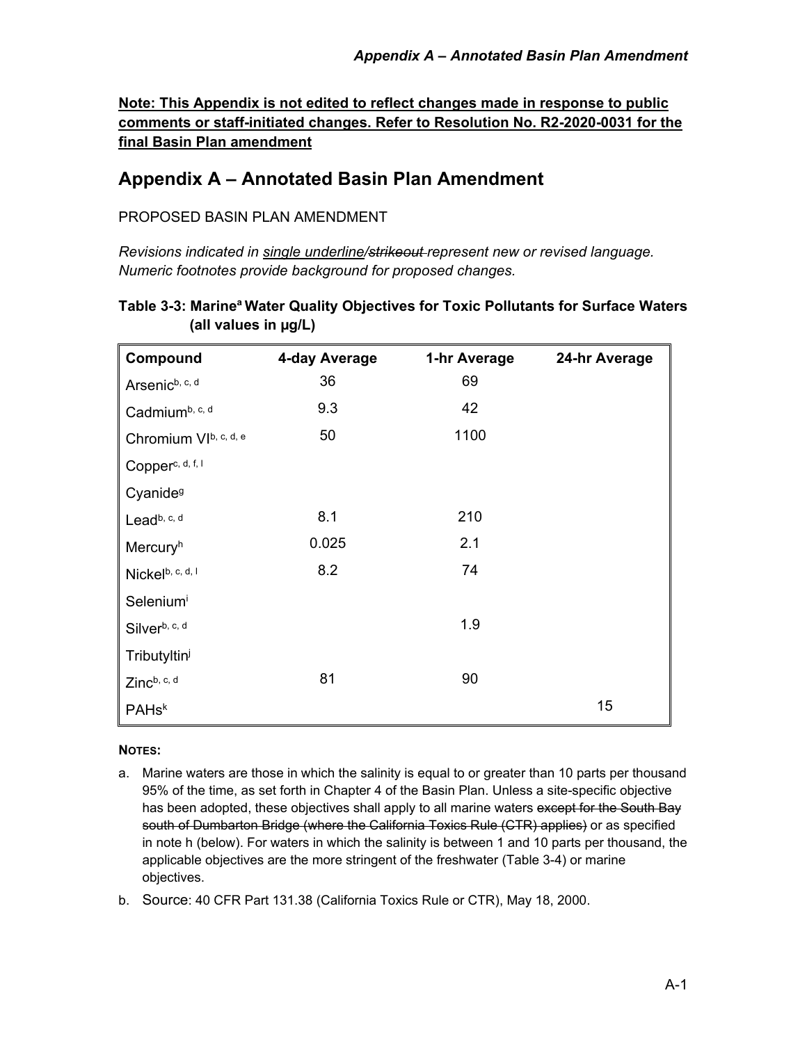**Note: This Appendix is not edited to reflect changes made in response to public comments or staff-initiated changes. Refer to Resolution No. R2-2020-0031 for the final Basin Plan amendment**

## Appendix A – Annotated Basin Plan Amendment

PROPOSED BASIN PLAN AMENDMENT

*Revisions indicated in single underline/~~strikeout~~ represent new or revised language. Numeric footnotes provide background for proposed changes.*

**Table 3-3: Marine[a] Water Quality Objectives for Toxic Pollutants for Surface Waters (all values in µg/L)**

| Compound | 4-day Average | 1-hr Average | 24-hr Average |
|---|---|---|---|
| Arsenic[b, c, d] | 36 | 69 | |
| Cadmium[b, c, d] | 9.3 | 42 | |
| Chromium VI[b, c, d, e] | 50 | 1100 | |
| Copper[c, d, f, l] | | | |
| Cyanide[g] | | | |
| Lead[b, c, d] | 8.1 | 210 | |
| Mercury[h] | 0.025 | 2.1 | |
| Nickel[b, c, d, l] | 8.2 | 74 | |
| Selenium[i] | | | |
| Silver[b, c, d] | | 1.9 | |
| Tributyltin[j] | | | |
| Zinc[b, c, d] | 81 | 90 | |
| PAHs[k] | | | 15 |

**NOTES:**

a. Marine waters are those in which the salinity is equal to or greater than 10 parts per thousand 95% of the time, as set forth in Chapter 4 of the Basin Plan. Unless a site-specific objective has been adopted, these objectives shall apply to all marine waters ~~except for the South Bay south of Dumbarton Bridge (where the California Toxics Rule (CTR) applies)~~ or as specified in note h (below). For waters in which the salinity is between 1 and 10 parts per thousand, the applicable objectives are the more stringent of the freshwater (Table 3-4) or marine objectives.

b. Source: 40 CFR Part 131.38 (California Toxics Rule or CTR), May 18, 2000.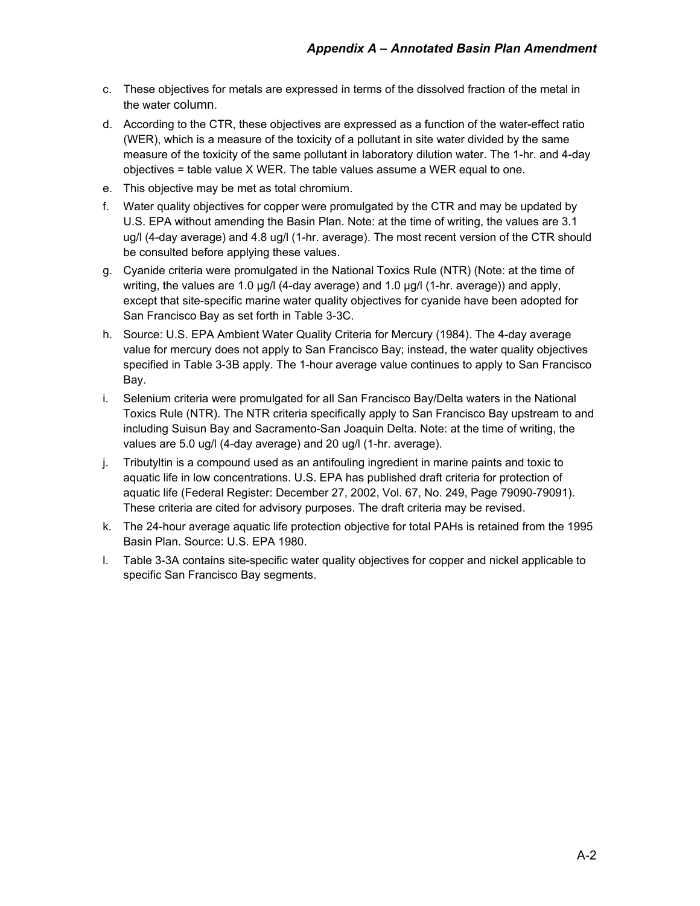c. These objectives for metals are expressed in terms of the dissolved fraction of the metal in the water column.

d. According to the CTR, these objectives are expressed as a function of the water-effect ratio (WER), which is a measure of the toxicity of a pollutant in site water divided by the same measure of the toxicity of the same pollutant in laboratory dilution water. The 1-hr. and 4-day objectives = table value X WER. The table values assume a WER equal to one.

e. This objective may be met as total chromium.

f. Water quality objectives for copper were promulgated by the CTR and may be updated by U.S. EPA without amending the Basin Plan. Note: at the time of writing, the values are 3.1 ug/l (4-day average) and 4.8 ug/l (1-hr. average). The most recent version of the CTR should be consulted before applying these values.

g. Cyanide criteria were promulgated in the National Toxics Rule (NTR) (Note: at the time of writing, the values are 1.0 µg/l (4-day average) and 1.0 µg/l (1-hr. average)) and apply, except that site-specific marine water quality objectives for cyanide have been adopted for San Francisco Bay as set forth in Table 3-3C.

h. Source: U.S. EPA Ambient Water Quality Criteria for Mercury (1984). The 4-day average value for mercury does not apply to San Francisco Bay; instead, the water quality objectives specified in Table 3-3B apply. The 1-hour average value continues to apply to San Francisco Bay.

i. Selenium criteria were promulgated for all San Francisco Bay/Delta waters in the National Toxics Rule (NTR). The NTR criteria specifically apply to San Francisco Bay upstream to and including Suisun Bay and Sacramento-San Joaquin Delta. Note: at the time of writing, the values are 5.0 ug/l (4-day average) and 20 ug/l (1-hr. average).

j. Tributyltin is a compound used as an antifouling ingredient in marine paints and toxic to aquatic life in low concentrations. U.S. EPA has published draft criteria for protection of aquatic life (Federal Register: December 27, 2002, Vol. 67, No. 249, Page 79090-79091). These criteria are cited for advisory purposes. The draft criteria may be revised.

k. The 24-hour average aquatic life protection objective for total PAHs is retained from the 1995 Basin Plan. Source: U.S. EPA 1980.

l. Table 3-3A contains site-specific water quality objectives for copper and nickel applicable to specific San Francisco Bay segments.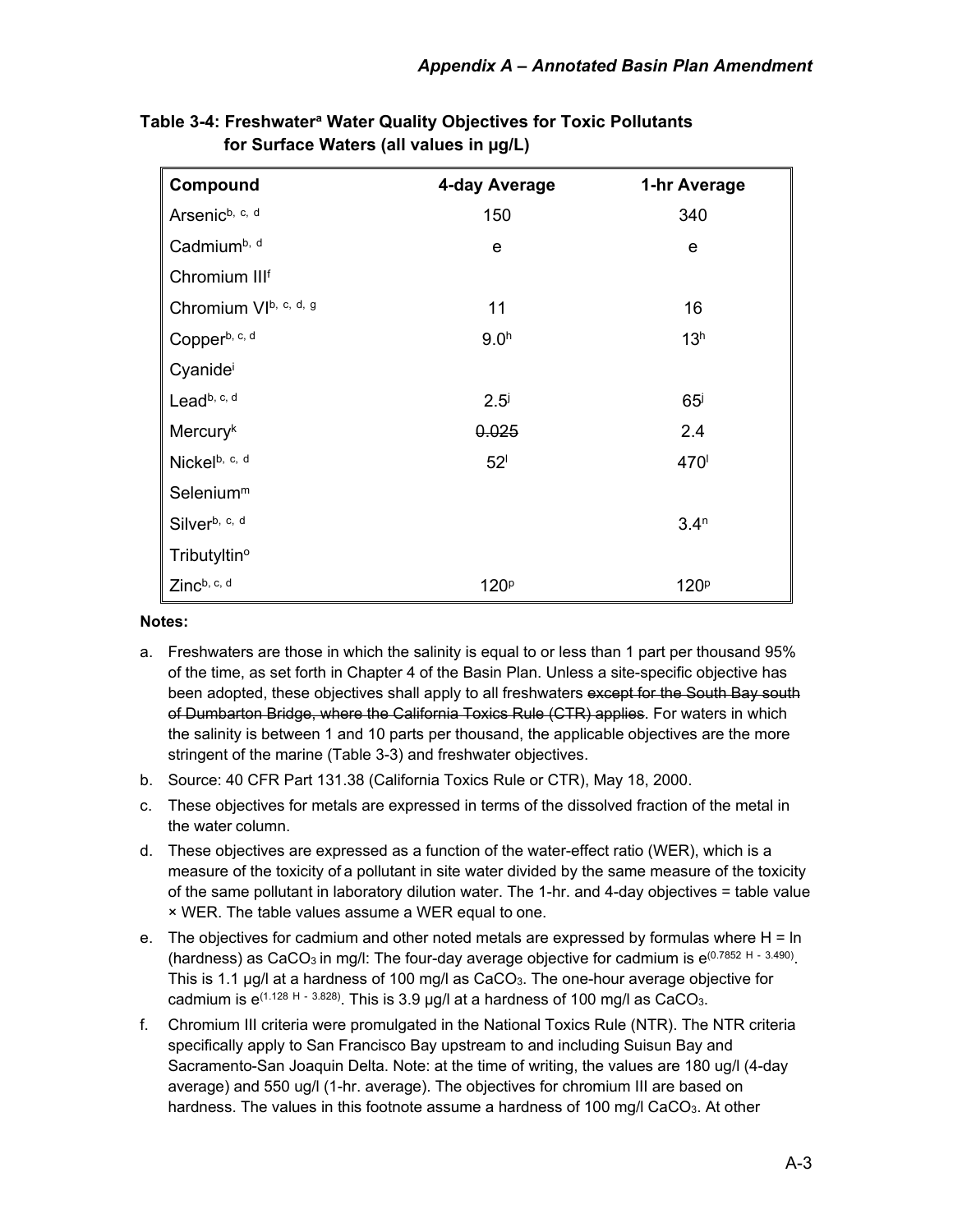Table 3-4: Freshwater[a] Water Quality Objectives for Toxic Pollutants for Surface Waters (all values in µg/L)

| Compound | 4-day Average | 1-hr Average |
|---|---|---|
| Arsenic[b, c, d] | 150 | 340 |
| Cadmium[b, d] | e | e |
| Chromium III[f] | | |
| Chromium VI[b, c, d, g] | 11 | 16 |
| Copper[b, c, d] | 9.0[h] | 13[h] |
| Cyanide[i] | | |
| Lead[b, c, d] | 2.5[j] | 65[j] |
| Mercury[k] | ~~0.025~~ | 2.4 |
| Nickel[b, c, d] | 52[l] | 470[l] |
| Selenium[m] | | |
| Silver[b, c, d] | | 3.4[n] |
| Tributyltin[o] | | |
| Zinc[b, c, d] | 120[p] | 120[p] |

**Notes:**

a. Freshwaters are those in which the salinity is equal to or less than 1 part per thousand 95% of the time, as set forth in Chapter 4 of the Basin Plan. Unless a site-specific objective has been adopted, these objectives shall apply to all freshwaters ~~except for the South Bay south of Dumbarton Bridge, where the California Toxics Rule (CTR) applies~~. For waters in which the salinity is between 1 and 10 parts per thousand, the applicable objectives are the more stringent of the marine (Table 3-3) and freshwater objectives.

b. Source: 40 CFR Part 131.38 (California Toxics Rule or CTR), May 18, 2000.

c. These objectives for metals are expressed in terms of the dissolved fraction of the metal in the water column.

d. These objectives are expressed as a function of the water-effect ratio (WER), which is a measure of the toxicity of a pollutant in site water divided by the same measure of the toxicity of the same pollutant in laboratory dilution water. The 1-hr. and 4-day objectives = table value × WER. The table values assume a WER equal to one.

e. The objectives for cadmium and other noted metals are expressed by formulas where H = ln (hardness) as $CaCO_3$ in mg/l: The four-day average objective for cadmium is $e^{(0.7852 H - 3.490)}$. This is 1.1 µg/l at a hardness of 100 mg/l as $CaCO_3$. The one-hour average objective for cadmium is $e^{(1.128 H - 3.828)}$. This is 3.9 µg/l at a hardness of 100 mg/l as $CaCO_3$.

f. Chromium III criteria were promulgated in the National Toxics Rule (NTR). The NTR criteria specifically apply to San Francisco Bay upstream to and including Suisun Bay and Sacramento-San Joaquin Delta. Note: at the time of writing, the values are 180 ug/l (4-day average) and 550 ug/l (1-hr. average). The objectives for chromium III are based on hardness. The values in this footnote assume a hardness of 100 mg/l $CaCO_3$. At other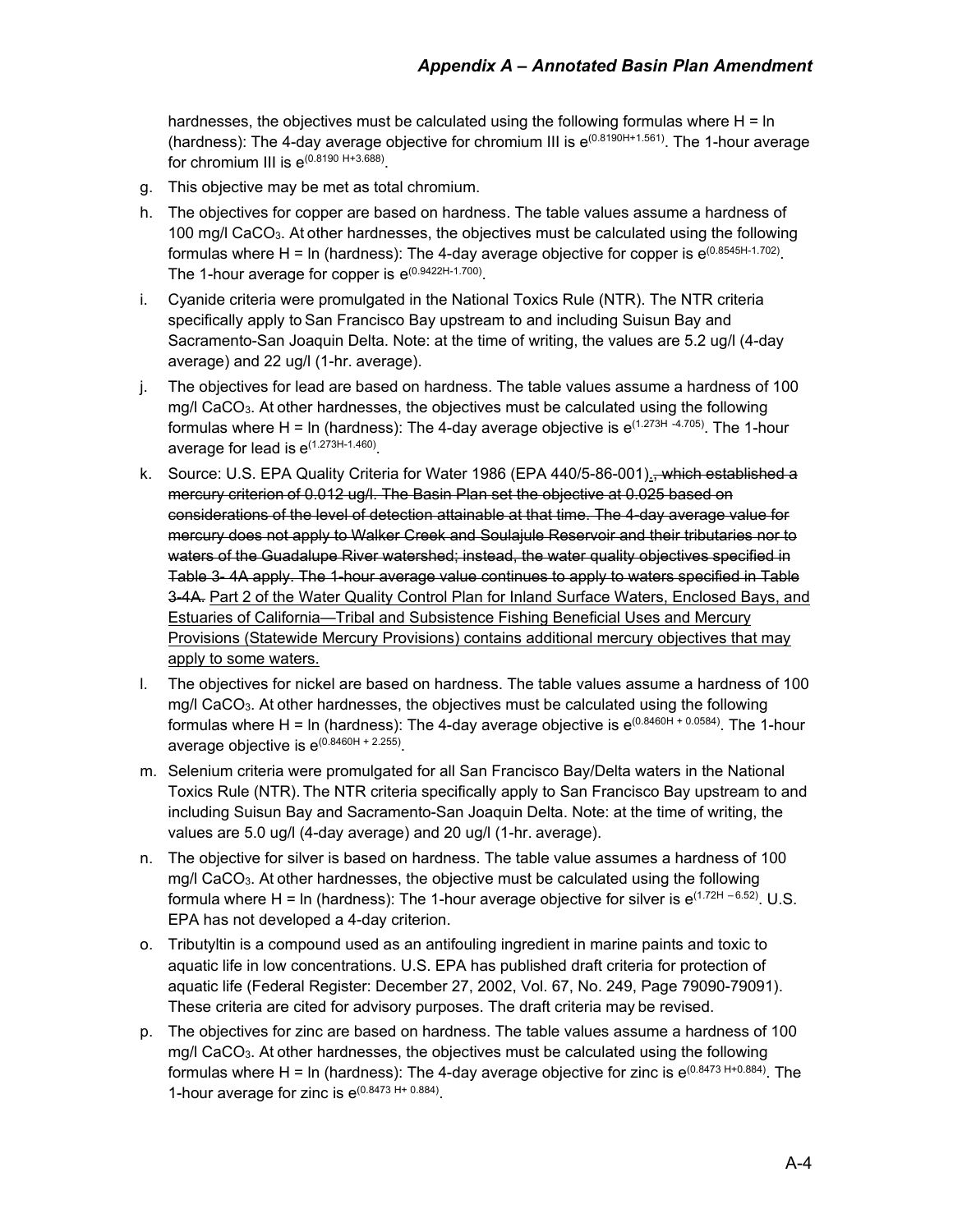hardnesses, the objectives must be calculated using the following formulas where H = ln (hardness): The 4-day average objective for chromium III is $e^{(0.8190H+1.561)}$. The 1-hour average for chromium III is $e^{(0.8190H+3.688)}$.

g. This objective may be met as total chromium.

h. The objectives for copper are based on hardness. The table values assume a hardness of 100 mg/l $CaCO_3$. At other hardnesses, the objectives must be calculated using the following formulas where H = ln (hardness): The 4-day average objective for copper is $e^{(0.8545H-1.702)}$. The 1-hour average for copper is $e^{(0.9422H-1.700)}$.

i. Cyanide criteria were promulgated in the National Toxics Rule (NTR). The NTR criteria specifically apply to San Francisco Bay upstream to and including Suisun Bay and Sacramento-San Joaquin Delta. Note: at the time of writing, the values are 5.2 ug/l (4-day average) and 22 ug/l (1-hr. average).

j. The objectives for lead are based on hardness. The table values assume a hardness of 100 mg/l $CaCO_3$. At other hardnesses, the objectives must be calculated using the following formulas where H = ln (hardness): The 4-day average objective is $e^{(1.273H-4.705)}$. The 1-hour average for lead is $e^{(1.273H-1.460)}$.

k. Source: U.S. EPA Quality Criteria for Water 1986 (EPA 440/5-86-001)<u>.</u>~~, which established a mercury criterion of 0.012 ug/l. The Basin Plan set the objective at 0.025 based on considerations of the level of detection attainable at that time. The 4-day average value for mercury does not apply to Walker Creek and Soulajule Reservoir and their tributaries nor to waters of the Guadalupe River watershed; instead, the water quality objectives specified in Table 3- 4A apply. The 1-hour average value continues to apply to waters specified in Table 3-4A.~~ <u>Part 2 of the Water Quality Control Plan for Inland Surface Waters, Enclosed Bays, and Estuaries of California—Tribal and Subsistence Fishing Beneficial Uses and Mercury Provisions (Statewide Mercury Provisions) contains additional mercury objectives that may apply to some waters.</u>

l. The objectives for nickel are based on hardness. The table values assume a hardness of 100 mg/l $CaCO_3$. At other hardnesses, the objectives must be calculated using the following formulas where H = ln (hardness): The 4-day average objective is $e^{(0.8460H + 0.0584)}$. The 1-hour average objective is $e^{(0.8460H + 2.255)}$.

m. Selenium criteria were promulgated for all San Francisco Bay/Delta waters in the National Toxics Rule (NTR). The NTR criteria specifically apply to San Francisco Bay upstream to and including Suisun Bay and Sacramento-San Joaquin Delta. Note: at the time of writing, the values are 5.0 ug/l (4-day average) and 20 ug/l (1-hr. average).

n. The objective for silver is based on hardness. The table value assumes a hardness of 100 mg/l $CaCO_3$. At other hardnesses, the objective must be calculated using the following formula where H = ln (hardness): The 1-hour average objective for silver is $e^{(1.72H - 6.52)}$. U.S. EPA has not developed a 4-day criterion.

o. Tributyltin is a compound used as an antifouling ingredient in marine paints and toxic to aquatic life in low concentrations. U.S. EPA has published draft criteria for protection of aquatic life (Federal Register: December 27, 2002, Vol. 67, No. 249, Page 79090-79091). These criteria are cited for advisory purposes. The draft criteria may be revised.

p. The objectives for zinc are based on hardness. The table values assume a hardness of 100 mg/l $CaCO_3$. At other hardnesses, the objectives must be calculated using the following formulas where H = ln (hardness): The 4-day average objective for zinc is $e^{(0.8473H+0.884)}$. The 1-hour average for zinc is $e^{(0.8473H+0.884)}$.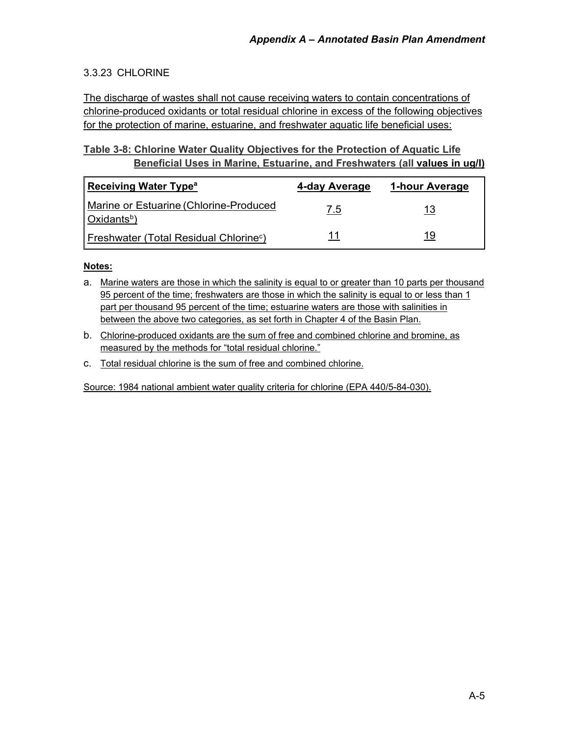### 3.3.23 CHLORINE

The discharge of wastes shall not cause receiving waters to contain concentrations of chlorine-produced oxidants or total residual chlorine in excess of the following objectives for the protection of marine, estuarine, and freshwater aquatic life beneficial uses:

**Table 3-8: Chlorine Water Quality Objectives for the Protection of Aquatic Life Beneficial Uses in Marine, Estuarine, and Freshwaters (all values in ug/l)**

| Receiving Water Type[a] | 4-day Average | 1-hour Average |
| --- | --- | --- |
| Marine or Estuarine (Chlorine-Produced Oxidants[b]) | 7.5 | 13 |
| Freshwater (Total Residual Chlorine[c]) | 11 | 19 |

**Notes:**

a. Marine waters are those in which the salinity is equal to or greater than 10 parts per thousand 95 percent of the time; freshwaters are those in which the salinity is equal to or less than 1 part per thousand 95 percent of the time; estuarine waters are those with salinities in between the above two categories, as set forth in Chapter 4 of the Basin Plan.

b. Chlorine-produced oxidants are the sum of free and combined chlorine and bromine, as measured by the methods for "total residual chlorine."

c. Total residual chlorine is the sum of free and combined chlorine.

Source: 1984 national ambient water quality criteria for chlorine (EPA 440/5-84-030).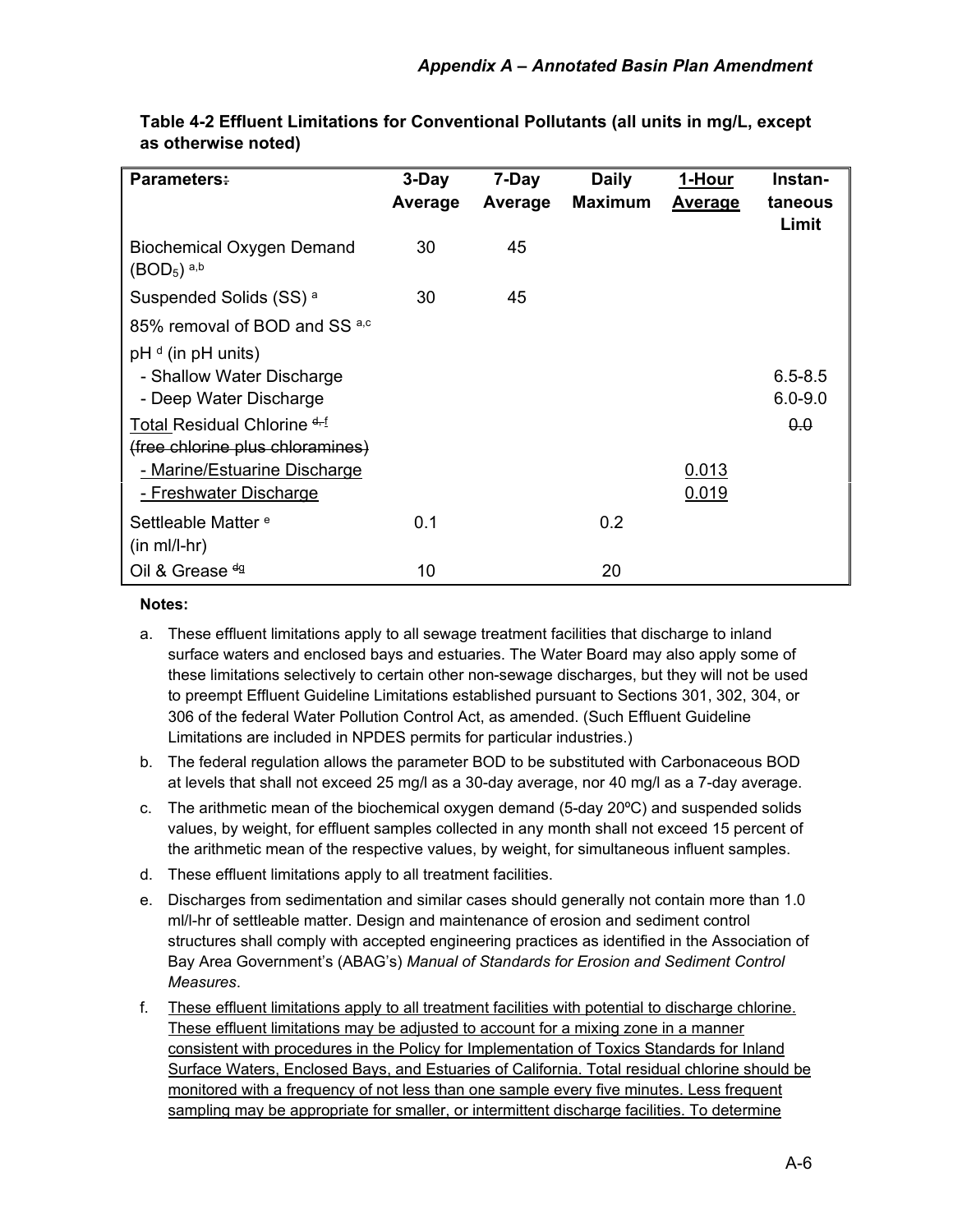**Table 4-2 Effluent Limitations for Conventional Pollutants (all units in mg/L, except as otherwise noted)**

| Parameters~~:~~ | 3-Day Average | 7-Day Average | Daily Maximum | <u>1-Hour Average</u> | Instan-taneous Limit |
|---|---|---|---|---|---|
| Biochemical Oxygen Demand ($BOD_5$) [a,b] | 30 | 45 | | | |
| Suspended Solids (SS) [a] | 30 | 45 | | | |
| 85% removal of BOD and SS [a,c] | | | | | |
| pH [d] (in pH units) | | | | | |
| - Shallow Water Discharge | | | | | 6.5-8.5 |
| - Deep Water Discharge | | | | | 6.0-9.0 |
| <u>Total</u> Residual Chlorine [~~d,~~<u>f</u>] ~~(free chlorine plus chloramines)~~ | | | | | ~~0.0~~ |
| <u>- Marine/Estuarine Discharge</u> | | | | <u>0.013</u> | |
| <u>- Freshwater Discharge</u> | | | | <u>0.019</u> | |
| Settleable Matter [e] (in ml/l-hr) | 0.1 | | 0.2 | | |
| Oil & Grease [~~d~~<u>g</u>] | 10 | | 20 | | |

**Notes:**

a. These effluent limitations apply to all sewage treatment facilities that discharge to inland surface waters and enclosed bays and estuaries. The Water Board may also apply some of these limitations selectively to certain other non-sewage discharges, but they will not be used to preempt Effluent Guideline Limitations established pursuant to Sections 301, 302, 304, or 306 of the federal Water Pollution Control Act, as amended. (Such Effluent Guideline Limitations are included in NPDES permits for particular industries.)

b. The federal regulation allows the parameter BOD to be substituted with Carbonaceous BOD at levels that shall not exceed 25 mg/l as a 30-day average, nor 40 mg/l as a 7-day average.

c. The arithmetic mean of the biochemical oxygen demand (5-day 20ºC) and suspended solids values, by weight, for effluent samples collected in any month shall not exceed 15 percent of the arithmetic mean of the respective values, by weight, for simultaneous influent samples.

d. These effluent limitations apply to all treatment facilities.

e. Discharges from sedimentation and similar cases should generally not contain more than 1.0 ml/l-hr of settleable matter. Design and maintenance of erosion and sediment control structures shall comply with accepted engineering practices as identified in the Association of Bay Area Government's (ABAG's) *Manual of Standards for Erosion and Sediment Control Measures*.

f. <u>These effluent limitations apply to all treatment facilities with potential to discharge chlorine. These effluent limitations may be adjusted to account for a mixing zone in a manner consistent with procedures in the Policy for Implementation of Toxics Standards for Inland Surface Waters, Enclosed Bays, and Estuaries of California. Total residual chlorine should be monitored with a frequency of not less than one sample every five minutes. Less frequent sampling may be appropriate for smaller, or intermittent discharge facilities. To determine</u>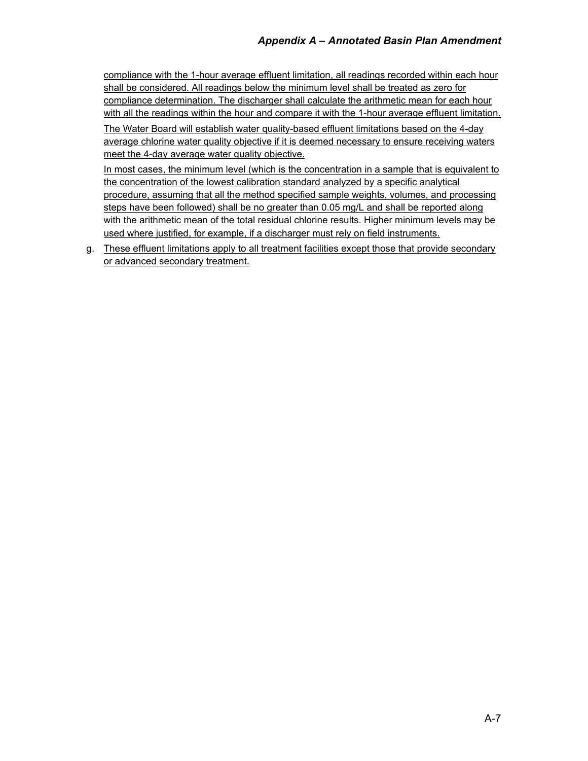compliance with the 1-hour average effluent limitation, all readings recorded within each hour shall be considered. All readings below the minimum level shall be treated as zero for compliance determination. The discharger shall calculate the arithmetic mean for each hour with all the readings within the hour and compare it with the 1-hour average effluent limitation.

The Water Board will establish water quality-based effluent limitations based on the 4-day average chlorine water quality objective if it is deemed necessary to ensure receiving waters meet the 4-day average water quality objective.

In most cases, the minimum level (which is the concentration in a sample that is equivalent to the concentration of the lowest calibration standard analyzed by a specific analytical procedure, assuming that all the method specified sample weights, volumes, and processing steps have been followed) shall be no greater than 0.05 mg/L and shall be reported along with the arithmetic mean of the total residual chlorine results. Higher minimum levels may be used where justified, for example, if a discharger must rely on field instruments.

g. These effluent limitations apply to all treatment facilities except those that provide secondary or advanced secondary treatment.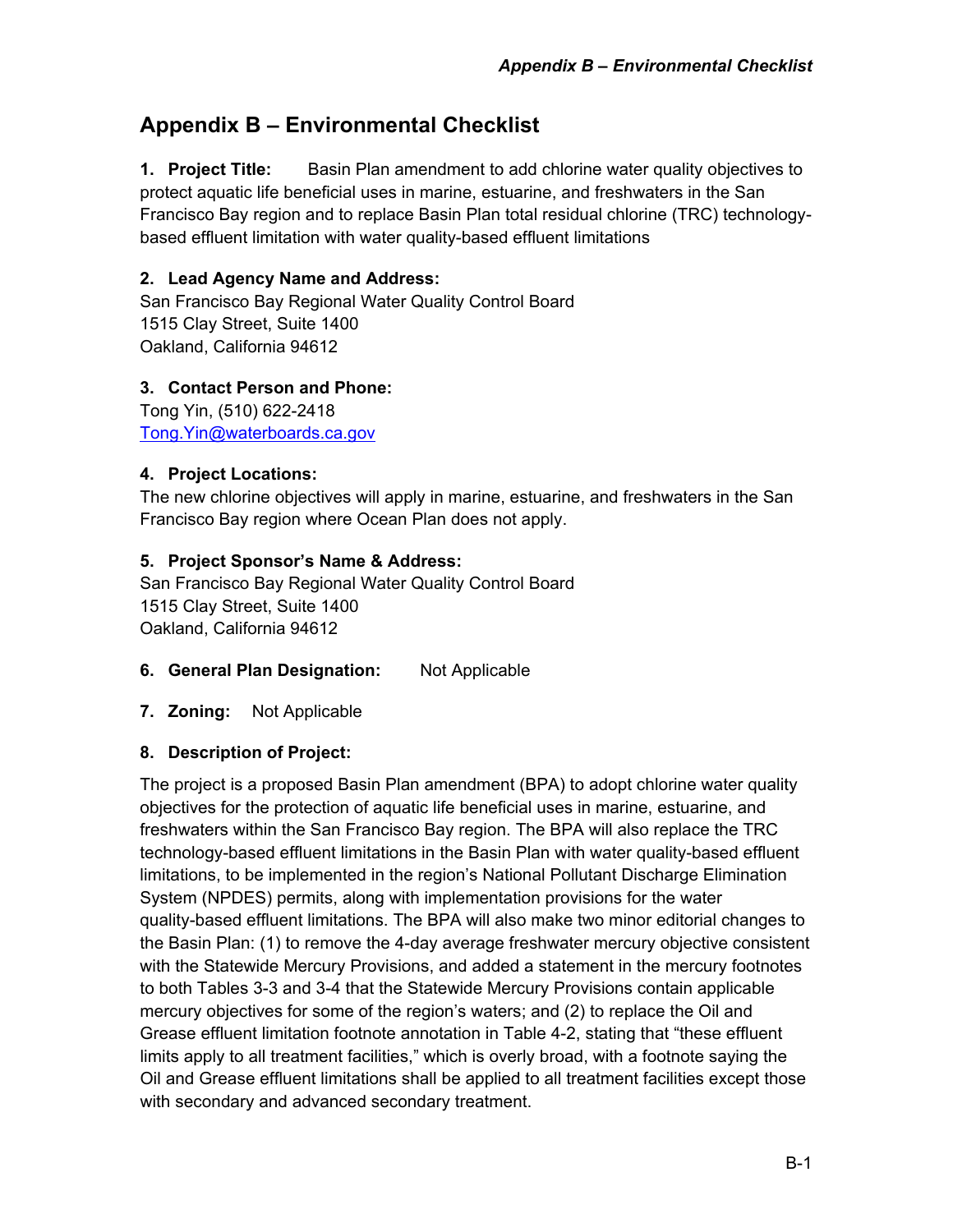# Appendix B – Environmental Checklist

**1. Project Title:** Basin Plan amendment to add chlorine water quality objectives to protect aquatic life beneficial uses in marine, estuarine, and freshwaters in the San Francisco Bay region and to replace Basin Plan total residual chlorine (TRC) technology-based effluent limitation with water quality-based effluent limitations

**2. Lead Agency Name and Address:**
San Francisco Bay Regional Water Quality Control Board
1515 Clay Street, Suite 1400
Oakland, California 94612

**3. Contact Person and Phone:**
Tong Yin, (510) 622-2418
Tong.Yin@waterboards.ca.gov

**4. Project Locations:**
The new chlorine objectives will apply in marine, estuarine, and freshwaters in the San Francisco Bay region where Ocean Plan does not apply.

**5. Project Sponsor's Name & Address:**
San Francisco Bay Regional Water Quality Control Board
1515 Clay Street, Suite 1400
Oakland, California 94612

**6. General Plan Designation:** Not Applicable

**7. Zoning:** Not Applicable

**8. Description of Project:**

The project is a proposed Basin Plan amendment (BPA) to adopt chlorine water quality objectives for the protection of aquatic life beneficial uses in marine, estuarine, and freshwaters within the San Francisco Bay region. The BPA will also replace the TRC technology-based effluent limitations in the Basin Plan with water quality-based effluent limitations, to be implemented in the region's National Pollutant Discharge Elimination System (NPDES) permits, along with implementation provisions for the water quality-based effluent limitations. The BPA will also make two minor editorial changes to the Basin Plan: (1) to remove the 4-day average freshwater mercury objective consistent with the Statewide Mercury Provisions, and added a statement in the mercury footnotes to both Tables 3-3 and 3-4 that the Statewide Mercury Provisions contain applicable mercury objectives for some of the region's waters; and (2) to replace the Oil and Grease effluent limitation footnote annotation in Table 4-2, stating that "these effluent limits apply to all treatment facilities," which is overly broad, with a footnote saying the Oil and Grease effluent limitations shall be applied to all treatment facilities except those with secondary and advanced secondary treatment.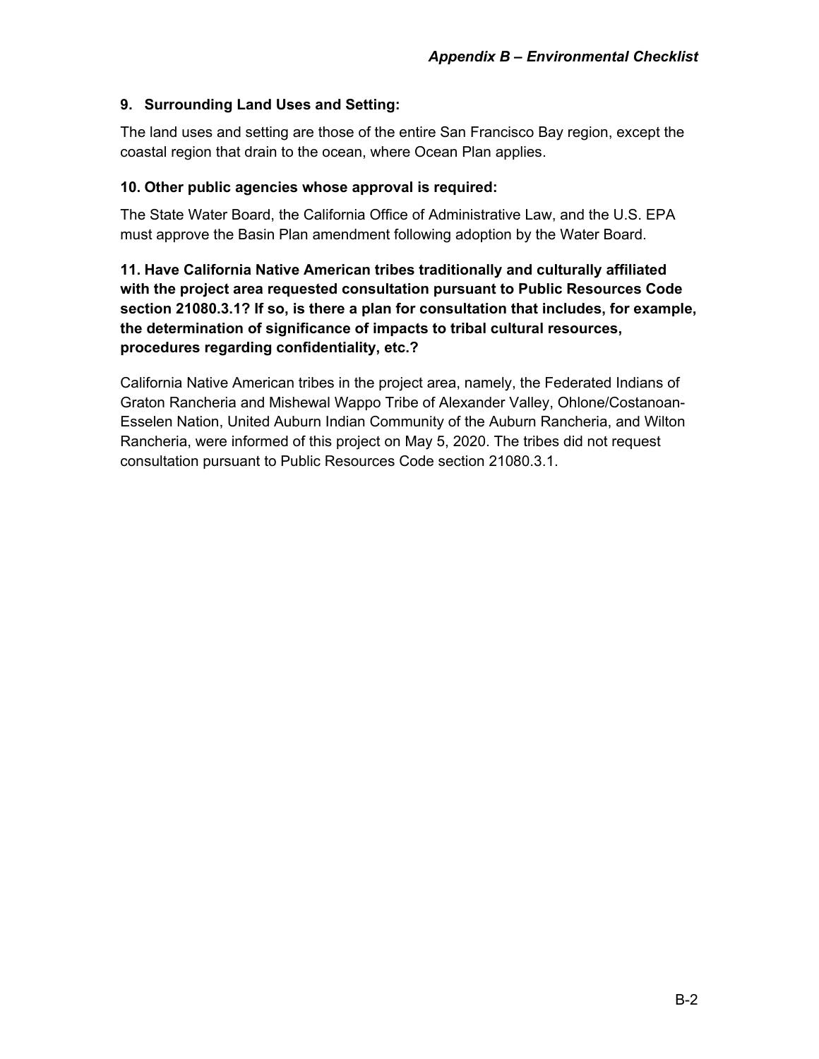**9. Surrounding Land Uses and Setting:**

The land uses and setting are those of the entire San Francisco Bay region, except the coastal region that drain to the ocean, where Ocean Plan applies.

**10. Other public agencies whose approval is required:**

The State Water Board, the California Office of Administrative Law, and the U.S. EPA must approve the Basin Plan amendment following adoption by the Water Board.

**11. Have California Native American tribes traditionally and culturally affiliated with the project area requested consultation pursuant to Public Resources Code section 21080.3.1? If so, is there a plan for consultation that includes, for example, the determination of significance of impacts to tribal cultural resources, procedures regarding confidentiality, etc.?**

California Native American tribes in the project area, namely, the Federated Indians of Graton Rancheria and Mishewal Wappo Tribe of Alexander Valley, Ohlone/Costanoan-Esselen Nation, United Auburn Indian Community of the Auburn Rancheria, and Wilton Rancheria, were informed of this project on May 5, 2020. The tribes did not request consultation pursuant to Public Resources Code section 21080.3.1.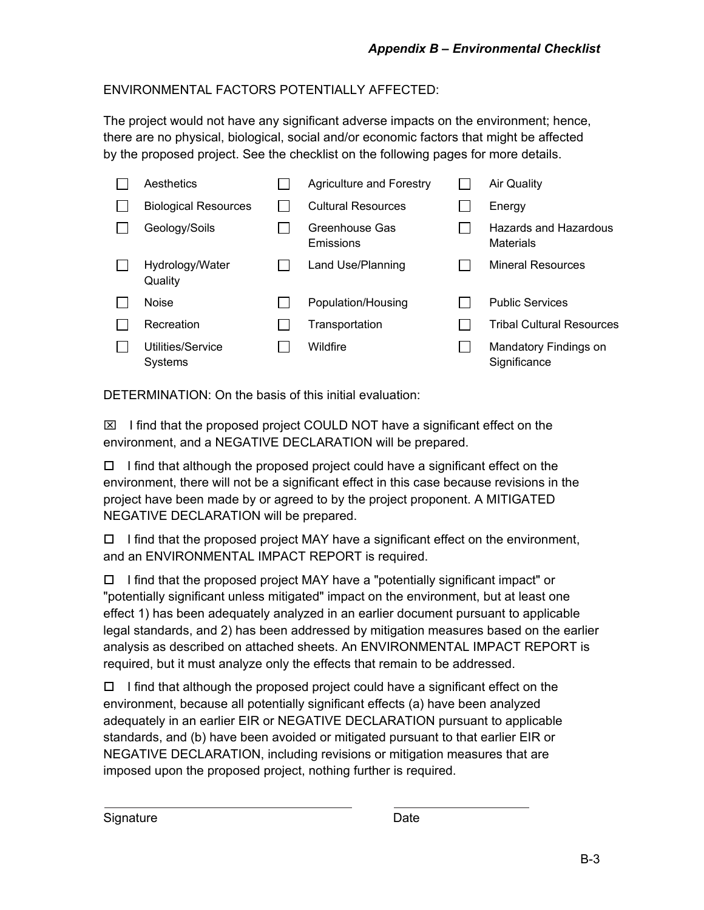ENVIRONMENTAL FACTORS POTENTIALLY AFFECTED:

The project would not have any significant adverse impacts on the environment; hence, there are no physical, biological, social and/or economic factors that might be affected by the proposed project. See the checklist on the following pages for more details.

| | | | | | |
|---|---|---|---|---|---|
| ☐ | Aesthetics | ☐ | Agriculture and Forestry | ☐ | Air Quality |
| ☐ | Biological Resources | ☐ | Cultural Resources | ☐ | Energy |
| ☐ | Geology/Soils | ☐ | Greenhouse Gas Emissions | ☐ | Hazards and Hazardous Materials |
| ☐ | Hydrology/Water Quality | ☐ | Land Use/Planning | ☐ | Mineral Resources |
| ☐ | Noise | ☐ | Population/Housing | ☐ | Public Services |
| ☐ | Recreation | ☐ | Transportation | ☐ | Tribal Cultural Resources |
| ☐ | Utilities/Service Systems | ☐ | Wildfire | ☐ | Mandatory Findings on Significance |

DETERMINATION: On the basis of this initial evaluation:

☒ I find that the proposed project COULD NOT have a significant effect on the environment, and a NEGATIVE DECLARATION will be prepared.

☐ I find that although the proposed project could have a significant effect on the environment, there will not be a significant effect in this case because revisions in the project have been made by or agreed to by the project proponent. A MITIGATED NEGATIVE DECLARATION will be prepared.

☐ I find that the proposed project MAY have a significant effect on the environment, and an ENVIRONMENTAL IMPACT REPORT is required.

☐ I find that the proposed project MAY have a "potentially significant impact" or "potentially significant unless mitigated" impact on the environment, but at least one effect 1) has been adequately analyzed in an earlier document pursuant to applicable legal standards, and 2) has been addressed by mitigation measures based on the earlier analysis as described on attached sheets. An ENVIRONMENTAL IMPACT REPORT is required, but it must analyze only the effects that remain to be addressed.

☐ I find that although the proposed project could have a significant effect on the environment, because all potentially significant effects (a) have been analyzed adequately in an earlier EIR or NEGATIVE DECLARATION pursuant to applicable standards, and (b) have been avoided or mitigated pursuant to that earlier EIR or NEGATIVE DECLARATION, including revisions or mitigation measures that are imposed upon the proposed project, nothing further is required.

Signature

Date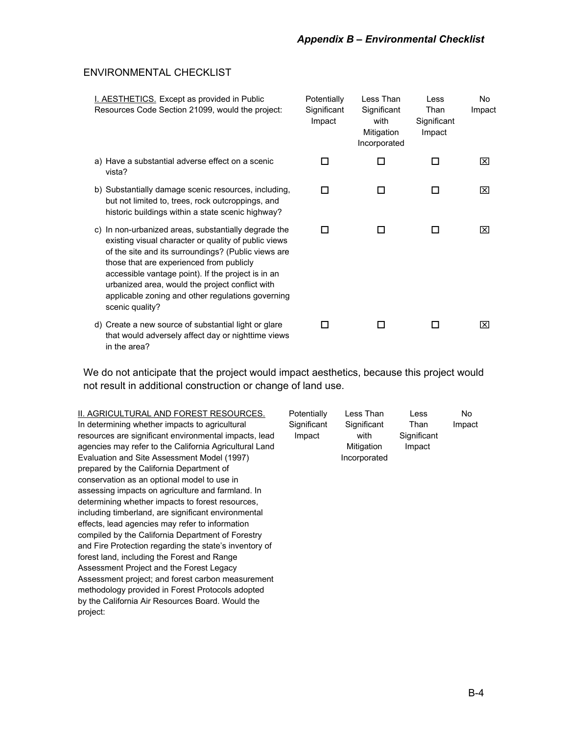## ENVIRONMENTAL CHECKLIST

| I. AESTHETICS. Except as provided in Public Resources Code Section 21099, would the project: | Potentially Significant Impact | Less Than Significant with Mitigation Incorporated | Less Than Significant Impact | No Impact |
|---|---|---|---|---|
| a) Have a substantial adverse effect on a scenic vista? | ☐ | ☐ | ☐ | ☒ |
| b) Substantially damage scenic resources, including, but not limited to, trees, rock outcroppings, and historic buildings within a state scenic highway? | ☐ | ☐ | ☐ | ☒ |
| c) In non-urbanized areas, substantially degrade the existing visual character or quality of public views of the site and its surroundings? (Public views are those that are experienced from publicly accessible vantage point). If the project is in an urbanized area, would the project conflict with applicable zoning and other regulations governing scenic quality? | ☐ | ☐ | ☐ | ☒ |
| d) Create a new source of substantial light or glare that would adversely affect day or nighttime views in the area? | ☐ | ☐ | ☐ | ☒ |

We do not anticipate that the project would impact aesthetics, because this project would not result in additional construction or change of land use.

| II. AGRICULTURAL AND FOREST RESOURCES. In determining whether impacts to agricultural resources are significant environmental impacts, lead agencies may refer to the California Agricultural Land Evaluation and Site Assessment Model (1997) prepared by the California Department of conservation as an optional model to use in assessing impacts on agriculture and farmland. In determining whether impacts to forest resources, including timberland, are significant environmental effects, lead agencies may refer to information compiled by the California Department of Forestry and Fire Protection regarding the state's inventory of forest land, including the Forest and Range Assessment Project and the Forest Legacy Assessment project; and forest carbon measurement methodology provided in Forest Protocols adopted by the California Air Resources Board. Would the project: | Potentially Significant Impact | Less Than Significant with Mitigation Incorporated | Less Than Significant Impact | No Impact |
|---|---|---|---|---|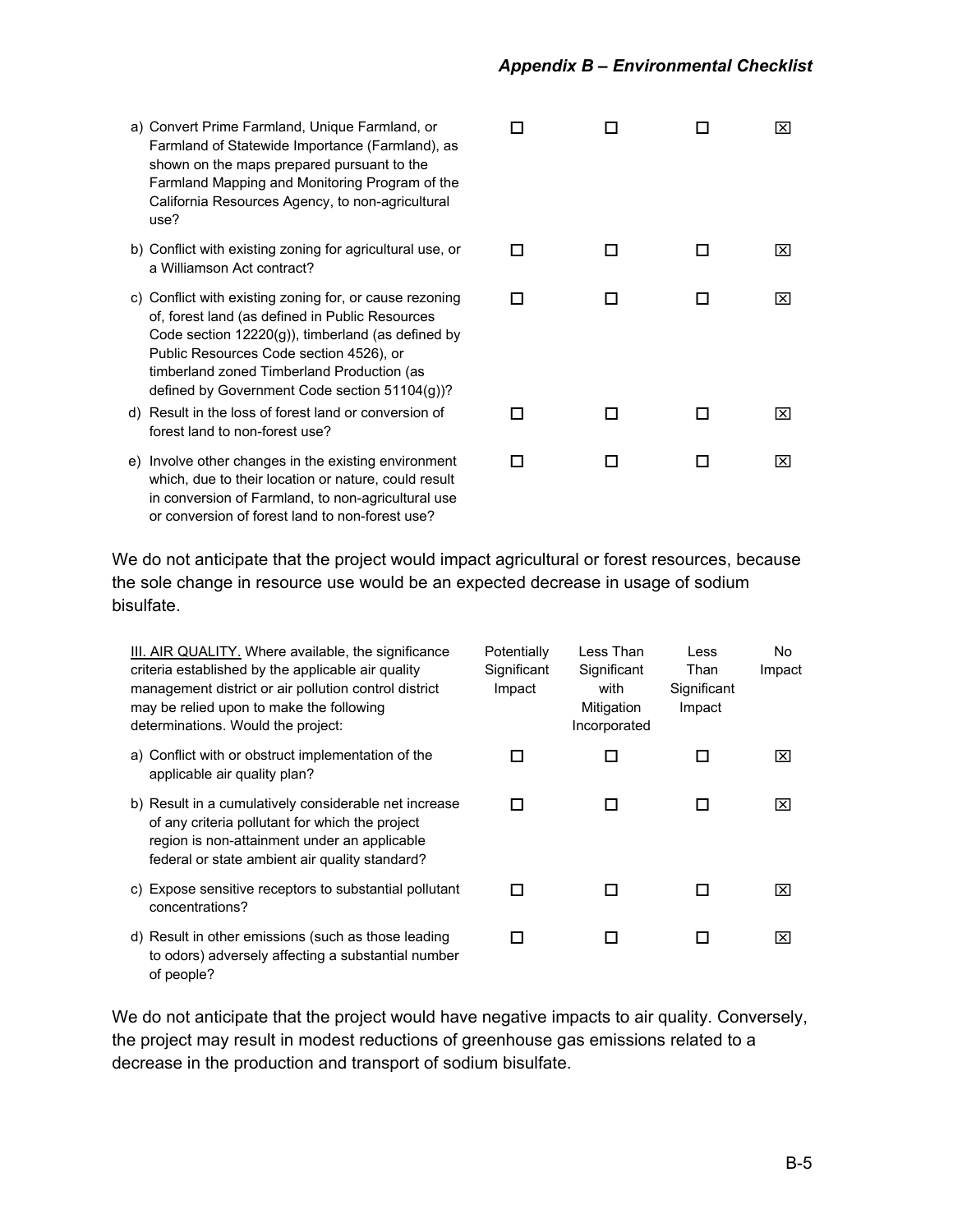| | Potentially Significant Impact | Less Than Significant with Mitigation Incorporated | Less Than Significant Impact | No Impact |
|---|---|---|---|---|
| a) Convert Prime Farmland, Unique Farmland, or Farmland of Statewide Importance (Farmland), as shown on the maps prepared pursuant to the Farmland Mapping and Monitoring Program of the California Resources Agency, to non-agricultural use? | ☐ | ☐ | ☐ | ☒ |
| b) Conflict with existing zoning for agricultural use, or a Williamson Act contract? | ☐ | ☐ | ☐ | ☒ |
| c) Conflict with existing zoning for, or cause rezoning of, forest land (as defined in Public Resources Code section 12220(g)), timberland (as defined by Public Resources Code section 4526), or timberland zoned Timberland Production (as defined by Government Code section 51104(g))? | ☐ | ☐ | ☐ | ☒ |
| d) Result in the loss of forest land or conversion of forest land to non-forest use? | ☐ | ☐ | ☐ | ☒ |
| e) Involve other changes in the existing environment which, due to their location or nature, could result in conversion of Farmland, to non-agricultural use or conversion of forest land to non-forest use? | ☐ | ☐ | ☐ | ☒ |

We do not anticipate that the project would impact agricultural or forest resources, because the sole change in resource use would be an expected decrease in usage of sodium bisulfate.

| <u>III. AIR QUALITY.</u> Where available, the significance criteria established by the applicable air quality management district or air pollution control district may be relied upon to make the following determinations. Would the project: | Potentially Significant Impact | Less Than Significant with Mitigation Incorporated | Less Than Significant Impact | No Impact |
|---|---|---|---|---|
| a) Conflict with or obstruct implementation of the applicable air quality plan? | ☐ | ☐ | ☐ | ☒ |
| b) Result in a cumulatively considerable net increase of any criteria pollutant for which the project region is non-attainment under an applicable federal or state ambient air quality standard? | ☐ | ☐ | ☐ | ☒ |
| c) Expose sensitive receptors to substantial pollutant concentrations? | ☐ | ☐ | ☐ | ☒ |
| d) Result in other emissions (such as those leading to odors) adversely affecting a substantial number of people? | ☐ | ☐ | ☐ | ☒ |

We do not anticipate that the project would have negative impacts to air quality. Conversely, the project may result in modest reductions of greenhouse gas emissions related to a decrease in the production and transport of sodium bisulfate.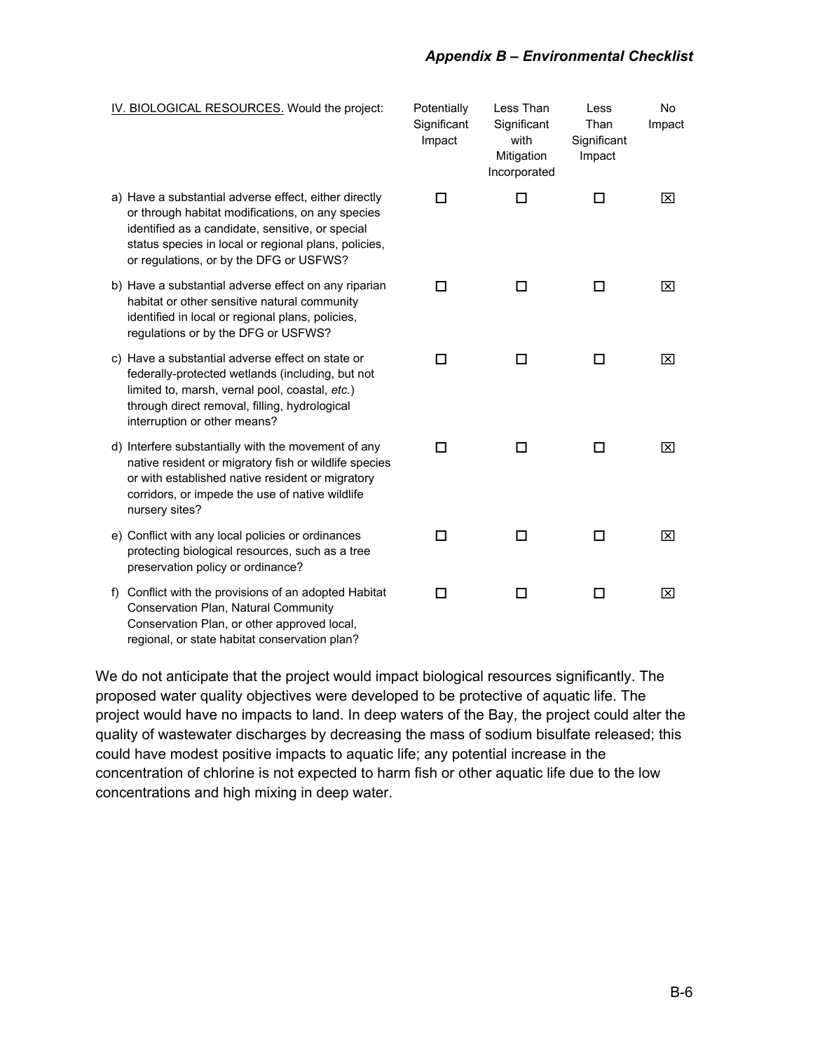| IV. BIOLOGICAL RESOURCES. Would the project: | Potentially Significant Impact | Less Than Significant with Mitigation Incorporated | Less Than Significant Impact | No Impact |
|---|---|---|---|---|
| a) Have a substantial adverse effect, either directly or through habitat modifications, on any species identified as a candidate, sensitive, or special status species in local or regional plans, policies, or regulations, or by the DFG or USFWS? | ☐ | ☐ | ☐ | ☒ |
| b) Have a substantial adverse effect on any riparian habitat or other sensitive natural community identified in local or regional plans, policies, regulations or by the DFG or USFWS? | ☐ | ☐ | ☐ | ☒ |
| c) Have a substantial adverse effect on state or federally-protected wetlands (including, but not limited to, marsh, vernal pool, coastal, *etc.*) through direct removal, filling, hydrological interruption or other means? | ☐ | ☐ | ☐ | ☒ |
| d) Interfere substantially with the movement of any native resident or migratory fish or wildlife species or with established native resident or migratory corridors, or impede the use of native wildlife nursery sites? | ☐ | ☐ | ☐ | ☒ |
| e) Conflict with any local policies or ordinances protecting biological resources, such as a tree preservation policy or ordinance? | ☐ | ☐ | ☐ | ☒ |
| f) Conflict with the provisions of an adopted Habitat Conservation Plan, Natural Community Conservation Plan, or other approved local, regional, or state habitat conservation plan? | ☐ | ☐ | ☐ | ☒ |

We do not anticipate that the project would impact biological resources significantly. The proposed water quality objectives were developed to be protective of aquatic life. The project would have no impacts to land. In deep waters of the Bay, the project could alter the quality of wastewater discharges by decreasing the mass of sodium bisulfate released; this could have modest positive impacts to aquatic life; any potential increase in the concentration of chlorine is not expected to harm fish or other aquatic life due to the low concentrations and high mixing in deep water.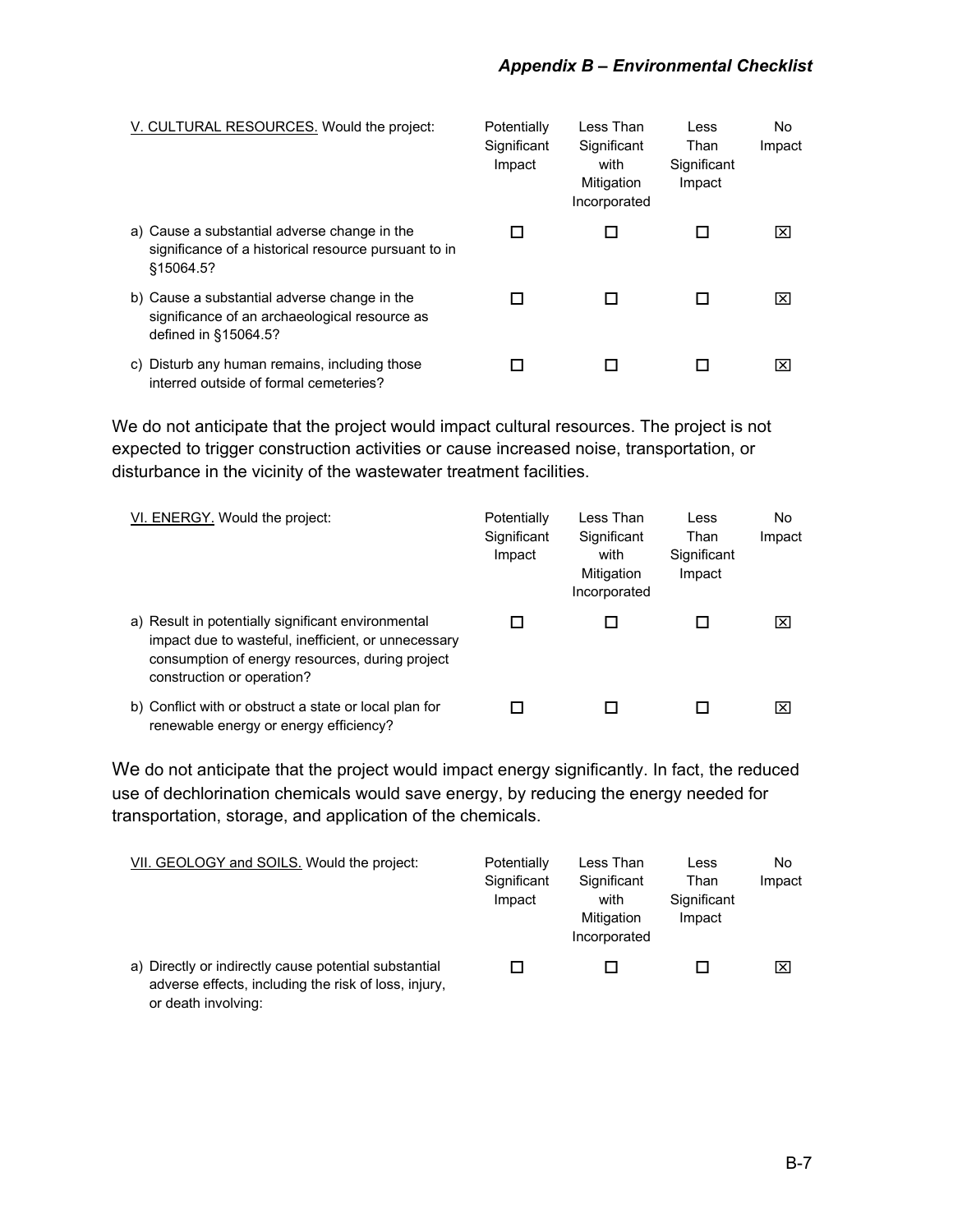| V. CULTURAL RESOURCES. Would the project: | Potentially Significant Impact | Less Than Significant with Mitigation Incorporated | Less Than Significant Impact | No Impact |
|---|---|---|---|---|
| a) Cause a substantial adverse change in the significance of a historical resource pursuant to in §15064.5? | ☐ | ☐ | ☐ | ☒ |
| b) Cause a substantial adverse change in the significance of an archaeological resource as defined in §15064.5? | ☐ | ☐ | ☐ | ☒ |
| c) Disturb any human remains, including those interred outside of formal cemeteries? | ☐ | ☐ | ☐ | ☒ |

We do not anticipate that the project would impact cultural resources. The project is not expected to trigger construction activities or cause increased noise, transportation, or disturbance in the vicinity of the wastewater treatment facilities.

| VI. ENERGY. Would the project: | Potentially Significant Impact | Less Than Significant with Mitigation Incorporated | Less Than Significant Impact | No Impact |
|---|---|---|---|---|
| a) Result in potentially significant environmental impact due to wasteful, inefficient, or unnecessary consumption of energy resources, during project construction or operation? | ☐ | ☐ | ☐ | ☒ |
| b) Conflict with or obstruct a state or local plan for renewable energy or energy efficiency? | ☐ | ☐ | ☐ | ☒ |

We do not anticipate that the project would impact energy significantly. In fact, the reduced use of dechlorination chemicals would save energy, by reducing the energy needed for transportation, storage, and application of the chemicals.

| VII. GEOLOGY and SOILS. Would the project: | Potentially Significant Impact | Less Than Significant with Mitigation Incorporated | Less Than Significant Impact | No Impact |
|---|---|---|---|---|
| a) Directly or indirectly cause potential substantial adverse effects, including the risk of loss, injury, or death involving: | ☐ | ☐ | ☐ | ☒ |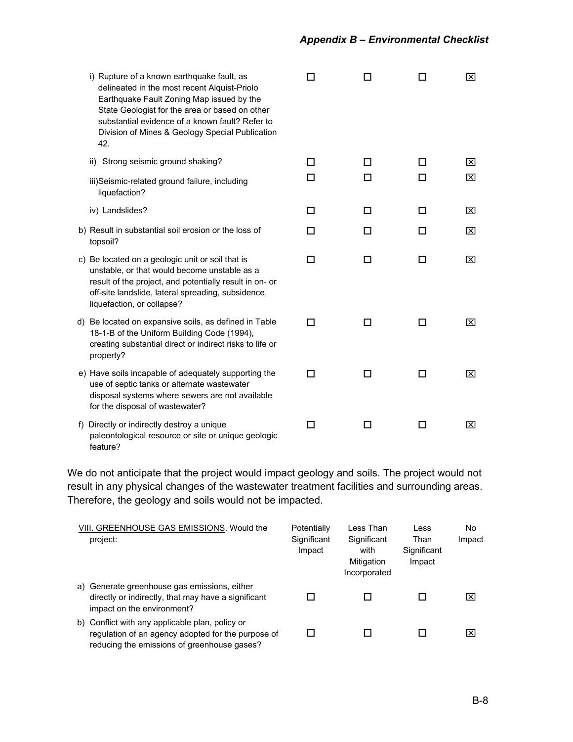| | Potentially Significant Impact | Less Than Significant with Mitigation Incorporated | Less Than Significant Impact | No Impact |
|---|---|---|---|---|
| i) Rupture of a known earthquake fault, as delineated in the most recent Alquist-Priolo Earthquake Fault Zoning Map issued by the State Geologist for the area or based on other substantial evidence of a known fault? Refer to Division of Mines & Geology Special Publication 42. | ☐ | ☐ | ☐ | ☒ |
| ii) Strong seismic ground shaking? | ☐ | ☐ | ☐ | ☒ |
| iii) Seismic-related ground failure, including liquefaction? | ☐ | ☐ | ☐ | ☒ |
| iv) Landslides? | ☐ | ☐ | ☐ | ☒ |
| b) Result in substantial soil erosion or the loss of topsoil? | ☐ | ☐ | ☐ | ☒ |
| c) Be located on a geologic unit or soil that is unstable, or that would become unstable as a result of the project, and potentially result in on- or off-site landslide, lateral spreading, subsidence, liquefaction, or collapse? | ☐ | ☐ | ☐ | ☒ |
| d) Be located on expansive soils, as defined in Table 18-1-B of the Uniform Building Code (1994), creating substantial direct or indirect risks to life or property? | ☐ | ☐ | ☐ | ☒ |
| e) Have soils incapable of adequately supporting the use of septic tanks or alternate wastewater disposal systems where sewers are not available for the disposal of wastewater? | ☐ | ☐ | ☐ | ☒ |
| f) Directly or indirectly destroy a unique paleontological resource or site or unique geologic feature? | ☐ | ☐ | ☐ | ☒ |

We do not anticipate that the project would impact geology and soils. The project would not result in any physical changes of the wastewater treatment facilities and surrounding areas. Therefore, the geology and soils would not be impacted.

| VIII. GREENHOUSE GAS EMISSIONS. Would the project: | Potentially Significant Impact | Less Than Significant with Mitigation Incorporated | Less Than Significant Impact | No Impact |
|---|---|---|---|---|
| a) Generate greenhouse gas emissions, either directly or indirectly, that may have a significant impact on the environment? | ☐ | ☐ | ☐ | ☒ |
| b) Conflict with any applicable plan, policy or regulation of an agency adopted for the purpose of reducing the emissions of greenhouse gases? | ☐ | ☐ | ☐ | ☒ |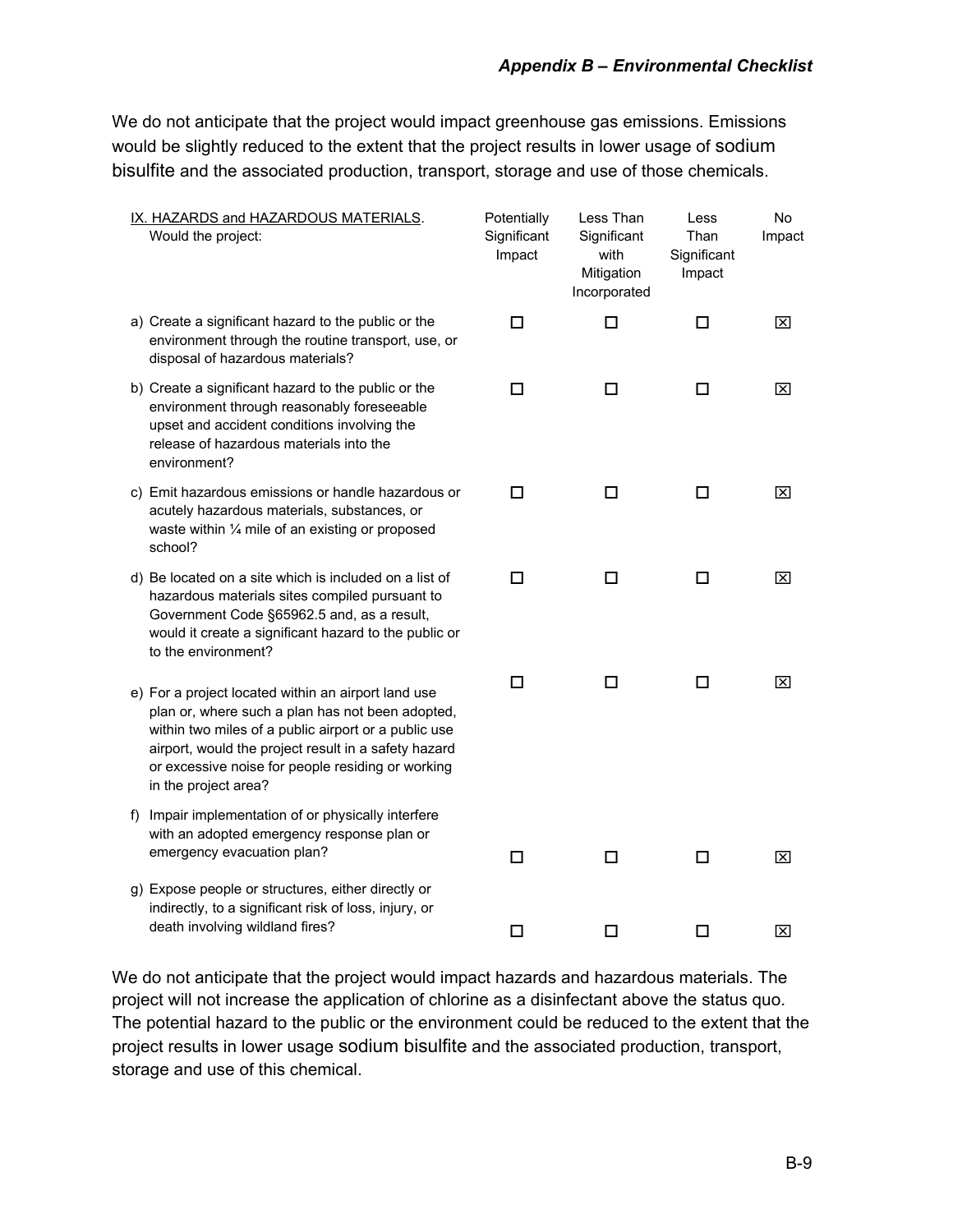We do not anticipate that the project would impact greenhouse gas emissions. Emissions would be slightly reduced to the extent that the project results in lower usage of sodium bisulfite and the associated production, transport, storage and use of those chemicals.

| IX. HAZARDS and HAZARDOUS MATERIALS. Would the project: | Potentially Significant Impact | Less Than Significant with Mitigation Incorporated | Less Than Significant Impact | No Impact |
|---|---|---|---|---|
| a) Create a significant hazard to the public or the environment through the routine transport, use, or disposal of hazardous materials? | ☐ | ☐ | ☐ | ☒ |
| b) Create a significant hazard to the public or the environment through reasonably foreseeable upset and accident conditions involving the release of hazardous materials into the environment? | ☐ | ☐ | ☐ | ☒ |
| c) Emit hazardous emissions or handle hazardous or acutely hazardous materials, substances, or waste within ¼ mile of an existing or proposed school? | ☐ | ☐ | ☐ | ☒ |
| d) Be located on a site which is included on a list of hazardous materials sites compiled pursuant to Government Code §65962.5 and, as a result, would it create a significant hazard to the public or to the environment? | ☐ | ☐ | ☐ | ☒ |
| e) For a project located within an airport land use plan or, where such a plan has not been adopted, within two miles of a public airport or a public use airport, would the project result in a safety hazard or excessive noise for people residing or working in the project area? | ☐ | ☐ | ☐ | ☒ |
| f) Impair implementation of or physically interfere with an adopted emergency response plan or emergency evacuation plan? | ☐ | ☐ | ☐ | ☒ |
| g) Expose people or structures, either directly or indirectly, to a significant risk of loss, injury, or death involving wildland fires? | ☐ | ☐ | ☐ | ☒ |

We do not anticipate that the project would impact hazards and hazardous materials. The project will not increase the application of chlorine as a disinfectant above the status quo. The potential hazard to the public or the environment could be reduced to the extent that the project results in lower usage sodium bisulfite and the associated production, transport, storage and use of this chemical.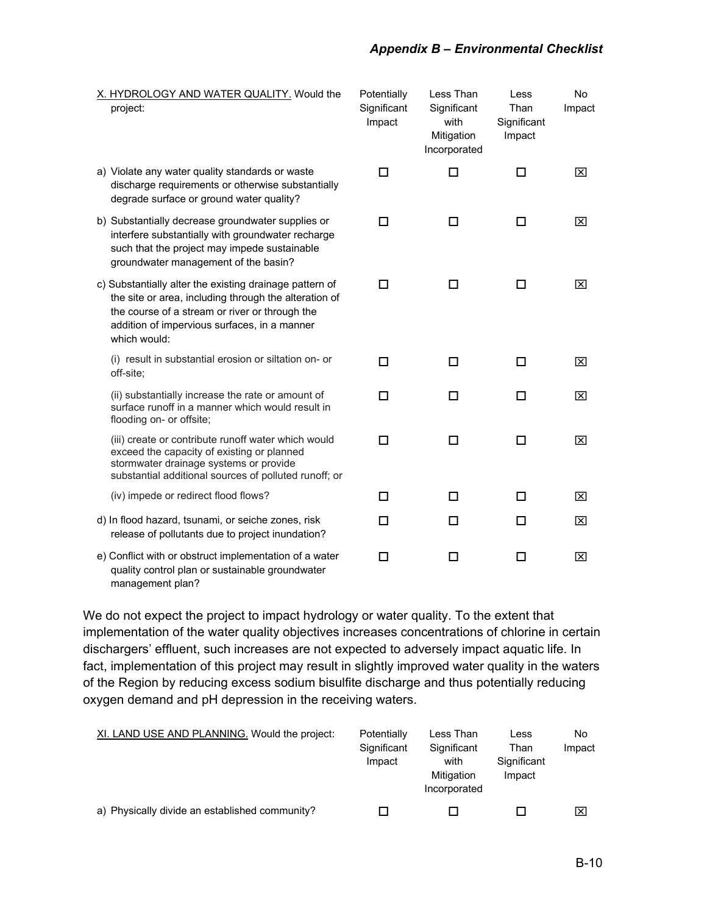| X. HYDROLOGY AND WATER QUALITY. Would the project: | Potentially Significant Impact | Less Than Significant with Mitigation Incorporated | Less Than Significant Impact | No Impact |
|---|---|---|---|---|
| a) Violate any water quality standards or waste discharge requirements or otherwise substantially degrade surface or ground water quality? | ☐ | ☐ | ☐ | ☒ |
| b) Substantially decrease groundwater supplies or interfere substantially with groundwater recharge such that the project may impede sustainable groundwater management of the basin? | ☐ | ☐ | ☐ | ☒ |
| c) Substantially alter the existing drainage pattern of the site or area, including through the alteration of the course of a stream or river or through the addition of impervious surfaces, in a manner which would: | ☐ | ☐ | ☐ | ☒ |
| (i) result in substantial erosion or siltation on- or off-site; | ☐ | ☐ | ☐ | ☒ |
| (ii) substantially increase the rate or amount of surface runoff in a manner which would result in flooding on- or offsite; | ☐ | ☐ | ☐ | ☒ |
| (iii) create or contribute runoff water which would exceed the capacity of existing or planned stormwater drainage systems or provide substantial additional sources of polluted runoff; or | ☐ | ☐ | ☐ | ☒ |
| (iv) impede or redirect flood flows? | ☐ | ☐ | ☐ | ☒ |
| d) In flood hazard, tsunami, or seiche zones, risk release of pollutants due to project inundation? | ☐ | ☐ | ☐ | ☒ |
| e) Conflict with or obstruct implementation of a water quality control plan or sustainable groundwater management plan? | ☐ | ☐ | ☐ | ☒ |

We do not expect the project to impact hydrology or water quality. To the extent that implementation of the water quality objectives increases concentrations of chlorine in certain dischargers' effluent, such increases are not expected to adversely impact aquatic life. In fact, implementation of this project may result in slightly improved water quality in the waters of the Region by reducing excess sodium bisulfite discharge and thus potentially reducing oxygen demand and pH depression in the receiving waters.

| XI. LAND USE AND PLANNING. Would the project: | Potentially Significant Impact | Less Than Significant with Mitigation Incorporated | Less Than Significant Impact | No Impact |
|---|---|---|---|---|
| a) Physically divide an established community? | ☐ | ☐ | ☐ | ☒ |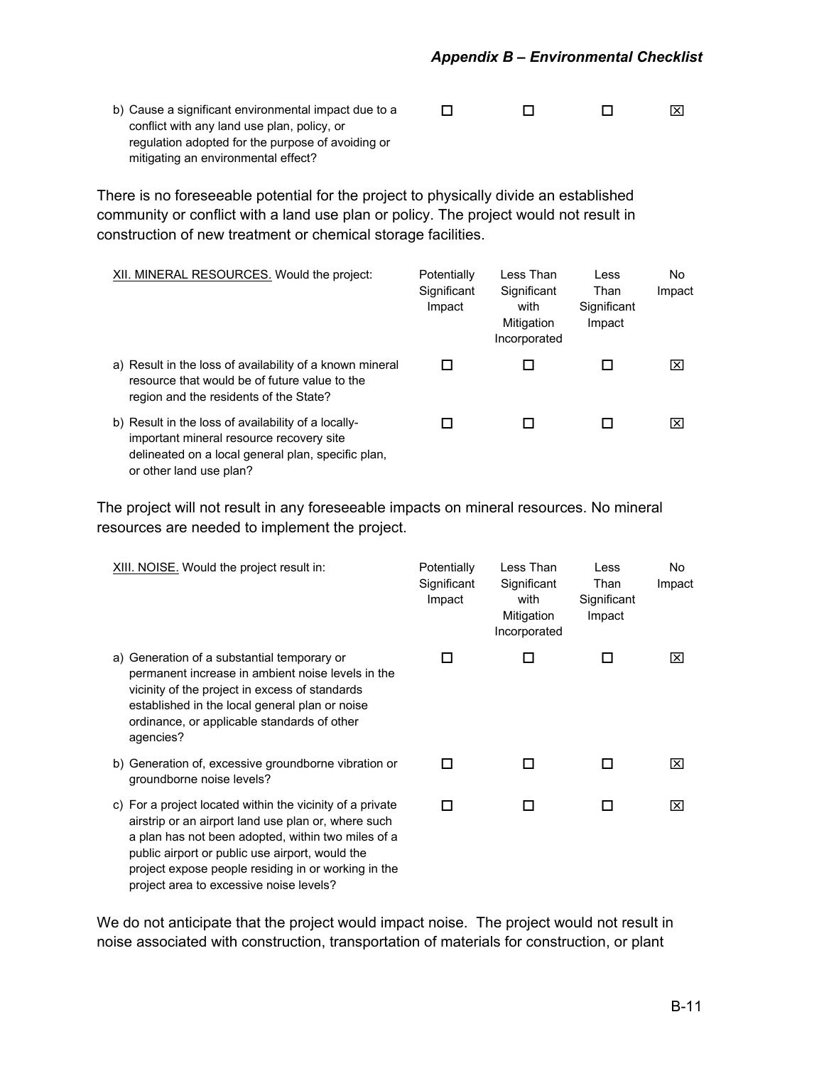| | Potentially Significant Impact | Less Than Significant with Mitigation Incorporated | Less Than Significant Impact | No Impact |
|---|---|---|---|---|
| b) Cause a significant environmental impact due to a conflict with any land use plan, policy, or regulation adopted for the purpose of avoiding or mitigating an environmental effect? | ☐ | ☐ | ☐ | ☒ |

There is no foreseeable potential for the project to physically divide an established community or conflict with a land use plan or policy. The project would not result in construction of new treatment or chemical storage facilities.

| XII. MINERAL RESOURCES. Would the project: | Potentially Significant Impact | Less Than Significant with Mitigation Incorporated | Less Than Significant Impact | No Impact |
|---|---|---|---|---|
| a) Result in the loss of availability of a known mineral resource that would be of future value to the region and the residents of the State? | ☐ | ☐ | ☐ | ☒ |
| b) Result in the loss of availability of a locally-important mineral resource recovery site delineated on a local general plan, specific plan, or other land use plan? | ☐ | ☐ | ☐ | ☒ |

The project will not result in any foreseeable impacts on mineral resources. No mineral resources are needed to implement the project.

| XIII. NOISE. Would the project result in: | Potentially Significant Impact | Less Than Significant with Mitigation Incorporated | Less Than Significant Impact | No Impact |
|---|---|---|---|---|
| a) Generation of a substantial temporary or permanent increase in ambient noise levels in the vicinity of the project in excess of standards established in the local general plan or noise ordinance, or applicable standards of other agencies? | ☐ | ☐ | ☐ | ☒ |
| b) Generation of, excessive groundborne vibration or groundborne noise levels? | ☐ | ☐ | ☐ | ☒ |
| c) For a project located within the vicinity of a private airstrip or an airport land use plan or, where such a plan has not been adopted, within two miles of a public airport or public use airport, would the project expose people residing in or working in the project area to excessive noise levels? | ☐ | ☐ | ☐ | ☒ |

We do not anticipate that the project would impact noise. The project would not result in noise associated with construction, transportation of materials for construction, or plant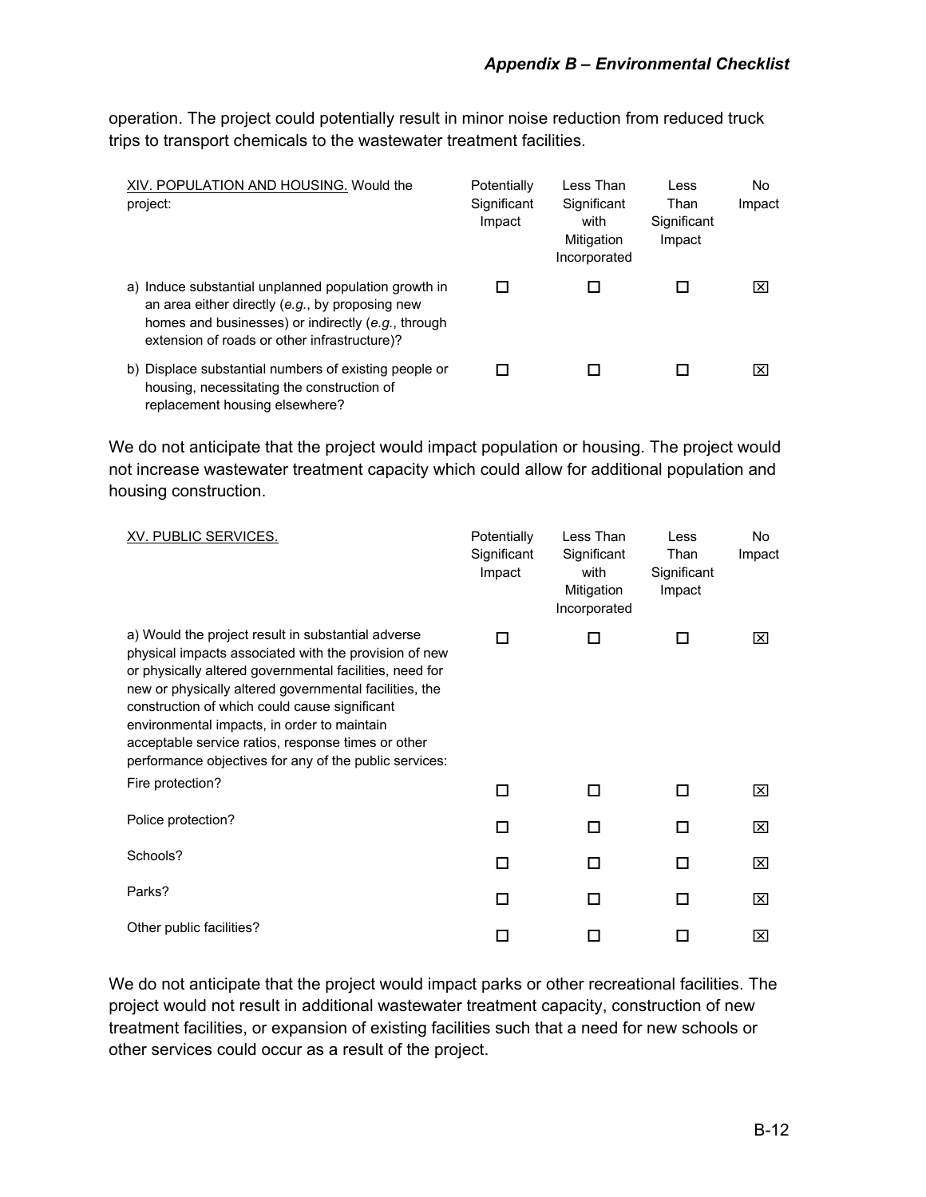operation. The project could potentially result in minor noise reduction from reduced truck trips to transport chemicals to the wastewater treatment facilities.

| XIV. POPULATION AND HOUSING. Would the project: | Potentially Significant Impact | Less Than Significant with Mitigation Incorporated | Less Than Significant Impact | No Impact |
|---|---|---|---|---|
| a) Induce substantial unplanned population growth in an area either directly (*e.g.*, by proposing new homes and businesses) or indirectly (*e.g.*, through extension of roads or other infrastructure)? | ☐ | ☐ | ☐ | ☒ |
| b) Displace substantial numbers of existing people or housing, necessitating the construction of replacement housing elsewhere? | ☐ | ☐ | ☐ | ☒ |

We do not anticipate that the project would impact population or housing. The project would not increase wastewater treatment capacity which could allow for additional population and housing construction.

| XV. PUBLIC SERVICES. | Potentially Significant Impact | Less Than Significant with Mitigation Incorporated | Less Than Significant Impact | No Impact |
|---|---|---|---|---|
| a) Would the project result in substantial adverse physical impacts associated with the provision of new or physically altered governmental facilities, need for new or physically altered governmental facilities, the construction of which could cause significant environmental impacts, in order to maintain acceptable service ratios, response times or other performance objectives for any of the public services: | ☐ | ☐ | ☐ | ☒ |
| Fire protection? | ☐ | ☐ | ☐ | ☒ |
| Police protection? | ☐ | ☐ | ☐ | ☒ |
| Schools? | ☐ | ☐ | ☐ | ☒ |
| Parks? | ☐ | ☐ | ☐ | ☒ |
| Other public facilities? | ☐ | ☐ | ☐ | ☒ |

We do not anticipate that the project would impact parks or other recreational facilities. The project would not result in additional wastewater treatment capacity, construction of new treatment facilities, or expansion of existing facilities such that a need for new schools or other services could occur as a result of the project.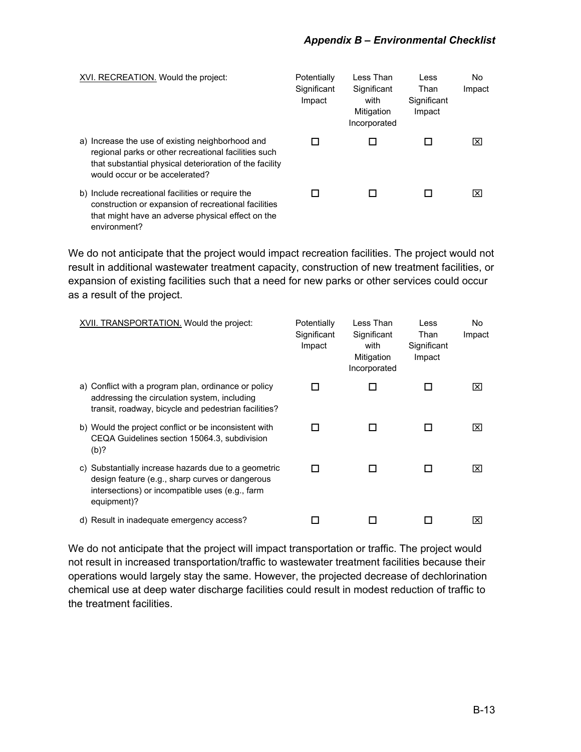| XVI. RECREATION. Would the project: | Potentially Significant Impact | Less Than Significant with Mitigation Incorporated | Less Than Significant Impact | No Impact |
|---|---|---|---|---|
| a) Increase the use of existing neighborhood and regional parks or other recreational facilities such that substantial physical deterioration of the facility would occur or be accelerated? | ☐ | ☐ | ☐ | ☒ |
| b) Include recreational facilities or require the construction or expansion of recreational facilities that might have an adverse physical effect on the environment? | ☐ | ☐ | ☐ | ☒ |

We do not anticipate that the project would impact recreation facilities. The project would not result in additional wastewater treatment capacity, construction of new treatment facilities, or expansion of existing facilities such that a need for new parks or other services could occur as a result of the project.

| XVII. TRANSPORTATION. Would the project: | Potentially Significant Impact | Less Than Significant with Mitigation Incorporated | Less Than Significant Impact | No Impact |
|---|---|---|---|---|
| a) Conflict with a program plan, ordinance or policy addressing the circulation system, including transit, roadway, bicycle and pedestrian facilities? | ☐ | ☐ | ☐ | ☒ |
| b) Would the project conflict or be inconsistent with CEQA Guidelines section 15064.3, subdivision (b)? | ☐ | ☐ | ☐ | ☒ |
| c) Substantially increase hazards due to a geometric design feature (e.g., sharp curves or dangerous intersections) or incompatible uses (e.g., farm equipment)? | ☐ | ☐ | ☐ | ☒ |
| d) Result in inadequate emergency access? | ☐ | ☐ | ☐ | ☒ |

We do not anticipate that the project will impact transportation or traffic. The project would not result in increased transportation/traffic to wastewater treatment facilities because their operations would largely stay the same. However, the projected decrease of dechlorination chemical use at deep water discharge facilities could result in modest reduction of traffic to the treatment facilities.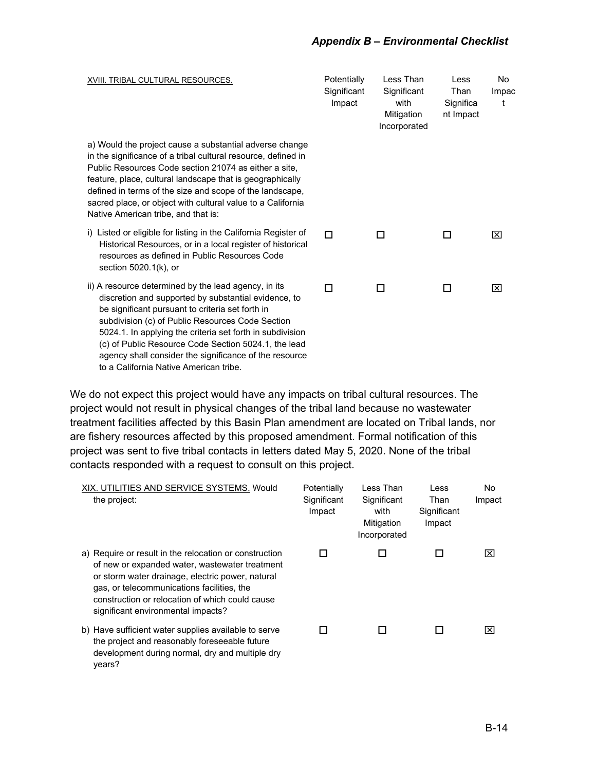| XVIII. TRIBAL CULTURAL RESOURCES. | Potentially Significant Impact | Less Than Significant with Mitigation Incorporated | Less Than Significant Impact | No Impact |
|---|---|---|---|---|
| a) Would the project cause a substantial adverse change in the significance of a tribal cultural resource, defined in Public Resources Code section 21074 as either a site, feature, place, cultural landscape that is geographically defined in terms of the size and scope of the landscape, sacred place, or object with cultural value to a California Native American tribe, and that is: | | | | |
| i) Listed or eligible for listing in the California Register of Historical Resources, or in a local register of historical resources as defined in Public Resources Code section 5020.1(k), or | ☐ | ☐ | ☐ | ☒ |
| ii) A resource determined by the lead agency, in its discretion and supported by substantial evidence, to be significant pursuant to criteria set forth in subdivision (c) of Public Resources Code Section 5024.1. In applying the criteria set forth in subdivision (c) of Public Resource Code Section 5024.1, the lead agency shall consider the significance of the resource to a California Native American tribe. | ☐ | ☐ | ☐ | ☒ |

We do not expect this project would have any impacts on tribal cultural resources. The project would not result in physical changes of the tribal land because no wastewater treatment facilities affected by this Basin Plan amendment are located on Tribal lands, nor are fishery resources affected by this proposed amendment. Formal notification of this project was sent to five tribal contacts in letters dated May 5, 2020. None of the tribal contacts responded with a request to consult on this project.

| XIX. UTILITIES AND SERVICE SYSTEMS. Would the project: | Potentially Significant Impact | Less Than Significant with Mitigation Incorporated | Less Than Significant Impact | No Impact |
|---|---|---|---|---|
| a) Require or result in the relocation or construction of new or expanded water, wastewater treatment or storm water drainage, electric power, natural gas, or telecommunications facilities, the construction or relocation of which could cause significant environmental impacts? | ☐ | ☐ | ☐ | ☒ |
| b) Have sufficient water supplies available to serve the project and reasonably foreseeable future development during normal, dry and multiple dry years? | ☐ | ☐ | ☐ | ☒ |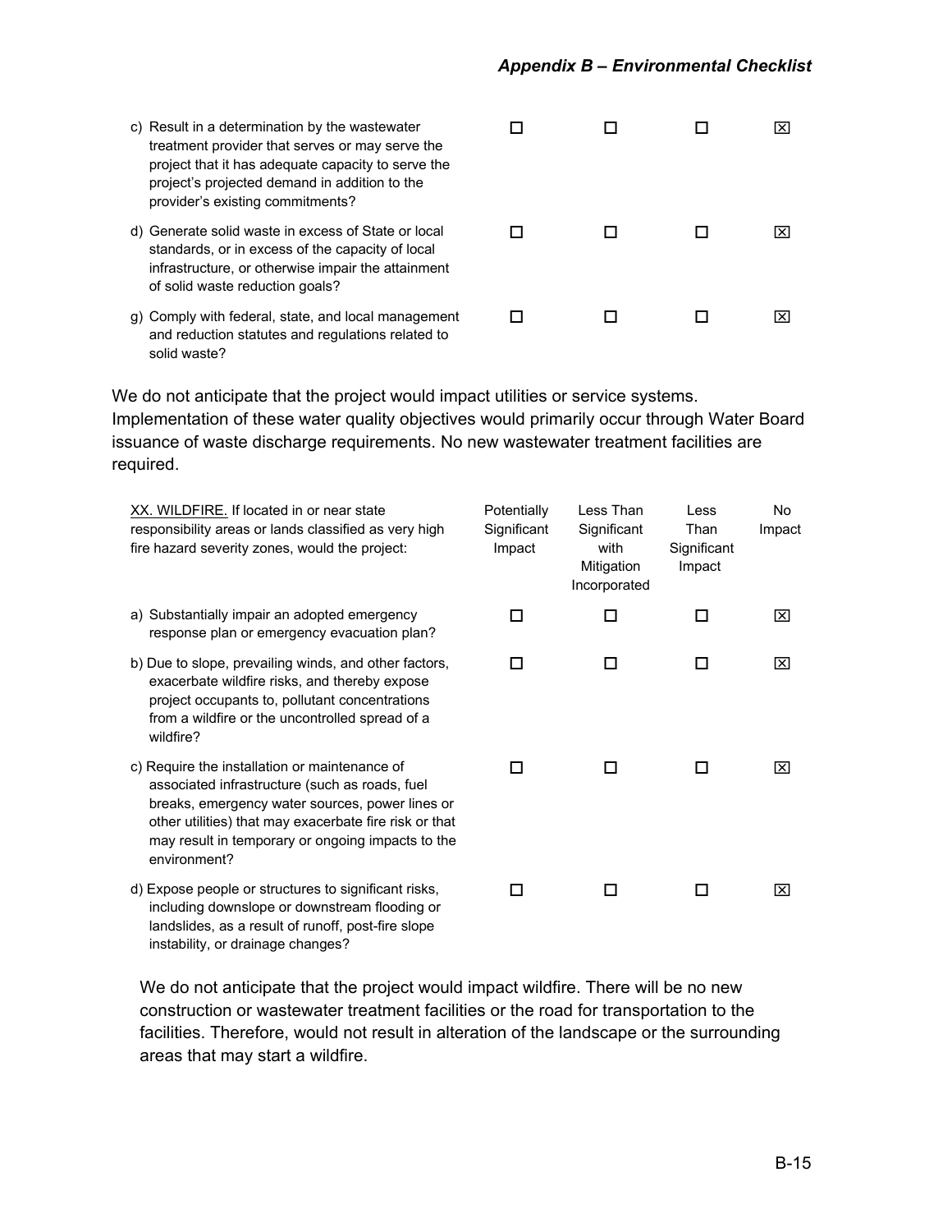| | Potentially Significant Impact | Less Than Significant with Mitigation Incorporated | Less Than Significant Impact | No Impact |
|---|---|---|---|---|
| c) Result in a determination by the wastewater treatment provider that serves or may serve the project that it has adequate capacity to serve the project's projected demand in addition to the provider's existing commitments? | ☐ | ☐ | ☐ | ☒ |
| d) Generate solid waste in excess of State or local standards, or in excess of the capacity of local infrastructure, or otherwise impair the attainment of solid waste reduction goals? | ☐ | ☐ | ☐ | ☒ |
| g) Comply with federal, state, and local management and reduction statutes and regulations related to solid waste? | ☐ | ☐ | ☐ | ☒ |

We do not anticipate that the project would impact utilities or service systems. Implementation of these water quality objectives would primarily occur through Water Board issuance of waste discharge requirements. No new wastewater treatment facilities are required.

| XX. WILDFIRE. If located in or near state responsibility areas or lands classified as very high fire hazard severity zones, would the project: | Potentially Significant Impact | Less Than Significant with Mitigation Incorporated | Less Than Significant Impact | No Impact |
|---|---|---|---|---|
| a) Substantially impair an adopted emergency response plan or emergency evacuation plan? | ☐ | ☐ | ☐ | ☒ |
| b) Due to slope, prevailing winds, and other factors, exacerbate wildfire risks, and thereby expose project occupants to, pollutant concentrations from a wildfire or the uncontrolled spread of a wildfire? | ☐ | ☐ | ☐ | ☒ |
| c) Require the installation or maintenance of associated infrastructure (such as roads, fuel breaks, emergency water sources, power lines or other utilities) that may exacerbate fire risk or that may result in temporary or ongoing impacts to the environment? | ☐ | ☐ | ☐ | ☒ |
| d) Expose people or structures to significant risks, including downslope or downstream flooding or landslides, as a result of runoff, post-fire slope instability, or drainage changes? | ☐ | ☐ | ☐ | ☒ |

We do not anticipate that the project would impact wildfire. There will be no new construction or wastewater treatment facilities or the road for transportation to the facilities. Therefore, would not result in alteration of the landscape or the surrounding areas that may start a wildfire.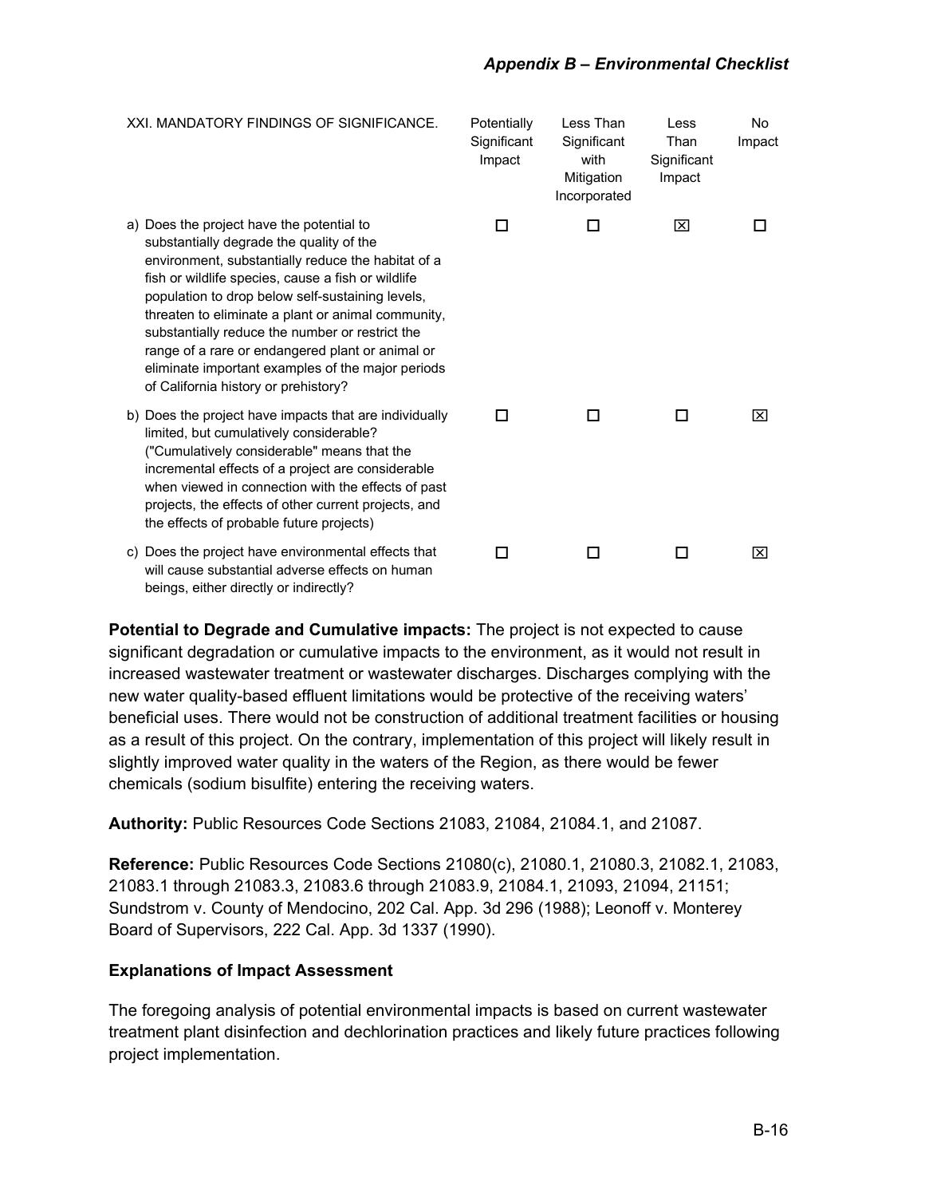| XXI. MANDATORY FINDINGS OF SIGNIFICANCE. | Potentially Significant Impact | Less Than Significant with Mitigation Incorporated | Less Than Significant Impact | No Impact |
|---|---|---|---|---|
| a) Does the project have the potential to substantially degrade the quality of the environment, substantially reduce the habitat of a fish or wildlife species, cause a fish or wildlife population to drop below self-sustaining levels, threaten to eliminate a plant or animal community, substantially reduce the number or restrict the range of a rare or endangered plant or animal or eliminate important examples of the major periods of California history or prehistory? | ☐ | ☐ | ☒ | ☐ |
| b) Does the project have impacts that are individually limited, but cumulatively considerable? ("Cumulatively considerable" means that the incremental effects of a project are considerable when viewed in connection with the effects of past projects, the effects of other current projects, and the effects of probable future projects) | ☐ | ☐ | ☐ | ☒ |
| c) Does the project have environmental effects that will cause substantial adverse effects on human beings, either directly or indirectly? | ☐ | ☐ | ☐ | ☒ |

**Potential to Degrade and Cumulative impacts:** The project is not expected to cause significant degradation or cumulative impacts to the environment, as it would not result in increased wastewater treatment or wastewater discharges. Discharges complying with the new water quality-based effluent limitations would be protective of the receiving waters' beneficial uses. There would not be construction of additional treatment facilities or housing as a result of this project. On the contrary, implementation of this project will likely result in slightly improved water quality in the waters of the Region, as there would be fewer chemicals (sodium bisulfite) entering the receiving waters.

**Authority:** Public Resources Code Sections 21083, 21084, 21084.1, and 21087.

**Reference:** Public Resources Code Sections 21080(c), 21080.1, 21080.3, 21082.1, 21083, 21083.1 through 21083.3, 21083.6 through 21083.9, 21084.1, 21093, 21094, 21151; Sundstrom v. County of Mendocino, 202 Cal. App. 3d 296 (1988); Leonoff v. Monterey Board of Supervisors, 222 Cal. App. 3d 1337 (1990).

**Explanations of Impact Assessment**

The foregoing analysis of potential environmental impacts is based on current wastewater treatment plant disinfection and dechlorination practices and likely future practices following project implementation.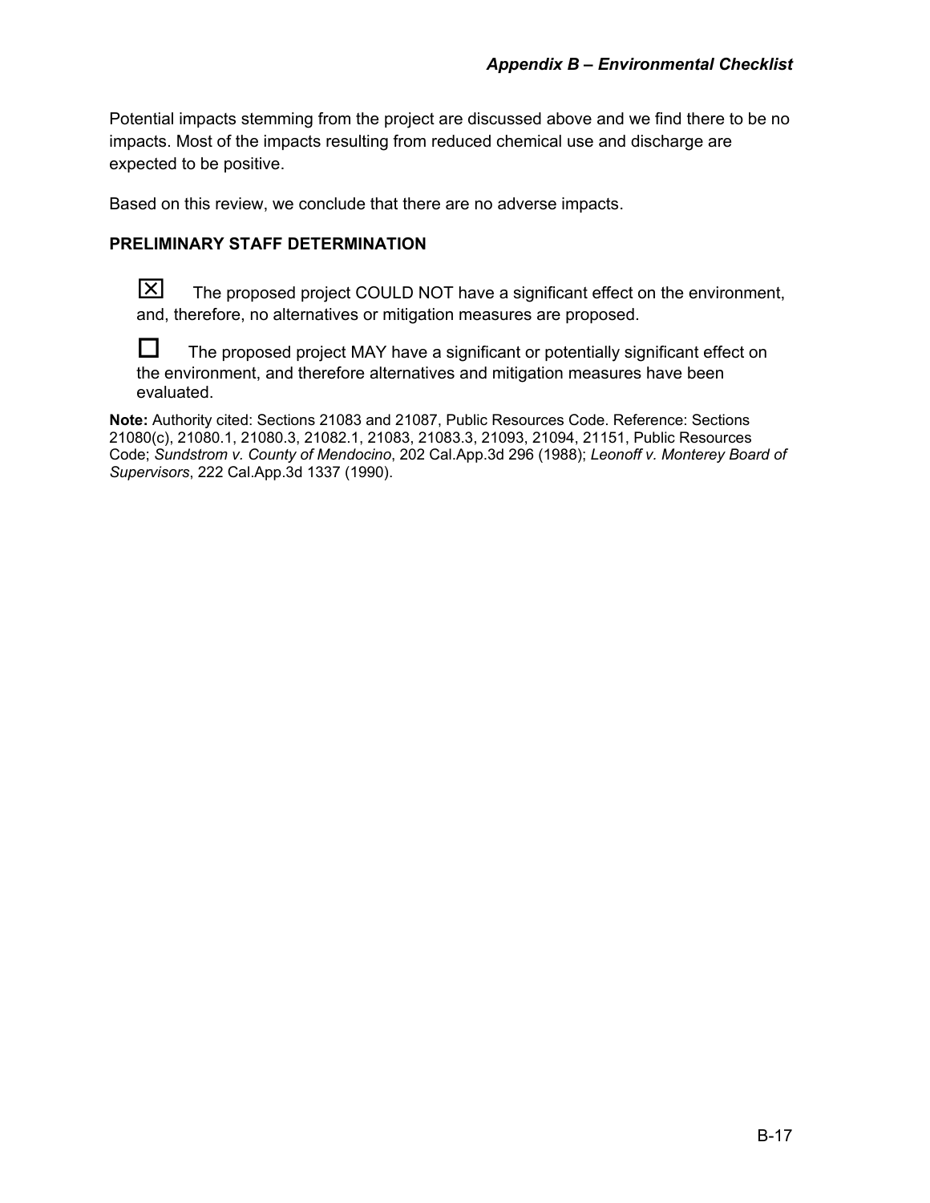Potential impacts stemming from the project are discussed above and we find there to be no impacts. Most of the impacts resulting from reduced chemical use and discharge are expected to be positive.

Based on this review, we conclude that there are no adverse impacts.

**PRELIMINARY STAFF DETERMINATION**

☒ The proposed project COULD NOT have a significant effect on the environment, and, therefore, no alternatives or mitigation measures are proposed.

☐ The proposed project MAY have a significant or potentially significant effect on the environment, and therefore alternatives and mitigation measures have been evaluated.

**Note:** Authority cited: Sections 21083 and 21087, Public Resources Code. Reference: Sections 21080(c), 21080.1, 21080.3, 21082.1, 21083, 21083.3, 21093, 21094, 21151, Public Resources Code; *Sundstrom v. County of Mendocino*, 202 Cal.App.3d 296 (1988); *Leonoff v. Monterey Board of Supervisors*, 222 Cal.App.3d 1337 (1990).